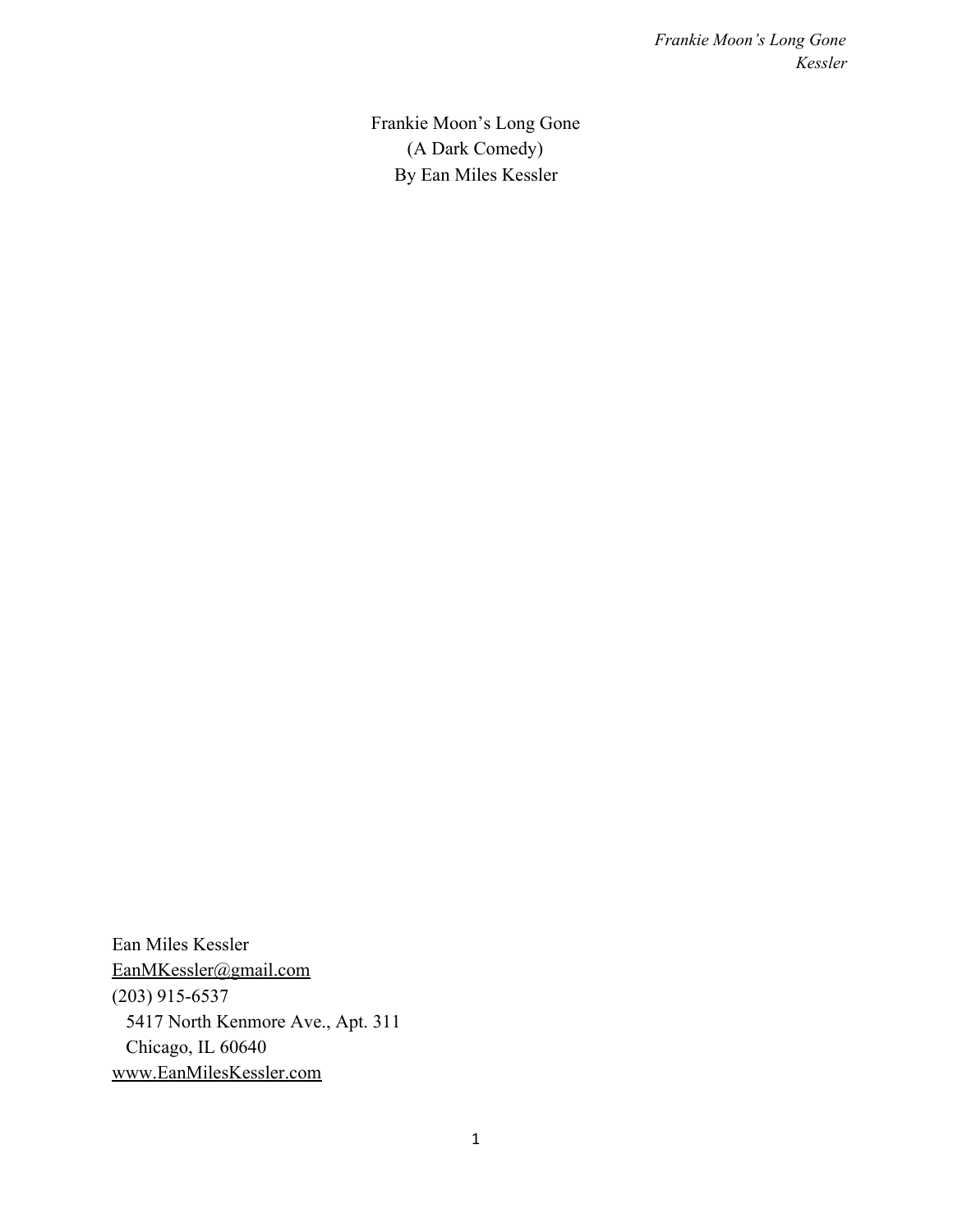# Frankie Moon's Long Gone

(A Dark Comedy)

By Ean Miles Kessler

Ean Miles Kessler
EanMKessler@gmail.com
(203) 915-6537
5417 North Kenmore Ave., Apt. 311
Chicago, IL 60640
www.EanMilesKessler.com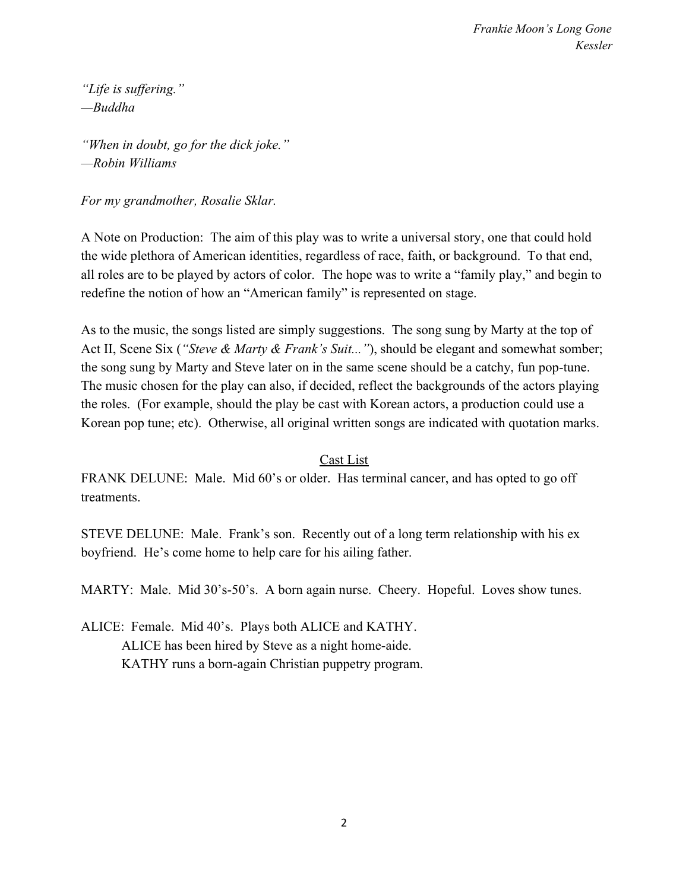*"Life is suffering."*
*—Buddha*

*"When in doubt, go for the dick joke."*
*—Robin Williams*

*For my grandmother, Rosalie Sklar.*

A Note on Production: The aim of this play was to write a universal story, one that could hold the wide plethora of American identities, regardless of race, faith, or background. To that end, all roles are to be played by actors of color. The hope was to write a "family play," and begin to redefine the notion of how an "American family" is represented on stage.

As to the music, the songs listed are simply suggestions. The song sung by Marty at the top of Act II, Scene Six (*"Steve & Marty & Frank's Suit..."*), should be elegant and somewhat somber; the song sung by Marty and Steve later on in the same scene should be a catchy, fun pop-tune. The music chosen for the play can also, if decided, reflect the backgrounds of the actors playing the roles. (For example, should the play be cast with Korean actors, a production could use a Korean pop tune; etc). Otherwise, all original written songs are indicated with quotation marks.

## Cast List

FRANK DELUNE: Male. Mid 60's or older. Has terminal cancer, and has opted to go off treatments.

STEVE DELUNE: Male. Frank's son. Recently out of a long term relationship with his ex boyfriend. He's come home to help care for his ailing father.

MARTY: Male. Mid 30's-50's. A born again nurse. Cheery. Hopeful. Loves show tunes.

ALICE: Female. Mid 40's. Plays both ALICE and KATHY.
ALICE has been hired by Steve as a night home-aide.
KATHY runs a born-again Christian puppetry program.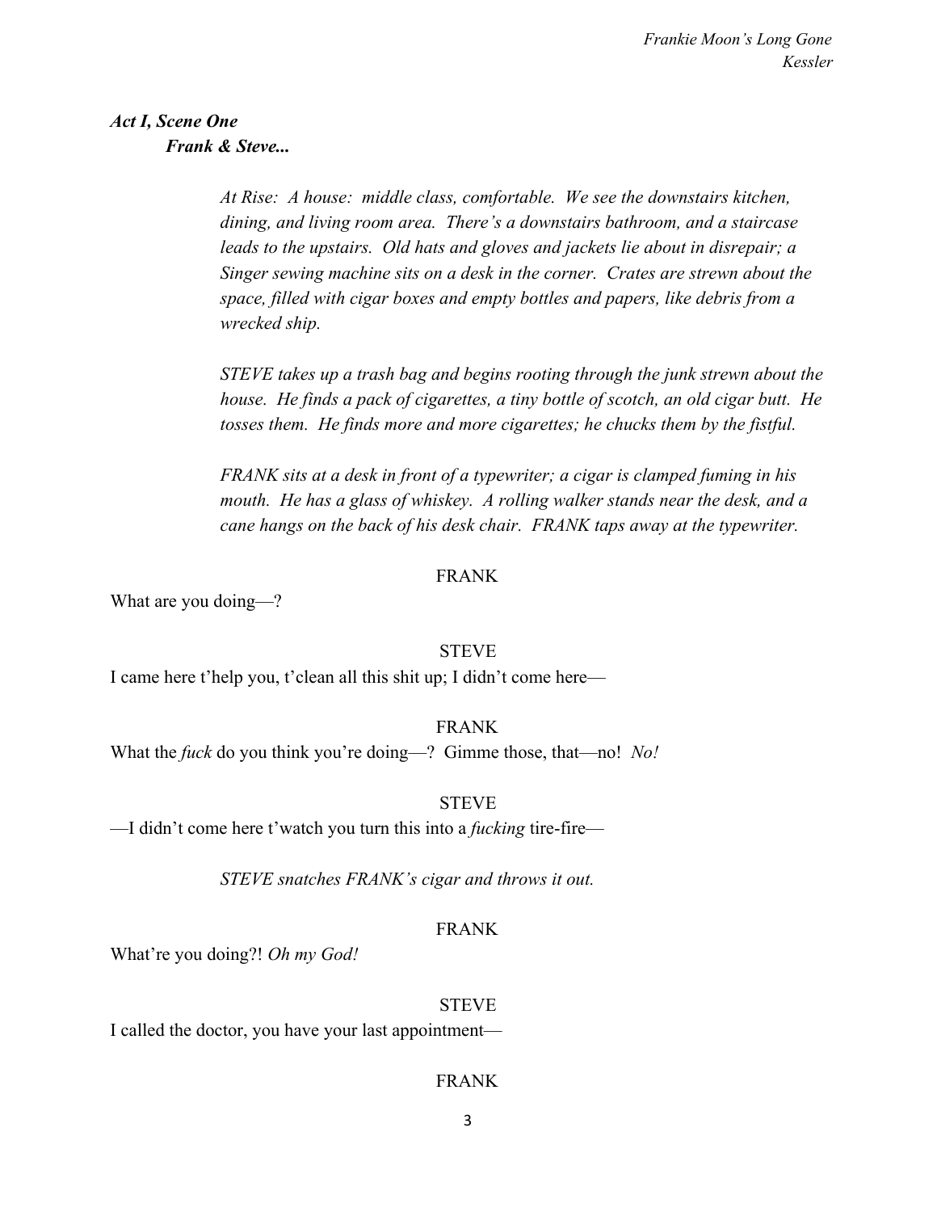***Act I, Scene One***
***Frank & Steve...***

*At Rise: A house: middle class, comfortable. We see the downstairs kitchen, dining, and living room area. There's a downstairs bathroom, and a staircase leads to the upstairs. Old hats and gloves and jackets lie about in disrepair; a Singer sewing machine sits on a desk in the corner. Crates are strewn about the space, filled with cigar boxes and empty bottles and papers, like debris from a wrecked ship.*

*STEVE takes up a trash bag and begins rooting through the junk strewn about the house. He finds a pack of cigarettes, a tiny bottle of scotch, an old cigar butt. He tosses them. He finds more and more cigarettes; he chucks them by the fistful.*

*FRANK sits at a desk in front of a typewriter; a cigar is clamped fuming in his mouth. He has a glass of whiskey. A rolling walker stands near the desk, and a cane hangs on the back of his desk chair. FRANK taps away at the typewriter.*

FRANK

What are you doing—?

STEVE

I came here t'help you, t'clean all this shit up; I didn't come here—

FRANK

What the *fuck* do you think you're doing—? Gimme those, that—no! *No!*

STEVE

—I didn't come here t'watch you turn this into a *fucking* tire-fire—

*STEVE snatches FRANK's cigar and throws it out.*

FRANK

What're you doing?! *Oh my God!*

STEVE

I called the doctor, you have your last appointment—

FRANK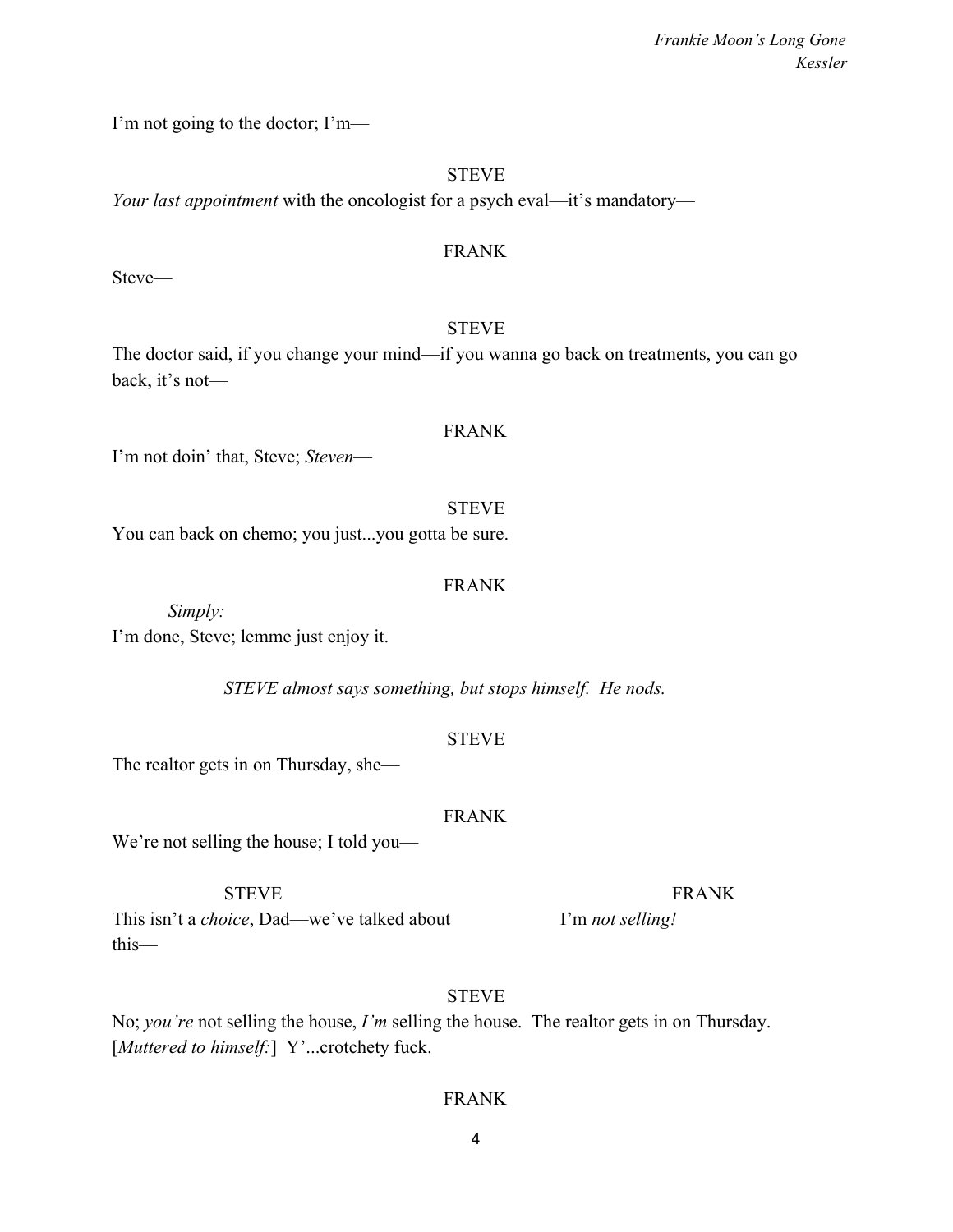I'm not going to the doctor; I'm—

STEVE

*Your last appointment* with the oncologist for a psych eval—it's mandatory—

FRANK

Steve—

STEVE

The doctor said, if you change your mind—if you wanna go back on treatments, you can go back, it's not—

FRANK

I'm not doin' that, Steve; *Steven*—

STEVE

You can back on chemo; you just...you gotta be sure.

FRANK

*Simply:*

I'm done, Steve; lemme just enjoy it.

*STEVE almost says something, but stops himself. He nods.*

STEVE

The realtor gets in on Thursday, she—

FRANK

We're not selling the house; I told you—

STEVE

This isn't a *choice*, Dad—we've talked about this—

FRANK

I'm *not selling!*

STEVE

No; *you're* not selling the house, *I'm* selling the house. The realtor gets in on Thursday. [*Muttered to himself:*] Y'...crotchety fuck.

FRANK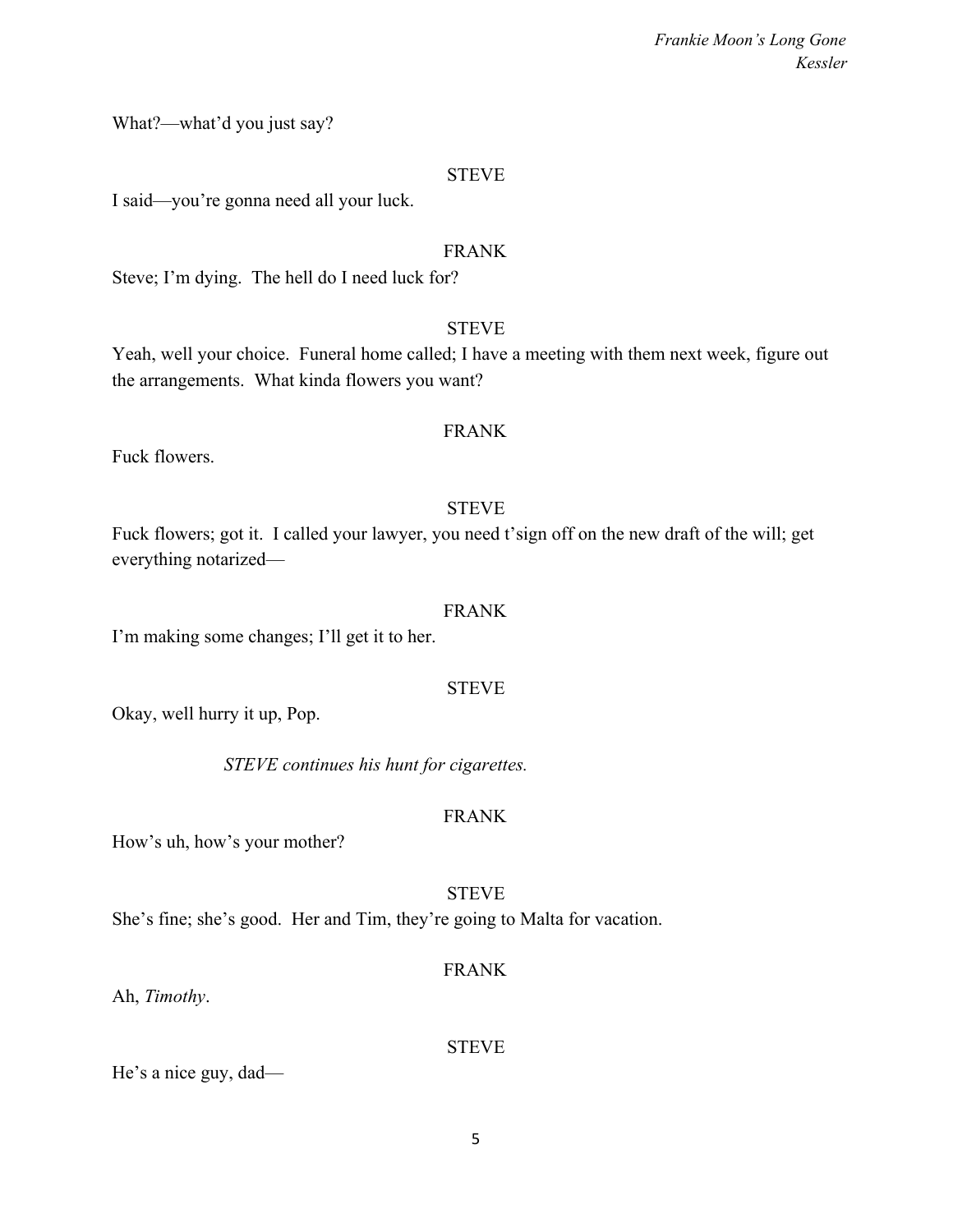What?—what'd you just say?

STEVE

I said—you're gonna need all your luck.

FRANK

Steve; I'm dying. The hell do I need luck for?

STEVE

Yeah, well your choice. Funeral home called; I have a meeting with them next week, figure out the arrangements. What kinda flowers you want?

FRANK

Fuck flowers.

STEVE

Fuck flowers; got it. I called your lawyer, you need t'sign off on the new draft of the will; get everything notarized—

FRANK

I'm making some changes; I'll get it to her.

STEVE

Okay, well hurry it up, Pop.

*STEVE continues his hunt for cigarettes.*

FRANK

How's uh, how's your mother?

STEVE

She's fine; she's good. Her and Tim, they're going to Malta for vacation.

FRANK

Ah, *Timothy*.

STEVE

He's a nice guy, dad—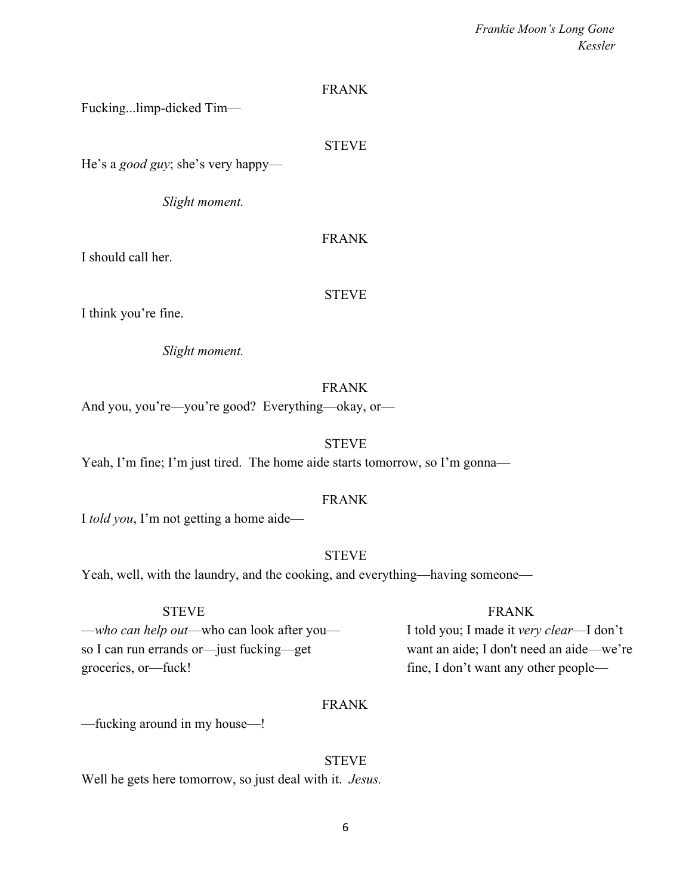FRANK

Fucking...limp-dicked Tim—

STEVE

He's a *good guy*; she's very happy—

*Slight moment.*

FRANK

I should call her.

STEVE

I think you're fine.

*Slight moment.*

FRANK

And you, you're—you're good? Everything—okay, or—

STEVE

Yeah, I'm fine; I'm just tired. The home aide starts tomorrow, so I'm gonna—

FRANK

I *told you*, I'm not getting a home aide—

STEVE

Yeah, well, with the laundry, and the cooking, and everything—having someone—

STEVE

—*who can help out*—who can look after you—so I can run errands or—just fucking—get groceries, or—fuck!

FRANK

I told you; I made it *very clear*—I don't want an aide; I don't need an aide—we're fine, I don't want any other people—

FRANK

—fucking around in my house—!

STEVE

Well he gets here tomorrow, so just deal with it. *Jesus.*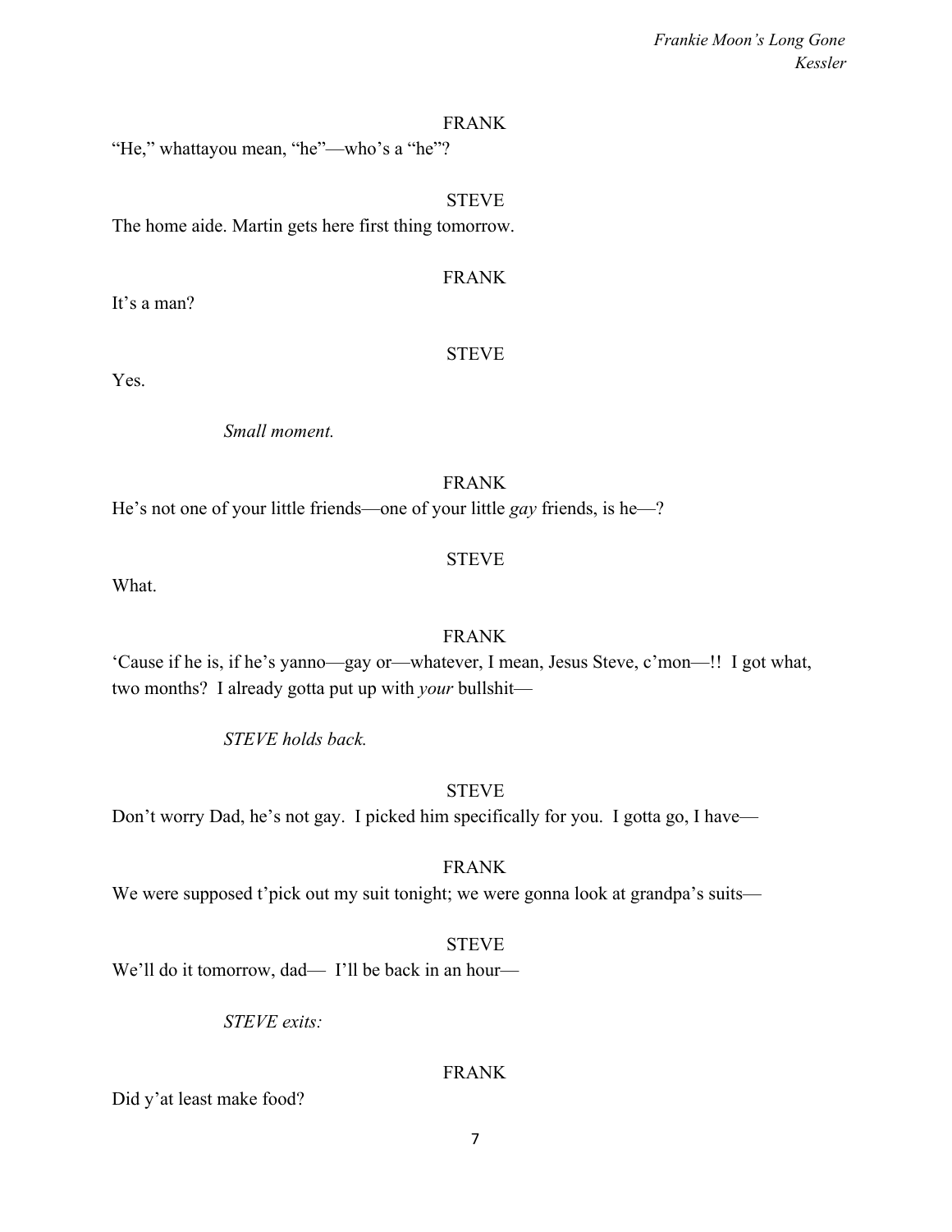FRANK

"He," whattayou mean, "he"—who's a "he"?

STEVE

The home aide. Martin gets here first thing tomorrow.

FRANK

It's a man?

STEVE

Yes.

*Small moment.*

FRANK

He's not one of your little friends—one of your little *gay* friends, is he—?

STEVE

What.

FRANK

'Cause if he is, if he's yanno—gay or—whatever, I mean, Jesus Steve, c'mon—!! I got what, two months? I already gotta put up with *your* bullshit—

*STEVE holds back.*

STEVE

Don't worry Dad, he's not gay. I picked him specifically for you. I gotta go, I have—

FRANK

We were supposed t'pick out my suit tonight; we were gonna look at grandpa's suits—

STEVE

We'll do it tomorrow, dad— I'll be back in an hour—

*STEVE exits:*

FRANK

Did y'at least make food?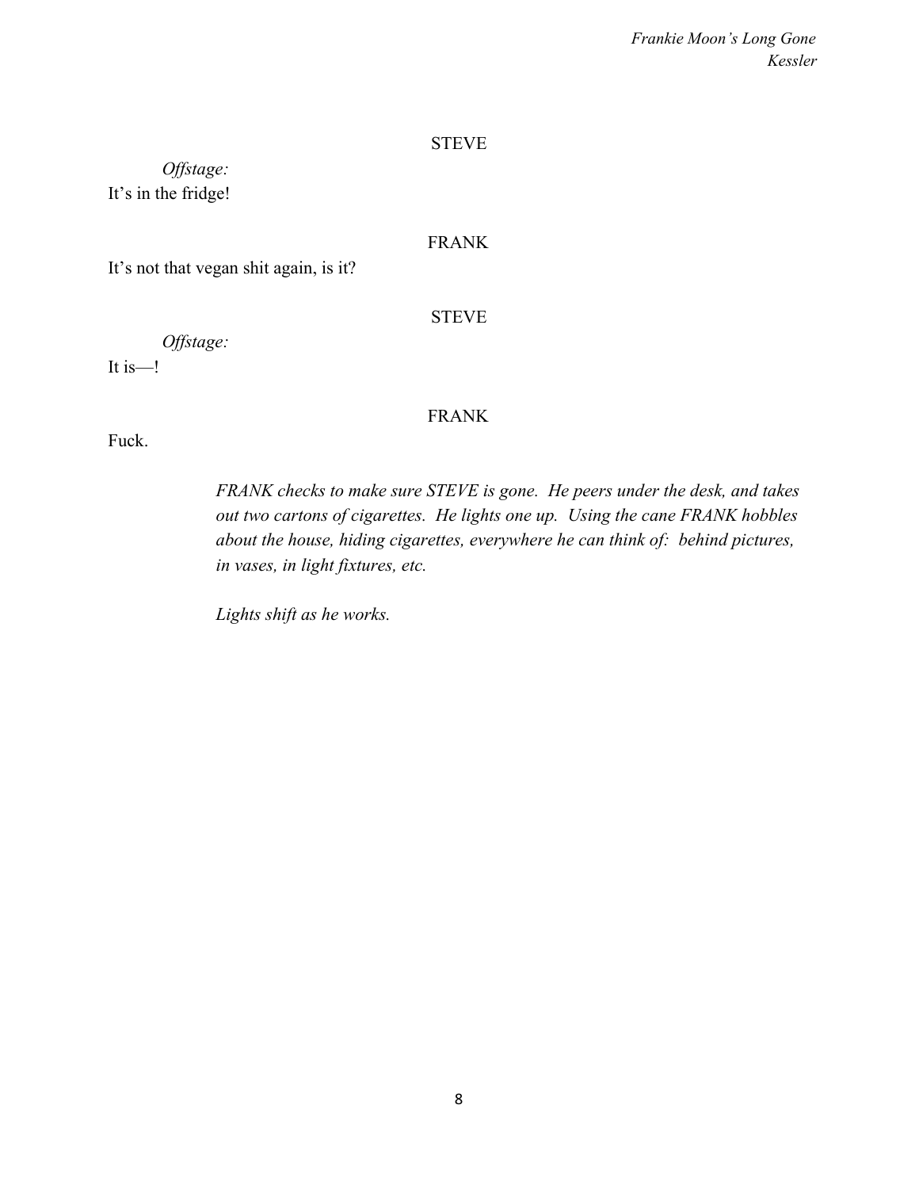STEVE

*Offstage:*
It's in the fridge!

FRANK

It's not that vegan shit again, is it?

STEVE

*Offstage:*
It is—!

FRANK

Fuck.

*FRANK checks to make sure STEVE is gone. He peers under the desk, and takes out two cartons of cigarettes. He lights one up. Using the cane FRANK hobbles about the house, hiding cigarettes, everywhere he can think of: behind pictures, in vases, in light fixtures, etc.*

*Lights shift as he works.*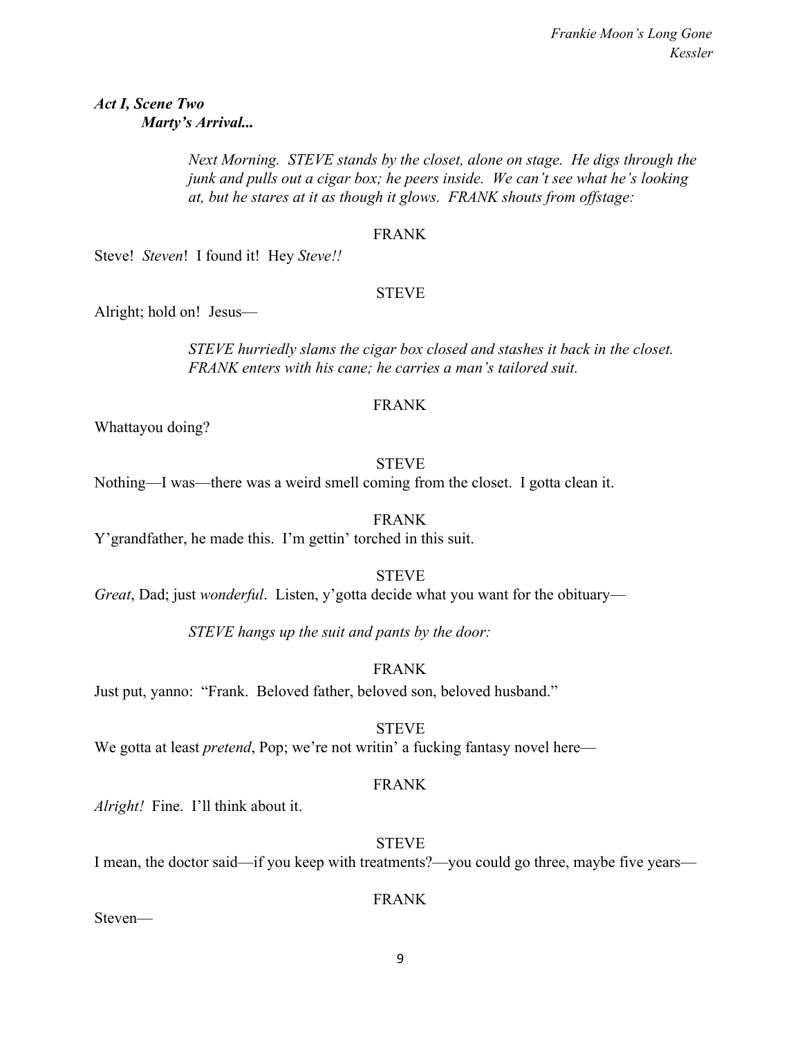***Act I, Scene Two***
***Marty's Arrival...***

*Next Morning. STEVE stands by the closet, alone on stage. He digs through the junk and pulls out a cigar box; he peers inside. We can't see what he's looking at, but he stares at it as though it glows. FRANK shouts from offstage:*

FRANK

Steve! *Steven*! I found it! Hey *Steve!!*

STEVE

Alright; hold on! Jesus—

*STEVE hurriedly slams the cigar box closed and stashes it back in the closet. FRANK enters with his cane; he carries a man's tailored suit.*

FRANK

Whattayou doing?

STEVE

Nothing—I was—there was a weird smell coming from the closet. I gotta clean it.

FRANK

Y'grandfather, he made this. I'm gettin' torched in this suit.

STEVE

*Great*, Dad; just *wonderful*. Listen, y'gotta decide what you want for the obituary—

*STEVE hangs up the suit and pants by the door:*

FRANK

Just put, yanno: "Frank. Beloved father, beloved son, beloved husband."

STEVE

We gotta at least *pretend*, Pop; we're not writin' a fucking fantasy novel here—

FRANK

*Alright!* Fine. I'll think about it.

STEVE

I mean, the doctor said—if you keep with treatments?—you could go three, maybe five years—

FRANK

Steven—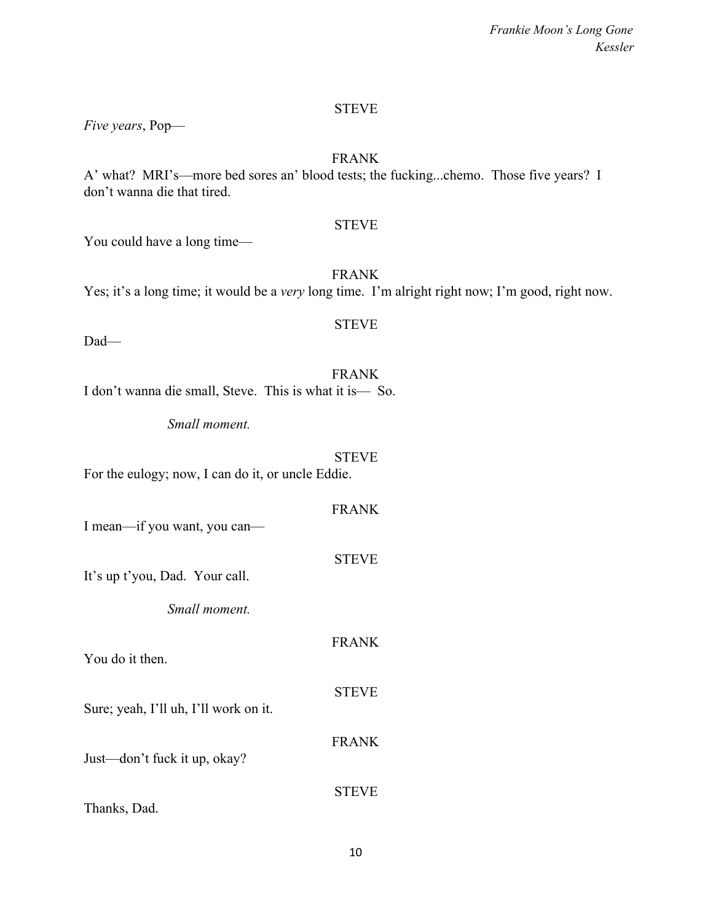STEVE

*Five years*, Pop—

FRANK

A' what? MRI's—more bed sores an' blood tests; the fucking...chemo. Those five years? I don't wanna die that tired.

STEVE

You could have a long time—

FRANK

Yes; it's a long time; it would be a *very* long time. I'm alright right now; I'm good, right now.

STEVE

Dad—

FRANK

I don't wanna die small, Steve. This is what it is— So.

*Small moment.*

STEVE

For the eulogy; now, I can do it, or uncle Eddie.

FRANK

I mean—if you want, you can—

STEVE

It's up t'you, Dad. Your call.

*Small moment.*

FRANK

You do it then.

STEVE

Sure; yeah, I'll uh, I'll work on it.

FRANK

Just—don't fuck it up, okay?

STEVE

Thanks, Dad.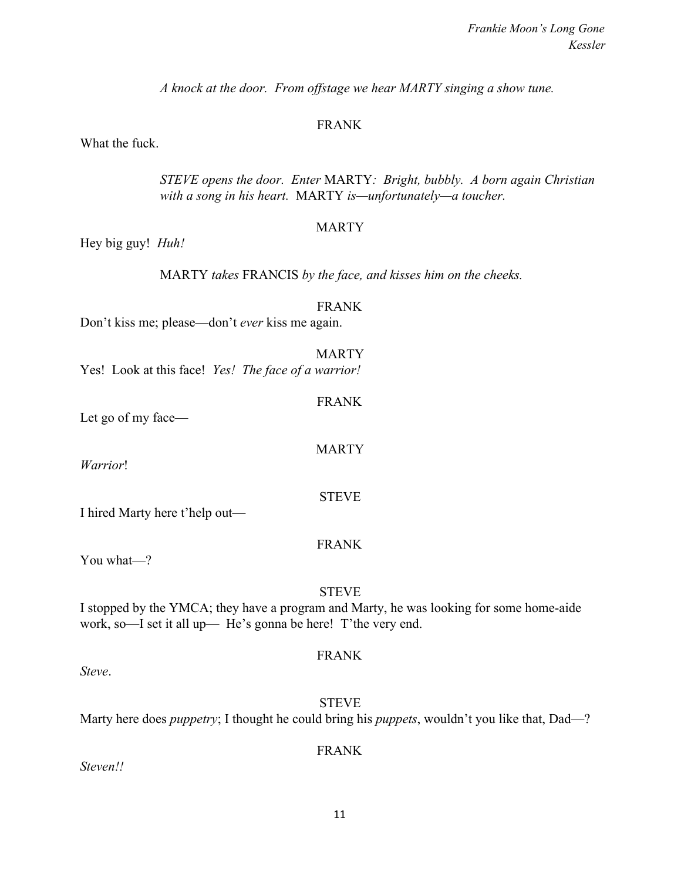*A knock at the door. From offstage we hear MARTY singing a show tune.*

FRANK

What the fuck.

*STEVE opens the door. Enter* MARTY*: Bright, bubbly. A born again Christian with a song in his heart.* MARTY *is—unfortunately—a toucher.*

MARTY

Hey big guy! *Huh!*

MARTY *takes* FRANCIS *by the face, and kisses him on the cheeks.*

FRANK

Don't kiss me; please—don't *ever* kiss me again.

MARTY

Yes! Look at this face! *Yes! The face of a warrior!*

FRANK

Let go of my face—

MARTY

*Warrior*!

STEVE

I hired Marty here t'help out—

FRANK

You what—?

STEVE

I stopped by the YMCA; they have a program and Marty, he was looking for some home-aide work, so—I set it all up— He's gonna be here! T'the very end.

FRANK

*Steve*.

STEVE

Marty here does *puppetry*; I thought he could bring his *puppets*, wouldn't you like that, Dad—?

FRANK

*Steven!!*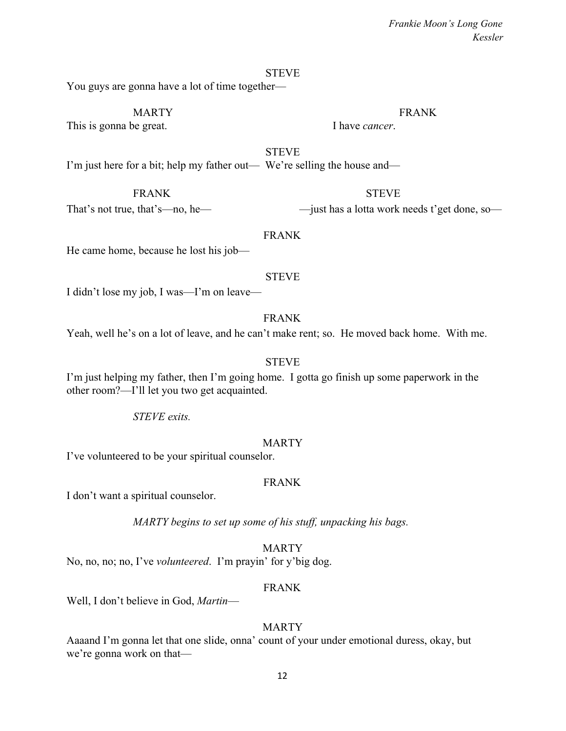STEVE

You guys are gonna have a lot of time together—

MARTY

This is gonna be great.

FRANK

I have *cancer*.

STEVE

I'm just here for a bit; help my father out— We're selling the house and—

FRANK

That's not true, that's—no, he—

STEVE

—just has a lotta work needs t'get done, so—

FRANK

He came home, because he lost his job—

STEVE

I didn't lose my job, I was—I'm on leave—

FRANK

Yeah, well he's on a lot of leave, and he can't make rent; so. He moved back home. With me.

STEVE

I'm just helping my father, then I'm going home. I gotta go finish up some paperwork in the other room?—I'll let you two get acquainted.

*STEVE exits.*

MARTY

I've volunteered to be your spiritual counselor.

FRANK

I don't want a spiritual counselor.

*MARTY begins to set up some of his stuff, unpacking his bags.*

MARTY

No, no, no; no, I've *volunteered*. I'm prayin' for y'big dog.

FRANK

Well, I don't believe in God, *Martin*—

MARTY

Aaaand I'm gonna let that one slide, onna' count of your under emotional duress, okay, but we're gonna work on that—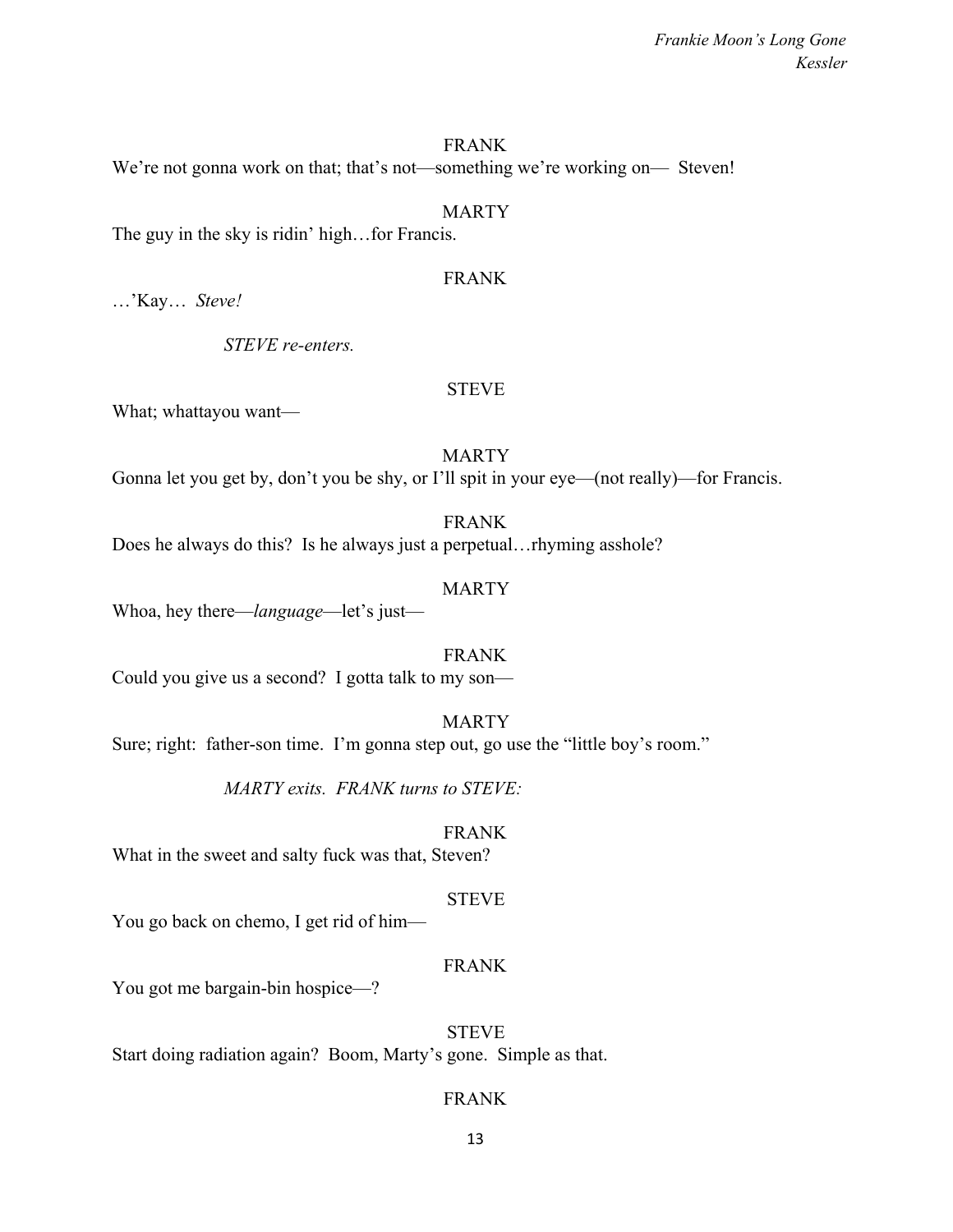FRANK

We're not gonna work on that; that's not—something we're working on— Steven!

MARTY

The guy in the sky is ridin' high…for Francis.

FRANK

…'Kay… *Steve!*

*STEVE re-enters.*

STEVE

What; whattayou want—

MARTY

Gonna let you get by, don't you be shy, or I'll spit in your eye—(not really)—for Francis.

FRANK

Does he always do this? Is he always just a perpetual…rhyming asshole?

MARTY

Whoa, hey there—*language*—let's just—

FRANK

Could you give us a second? I gotta talk to my son—

MARTY

Sure; right: father-son time. I'm gonna step out, go use the "little boy's room."

*MARTY exits. FRANK turns to STEVE:*

FRANK

What in the sweet and salty fuck was that, Steven?

STEVE

You go back on chemo, I get rid of him—

FRANK

You got me bargain-bin hospice—?

STEVE

Start doing radiation again? Boom, Marty's gone. Simple as that.

FRANK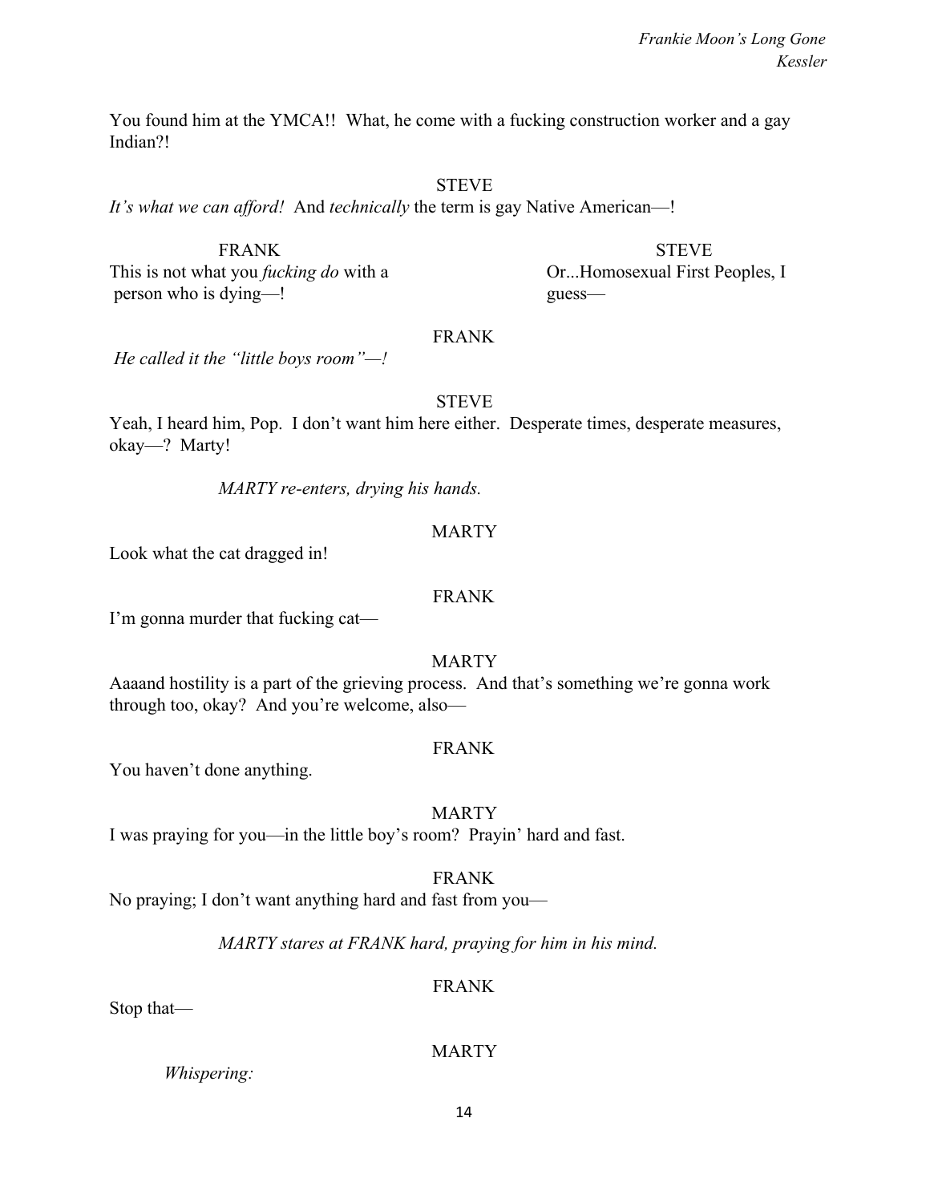You found him at the YMCA!! What, he come with a fucking construction worker and a gay Indian?!

STEVE

*It's what we can afford!* And *technically* the term is gay Native American—!

FRANK

This is not what you *fucking do* with a person who is dying—!

STEVE

Or...Homosexual First Peoples, I guess—

FRANK

*He called it the "little boys room"—!*

STEVE

Yeah, I heard him, Pop. I don't want him here either. Desperate times, desperate measures, okay—? Marty!

*MARTY re-enters, drying his hands.*

MARTY

Look what the cat dragged in!

FRANK

I'm gonna murder that fucking cat—

MARTY

Aaaand hostility is a part of the grieving process. And that's something we're gonna work through too, okay? And you're welcome, also—

FRANK

You haven't done anything.

MARTY

I was praying for you—in the little boy's room? Prayin' hard and fast.

FRANK

No praying; I don't want anything hard and fast from you—

*MARTY stares at FRANK hard, praying for him in his mind.*

FRANK

Stop that—

MARTY

*Whispering:*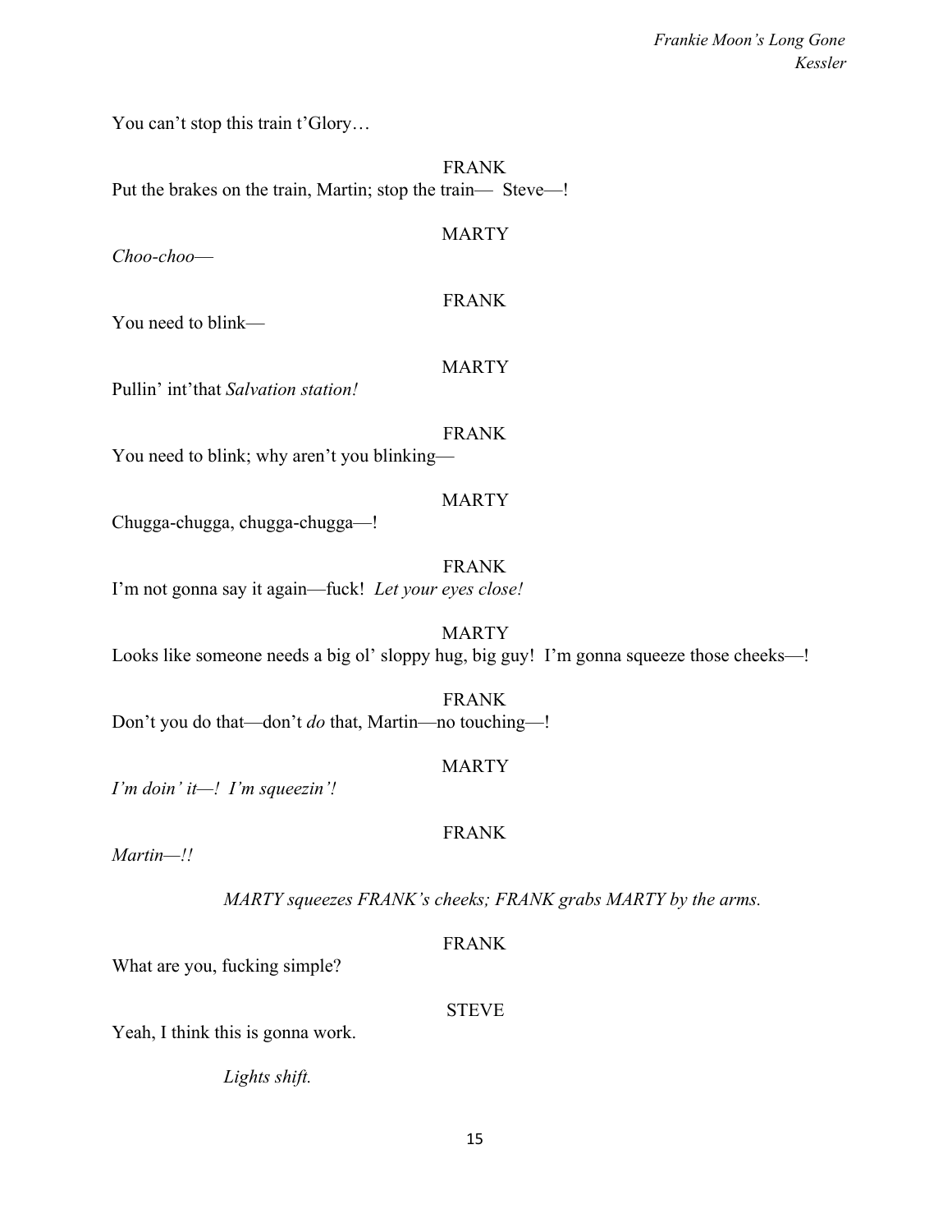You can't stop this train t'Glory…

FRANK

Put the brakes on the train, Martin; stop the train— Steve—!

MARTY

*Choo-choo*—

FRANK

You need to blink—

MARTY

Pullin' int'that *Salvation station!*

FRANK

You need to blink; why aren't you blinking—

MARTY

Chugga-chugga, chugga-chugga—!

FRANK

I'm not gonna say it again—fuck! *Let your eyes close!*

MARTY

Looks like someone needs a big ol' sloppy hug, big guy! I'm gonna squeeze those cheeks—!

FRANK

Don't you do that—don't *do* that, Martin—no touching—!

MARTY

*I'm doin' it—! I'm squeezin'!*

FRANK

*Martin—!!*

*MARTY squeezes FRANK's cheeks; FRANK grabs MARTY by the arms.*

FRANK

What are you, fucking simple?

STEVE

Yeah, I think this is gonna work.

*Lights shift.*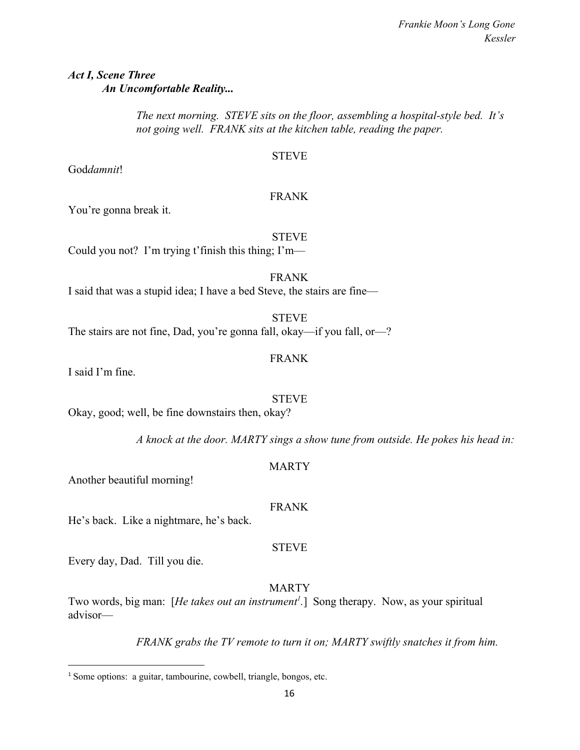***Act I, Scene Three***
***An Uncomfortable Reality...***

*The next morning. STEVE sits on the floor, assembling a hospital-style bed. It's not going well. FRANK sits at the kitchen table, reading the paper.*

STEVE

God*damnit*!

FRANK

You're gonna break it.

STEVE

Could you not? I'm trying t'finish this thing; I'm—

FRANK

I said that was a stupid idea; I have a bed Steve, the stairs are fine—

STEVE

The stairs are not fine, Dad, you're gonna fall, okay—if you fall, or—?

FRANK

I said I'm fine.

STEVE

Okay, good; well, be fine downstairs then, okay?

*A knock at the door. MARTY sings a show tune from outside. He pokes his head in:*

MARTY

Another beautiful morning!

FRANK

He's back. Like a nightmare, he's back.

STEVE

Every day, Dad. Till you die.

MARTY

Two words, big man: [*He takes out an instrument*[1].] Song therapy. Now, as your spiritual advisor—

*FRANK grabs the TV remote to turn it on; MARTY swiftly snatches it from him.*

---

[1] Some options: a guitar, tambourine, cowbell, triangle, bongos, etc.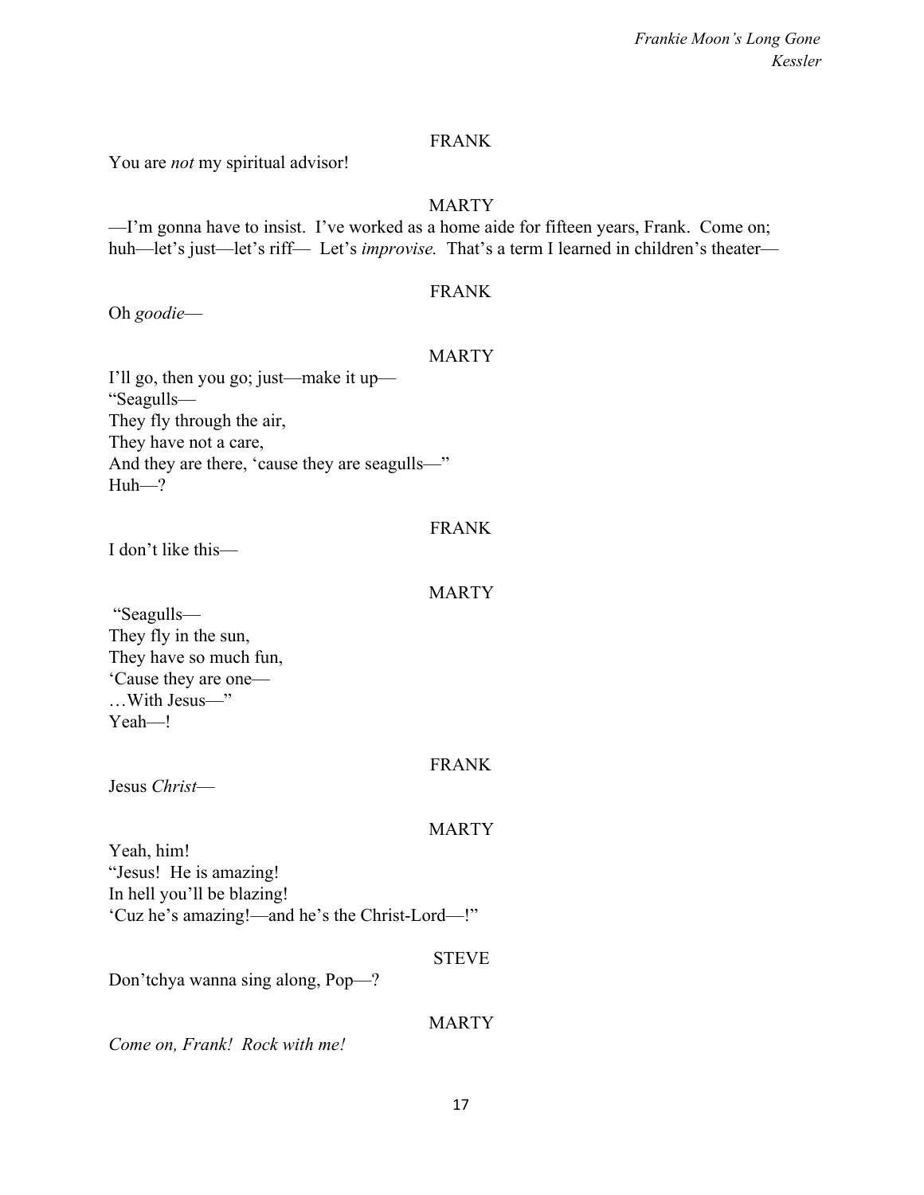FRANK

You are *not* my spiritual advisor!

MARTY

—I'm gonna have to insist. I've worked as a home aide for fifteen years, Frank. Come on; huh—let's just—let's riff— Let's *improvise.* That's a term I learned in children's theater—

FRANK

Oh *goodie*—

MARTY

I'll go, then you go; just—make it up—
"Seagulls—
They fly through the air,
They have not a care,
And they are there, 'cause they are seagulls—"
Huh—?

FRANK

I don't like this—

MARTY

"Seagulls—
They fly in the sun,
They have so much fun,
'Cause they are one—
…With Jesus—"
Yeah—!

FRANK

Jesus *Christ*—

MARTY

Yeah, him!
"Jesus! He is amazing!
In hell you'll be blazing!
'Cuz he's amazing!—and he's the Christ-Lord—!"

STEVE

Don'tchya wanna sing along, Pop—?

MARTY

*Come on, Frank! Rock with me!*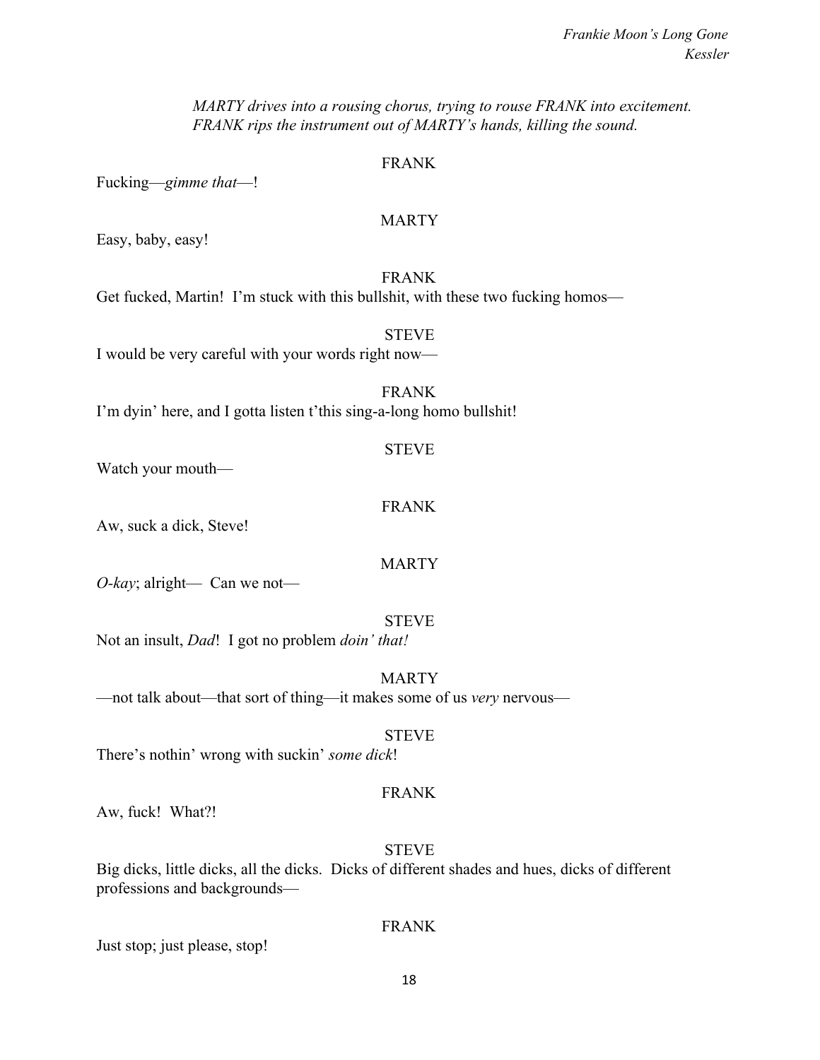*MARTY drives into a rousing chorus, trying to rouse FRANK into excitement. FRANK rips the instrument out of MARTY's hands, killing the sound.*

FRANK

Fucking—*gimme that*—!

MARTY

Easy, baby, easy!

FRANK

Get fucked, Martin! I'm stuck with this bullshit, with these two fucking homos—

STEVE

I would be very careful with your words right now—

FRANK

I'm dyin' here, and I gotta listen t'this sing-a-long homo bullshit!

STEVE

Watch your mouth—

FRANK

Aw, suck a dick, Steve!

MARTY

*O-kay*; alright— Can we not—

STEVE

Not an insult, *Dad*! I got no problem *doin' that!*

MARTY

—not talk about—that sort of thing—it makes some of us *very* nervous—

STEVE

There's nothin' wrong with suckin' *some dick*!

FRANK

Aw, fuck! What?!

STEVE

Big dicks, little dicks, all the dicks. Dicks of different shades and hues, dicks of different professions and backgrounds—

FRANK

Just stop; just please, stop!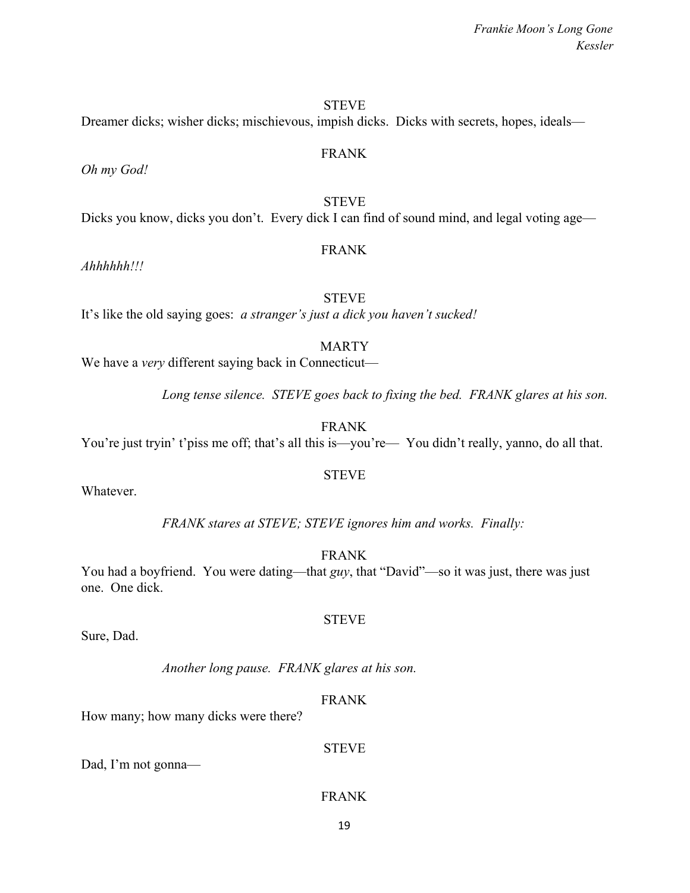STEVE

Dreamer dicks; wisher dicks; mischievous, impish dicks. Dicks with secrets, hopes, ideals—

FRANK

*Oh my God!*

STEVE

Dicks you know, dicks you don't. Every dick I can find of sound mind, and legal voting age—

FRANK

*Ahhhhhh!!!*

STEVE

It's like the old saying goes: *a stranger's just a dick you haven't sucked!*

MARTY

We have a *very* different saying back in Connecticut—

*Long tense silence. STEVE goes back to fixing the bed. FRANK glares at his son.*

FRANK

You're just tryin' t'piss me off; that's all this is—you're— You didn't really, yanno, do all that.

STEVE

Whatever.

*FRANK stares at STEVE; STEVE ignores him and works. Finally:*

FRANK

You had a boyfriend. You were dating—that *guy*, that "David"—so it was just, there was just one. One dick.

STEVE

Sure, Dad.

*Another long pause. FRANK glares at his son.*

FRANK

How many; how many dicks were there?

STEVE

Dad, I'm not gonna—

FRANK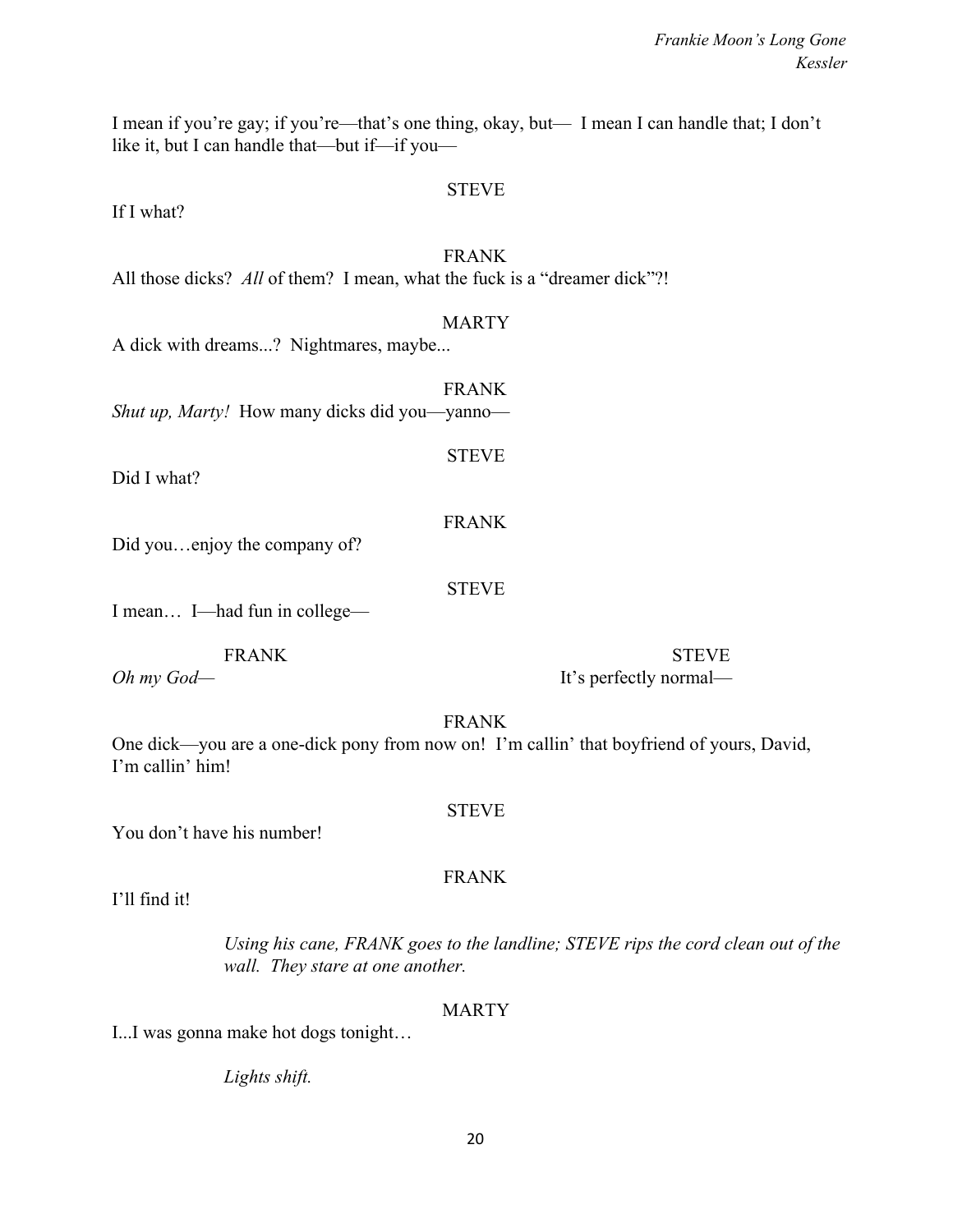I mean if you're gay; if you're—that's one thing, okay, but— I mean I can handle that; I don't like it, but I can handle that—but if—if you—

STEVE

If I what?

FRANK

All those dicks? *All* of them? I mean, what the fuck is a "dreamer dick"?!

MARTY

A dick with dreams...? Nightmares, maybe...

FRANK

*Shut up, Marty!* How many dicks did you—yanno—

STEVE

Did I what?

FRANK

Did you…enjoy the company of?

STEVE

I mean… I—had fun in college—

FRANK

*Oh my God—*

STEVE

It's perfectly normal—

FRANK

One dick—you are a one-dick pony from now on! I'm callin' that boyfriend of yours, David, I'm callin' him!

STEVE

You don't have his number!

FRANK

I'll find it!

*Using his cane, FRANK goes to the landline; STEVE rips the cord clean out of the wall. They stare at one another.*

MARTY

I...I was gonna make hot dogs tonight…

*Lights shift.*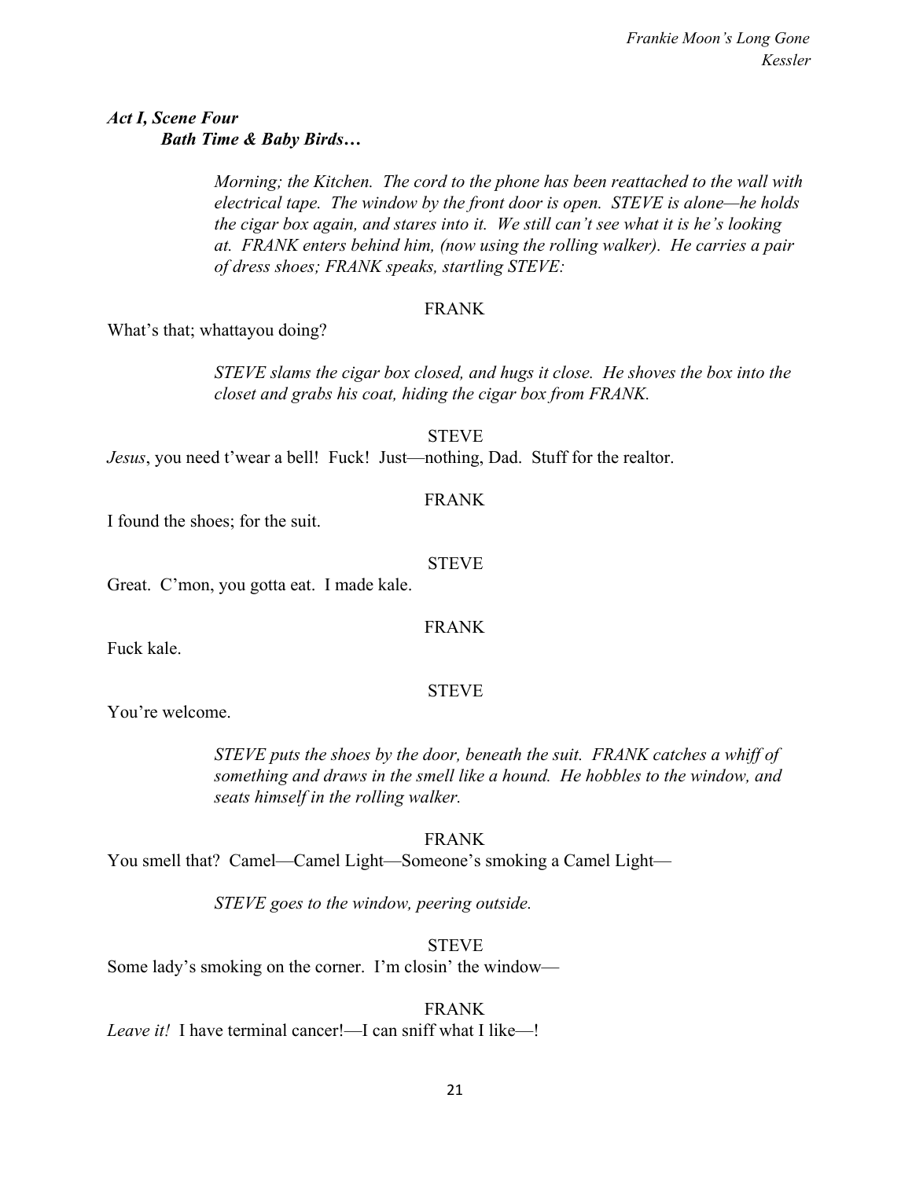***Act I, Scene Four***
***Bath Time & Baby Birds…***

*Morning; the Kitchen. The cord to the phone has been reattached to the wall with electrical tape. The window by the front door is open. STEVE is alone—he holds the cigar box again, and stares into it. We still can't see what it is he's looking at. FRANK enters behind him, (now using the rolling walker). He carries a pair of dress shoes; FRANK speaks, startling STEVE:*

FRANK

What's that; whattayou doing?

*STEVE slams the cigar box closed, and hugs it close. He shoves the box into the closet and grabs his coat, hiding the cigar box from FRANK.*

STEVE

*Jesus*, you need t'wear a bell! Fuck! Just—nothing, Dad. Stuff for the realtor.

FRANK

I found the shoes; for the suit.

STEVE

Great. C'mon, you gotta eat. I made kale.

FRANK

Fuck kale.

STEVE

You're welcome.

*STEVE puts the shoes by the door, beneath the suit. FRANK catches a whiff of something and draws in the smell like a hound. He hobbles to the window, and seats himself in the rolling walker.*

FRANK

You smell that? Camel—Camel Light—Someone's smoking a Camel Light—

*STEVE goes to the window, peering outside.*

STEVE

Some lady's smoking on the corner. I'm closin' the window—

FRANK

*Leave it!* I have terminal cancer!—I can sniff what I like—!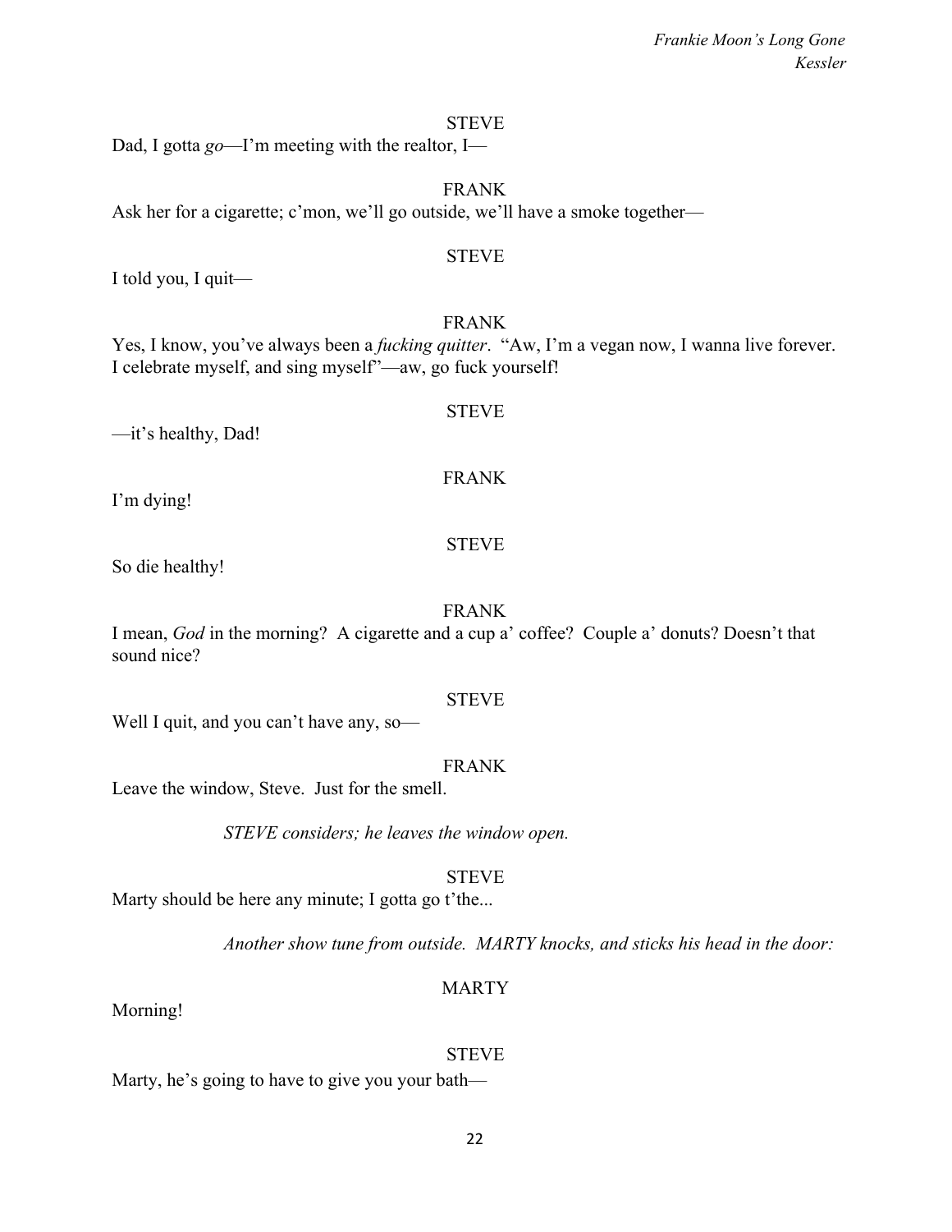STEVE

Dad, I gotta *go*—I'm meeting with the realtor, I—

FRANK

Ask her for a cigarette; c'mon, we'll go outside, we'll have a smoke together—

STEVE

I told you, I quit—

FRANK

Yes, I know, you've always been a *fucking quitter*. "Aw, I'm a vegan now, I wanna live forever. I celebrate myself, and sing myself"—aw, go fuck yourself!

STEVE

—it's healthy, Dad!

FRANK

I'm dying!

STEVE

So die healthy!

FRANK

I mean, *God* in the morning? A cigarette and a cup a' coffee? Couple a' donuts? Doesn't that sound nice?

STEVE

Well I quit, and you can't have any, so—

FRANK

Leave the window, Steve. Just for the smell.

*STEVE considers; he leaves the window open.*

STEVE

Marty should be here any minute; I gotta go t'the...

*Another show tune from outside. MARTY knocks, and sticks his head in the door:*

MARTY

Morning!

STEVE

Marty, he's going to have to give you your bath—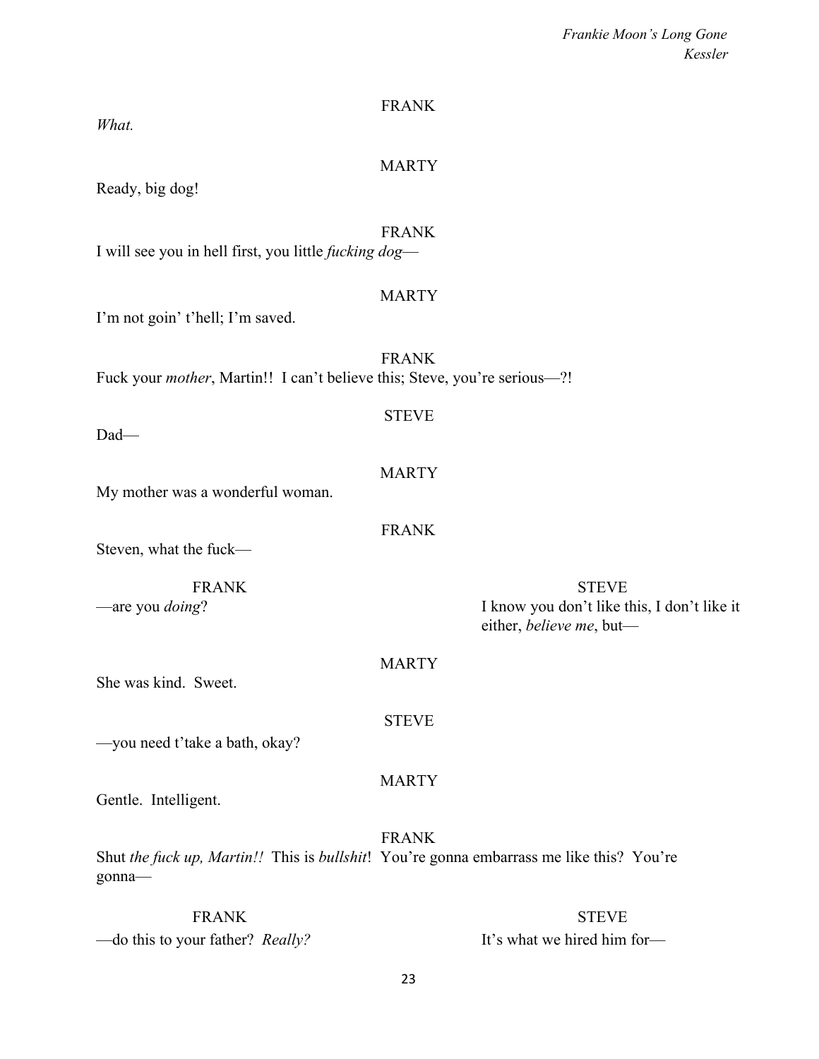FRANK

*What.*

MARTY

Ready, big dog!

FRANK

I will see you in hell first, you little *fucking dog*—

MARTY

I'm not goin' t'hell; I'm saved.

FRANK

Fuck your *mother*, Martin!! I can't believe this; Steve, you're serious—?!

STEVE

Dad—

MARTY

My mother was a wonderful woman.

FRANK

Steven, what the fuck—

FRANK

—are you *doing*?

STEVE

I know you don't like this, I don't like it either, *believe me*, but—

MARTY

She was kind. Sweet.

STEVE

—you need t'take a bath, okay?

MARTY

Gentle. Intelligent.

FRANK

Shut *the fuck up, Martin!!* This is *bullshit*! You're gonna embarrass me like this? You're gonna—

FRANK

—do this to your father? *Really?*

STEVE

It's what we hired him for—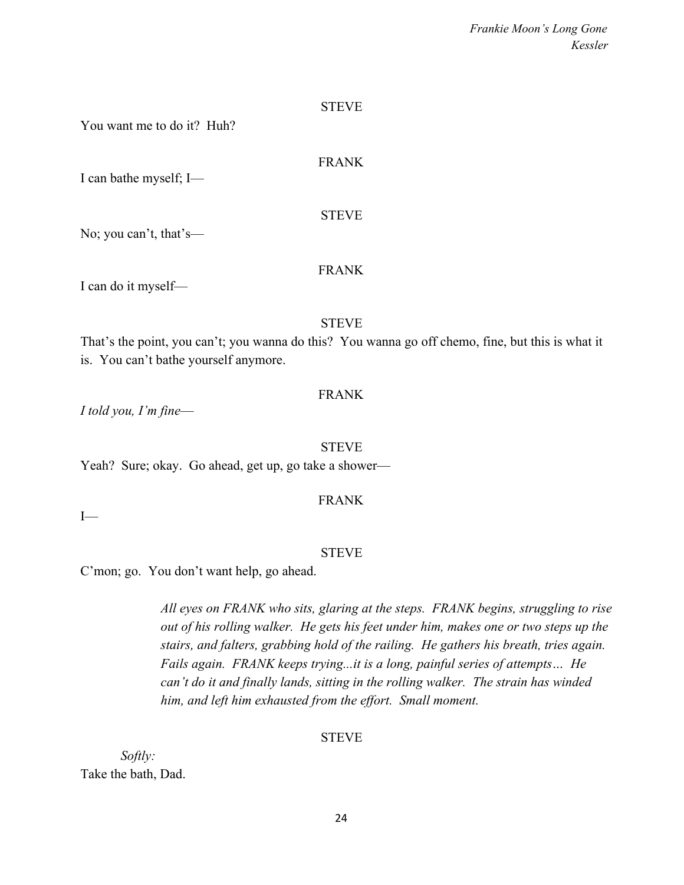STEVE

You want me to do it? Huh?

FRANK

I can bathe myself; I—

STEVE

No; you can't, that's—

FRANK

I can do it myself—

STEVE

That's the point, you can't; you wanna do this? You wanna go off chemo, fine, but this is what it is. You can't bathe yourself anymore.

FRANK

*I told you, I'm fine*—

STEVE

Yeah? Sure; okay. Go ahead, get up, go take a shower—

FRANK

I—

STEVE

C'mon; go. You don't want help, go ahead.

*All eyes on FRANK who sits, glaring at the steps. FRANK begins, struggling to rise out of his rolling walker. He gets his feet under him, makes one or two steps up the stairs, and falters, grabbing hold of the railing. He gathers his breath, tries again. Fails again. FRANK keeps trying...it is a long, painful series of attempts… He can't do it and finally lands, sitting in the rolling walker. The strain has winded him, and left him exhausted from the effort. Small moment.*

STEVE

*Softly:*

Take the bath, Dad.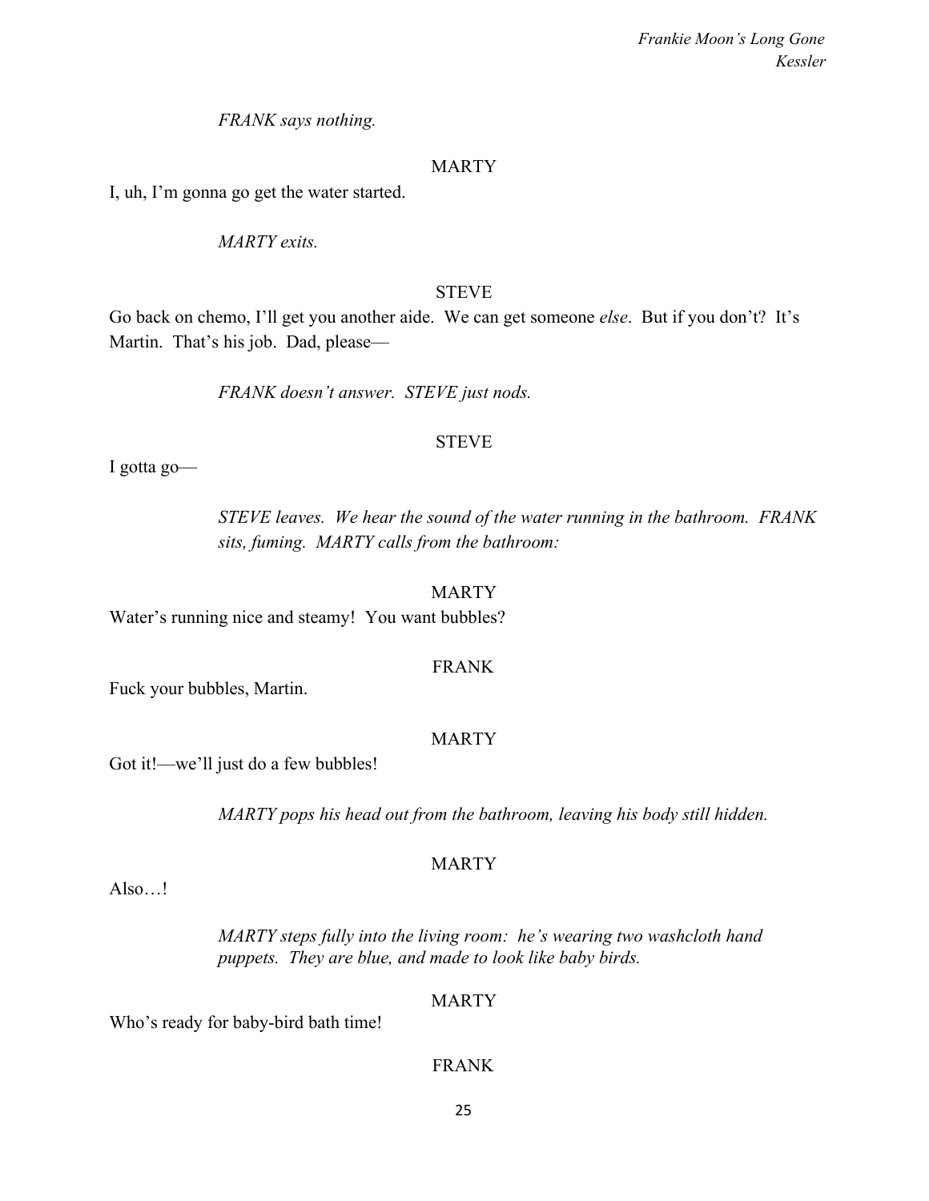*FRANK says nothing.*

MARTY

I, uh, I'm gonna go get the water started.

*MARTY exits.*

STEVE

Go back on chemo, I'll get you another aide. We can get someone *else*. But if you don't? It's Martin. That's his job. Dad, please—

*FRANK doesn't answer. STEVE just nods.*

STEVE

I gotta go—

*STEVE leaves. We hear the sound of the water running in the bathroom. FRANK sits, fuming. MARTY calls from the bathroom:*

MARTY

Water's running nice and steamy! You want bubbles?

FRANK

Fuck your bubbles, Martin.

MARTY

Got it!—we'll just do a few bubbles!

*MARTY pops his head out from the bathroom, leaving his body still hidden.*

MARTY

Also…!

*MARTY steps fully into the living room: he's wearing two washcloth hand puppets. They are blue, and made to look like baby birds.*

MARTY

Who's ready for baby-bird bath time!

FRANK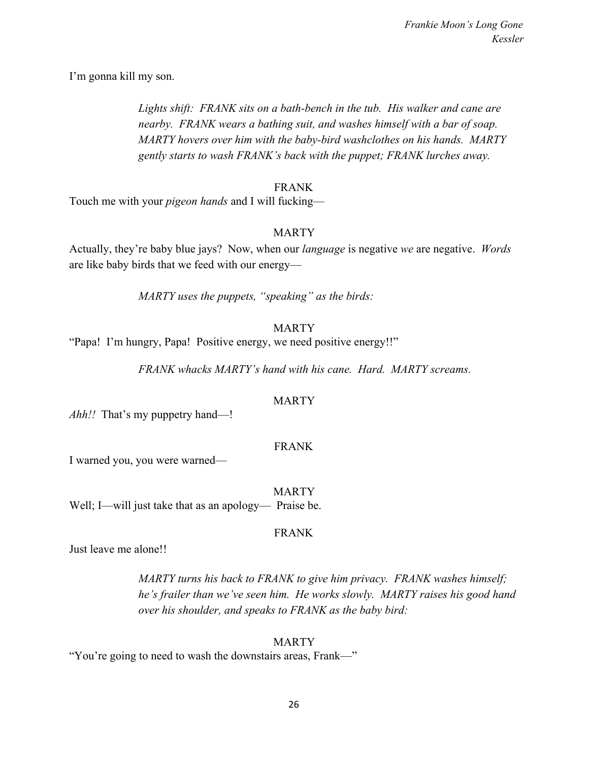I'm gonna kill my son.

*Lights shift: FRANK sits on a bath-bench in the tub. His walker and cane are nearby. FRANK wears a bathing suit, and washes himself with a bar of soap. MARTY hovers over him with the baby-bird washclothes on his hands. MARTY gently starts to wash FRANK's back with the puppet; FRANK lurches away.*

FRANK

Touch me with your *pigeon hands* and I will fucking—

MARTY

Actually, they're baby blue jays? Now, when our *language* is negative *we* are negative. *Words* are like baby birds that we feed with our energy—

*MARTY uses the puppets, "speaking" as the birds:*

MARTY

"Papa! I'm hungry, Papa! Positive energy, we need positive energy!!"

*FRANK whacks MARTY's hand with his cane. Hard. MARTY screams.*

MARTY

*Ahh!!* That's my puppetry hand—!

FRANK

I warned you, you were warned—

MARTY

Well; I—will just take that as an apology— Praise be.

FRANK

Just leave me alone!!

*MARTY turns his back to FRANK to give him privacy. FRANK washes himself; he's frailer than we've seen him. He works slowly. MARTY raises his good hand over his shoulder, and speaks to FRANK as the baby bird:*

MARTY

"You're going to need to wash the downstairs areas, Frank—"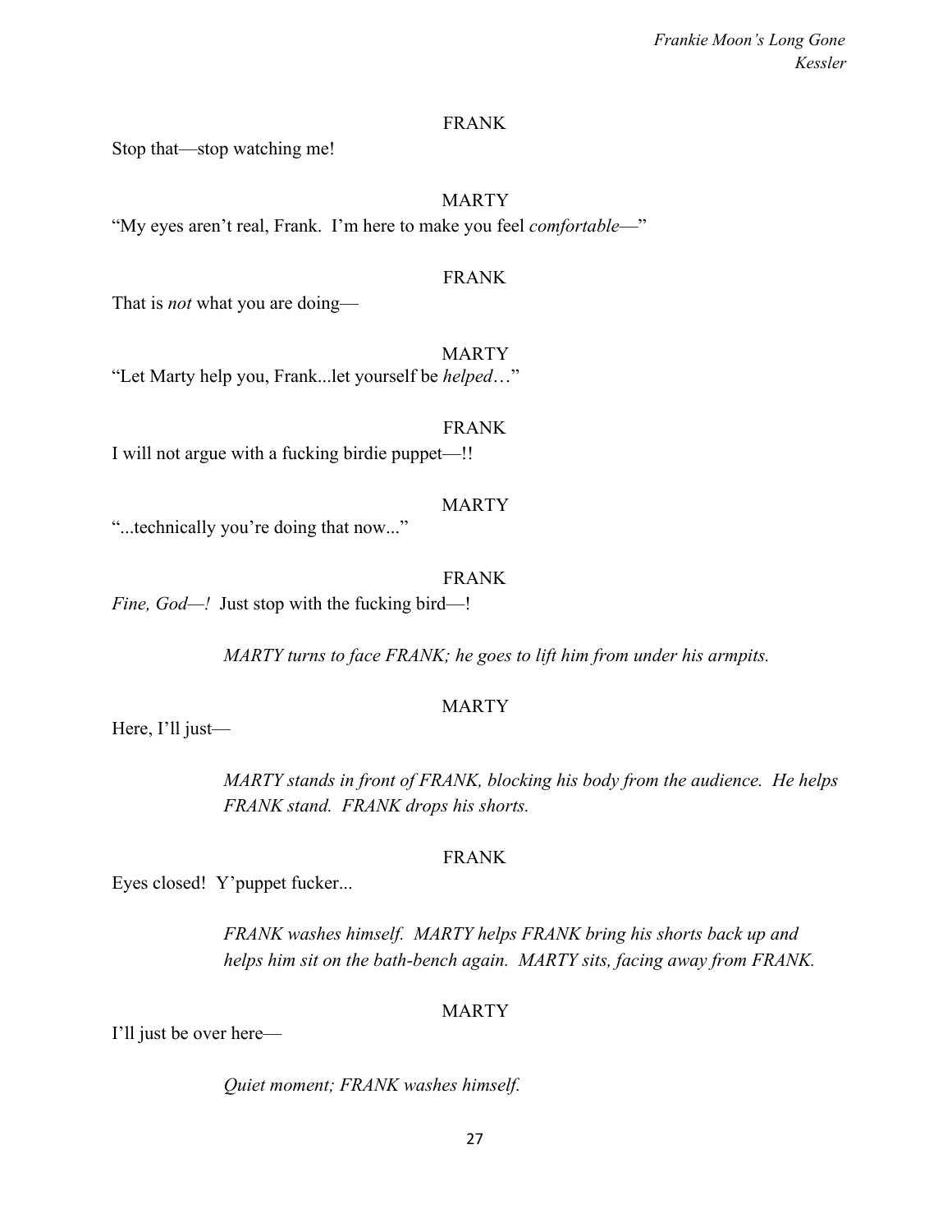FRANK

Stop that—stop watching me!

MARTY

"My eyes aren't real, Frank. I'm here to make you feel *comfortable*—"

FRANK

That is *not* what you are doing—

MARTY

"Let Marty help you, Frank...let yourself be *helped*…"

FRANK

I will not argue with a fucking birdie puppet—!!

MARTY

"...technically you're doing that now..."

FRANK

*Fine, God—!* Just stop with the fucking bird—!

*MARTY turns to face FRANK; he goes to lift him from under his armpits.*

MARTY

Here, I'll just—

*MARTY stands in front of FRANK, blocking his body from the audience. He helps FRANK stand. FRANK drops his shorts.*

FRANK

Eyes closed! Y'puppet fucker...

*FRANK washes himself. MARTY helps FRANK bring his shorts back up and helps him sit on the bath-bench again. MARTY sits, facing away from FRANK.*

MARTY

I'll just be over here—

*Quiet moment; FRANK washes himself.*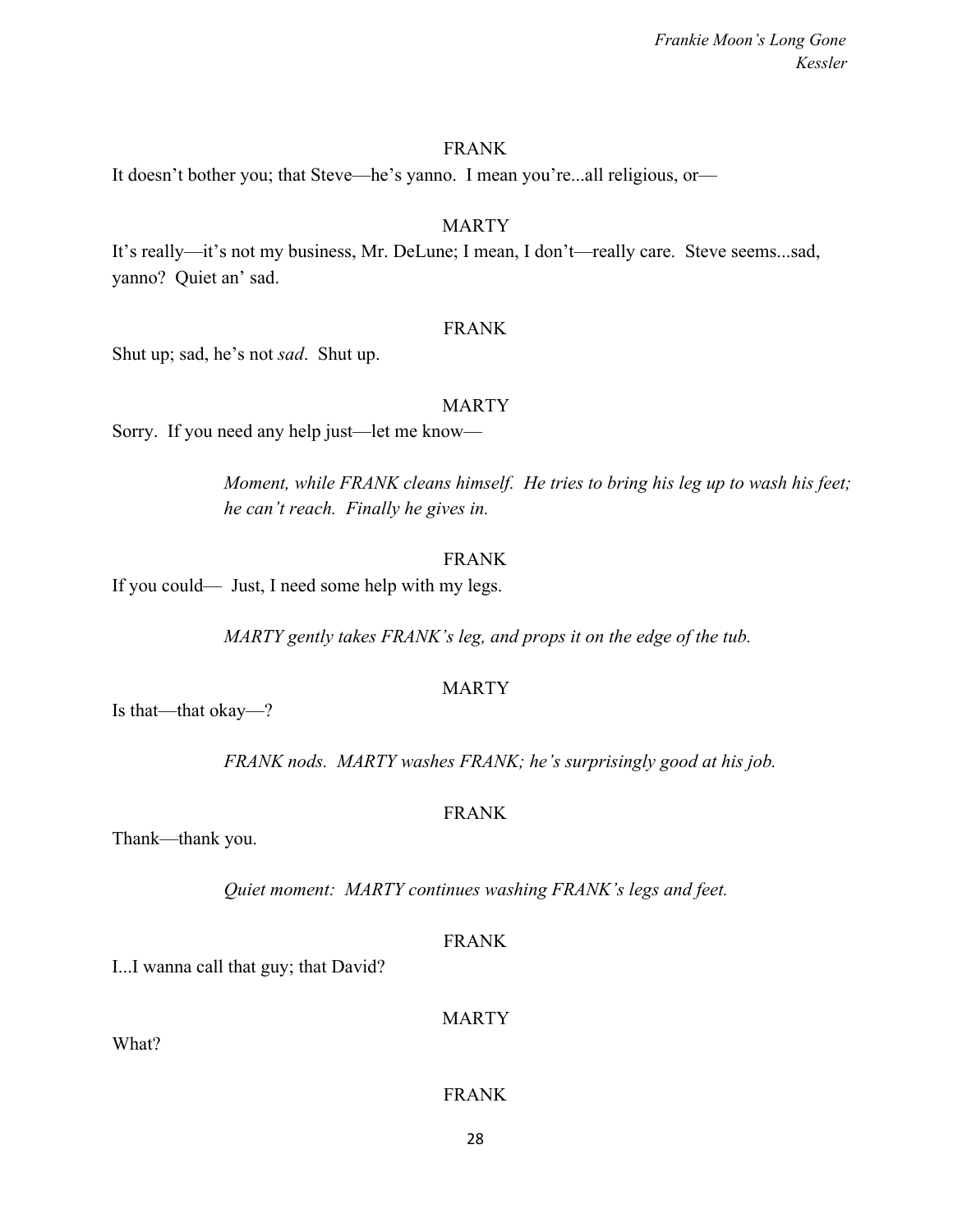FRANK

It doesn't bother you; that Steve—he's yanno. I mean you're...all religious, or—

MARTY

It's really—it's not my business, Mr. DeLune; I mean, I don't—really care. Steve seems...sad, yanno? Quiet an' sad.

FRANK

Shut up; sad, he's not *sad*. Shut up.

MARTY

Sorry. If you need any help just—let me know—

*Moment, while FRANK cleans himself. He tries to bring his leg up to wash his feet; he can't reach. Finally he gives in.*

FRANK

If you could— Just, I need some help with my legs.

*MARTY gently takes FRANK's leg, and props it on the edge of the tub.*

MARTY

Is that—that okay—?

*FRANK nods. MARTY washes FRANK; he's surprisingly good at his job.*

FRANK

Thank—thank you.

*Quiet moment: MARTY continues washing FRANK's legs and feet.*

FRANK

I...I wanna call that guy; that David?

MARTY

What?

FRANK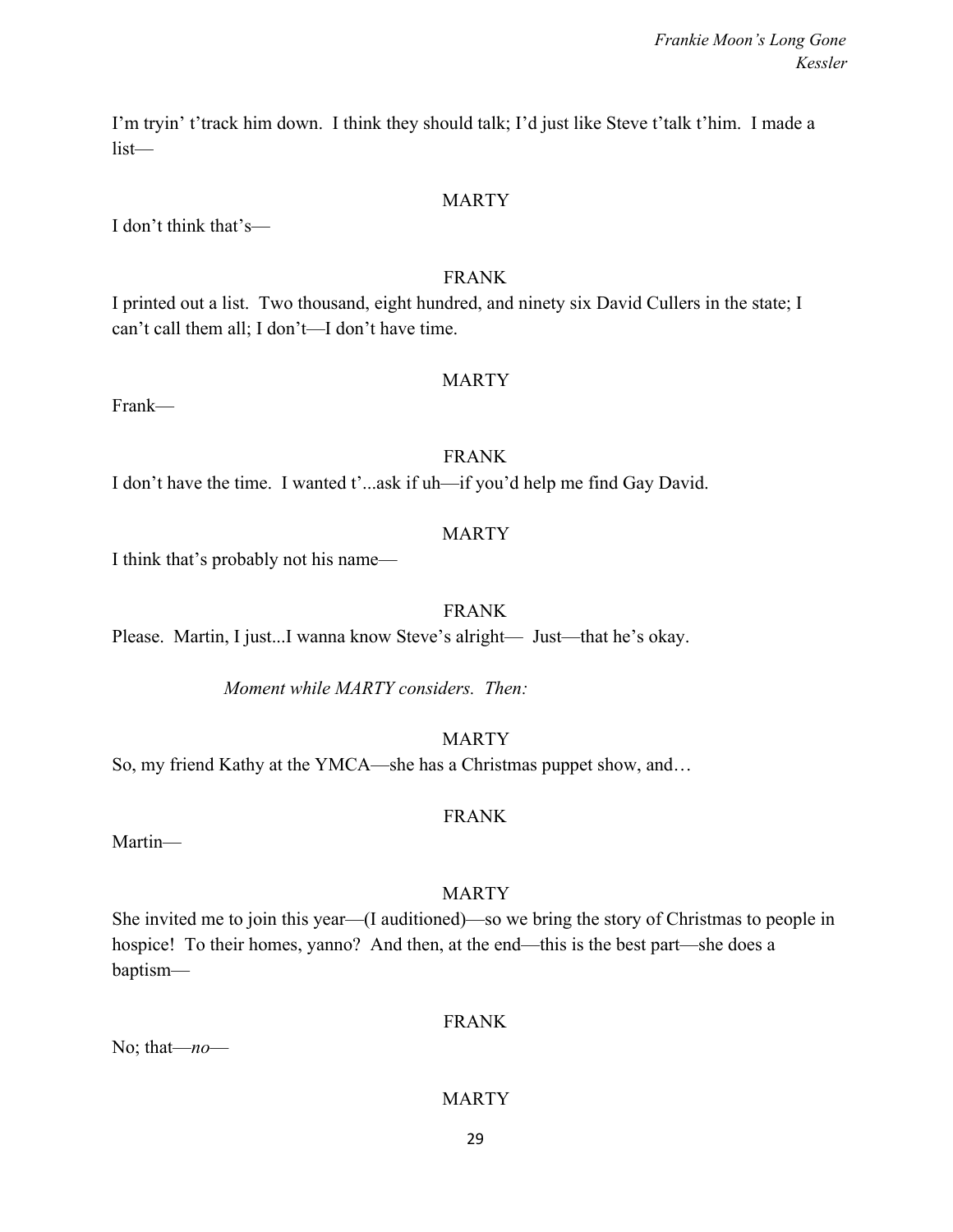I'm tryin' t'track him down. I think they should talk; I'd just like Steve t'talk t'him. I made a list—

MARTY

I don't think that's—

FRANK

I printed out a list. Two thousand, eight hundred, and ninety six David Cullers in the state; I can't call them all; I don't—I don't have time.

MARTY

Frank—

FRANK

I don't have the time. I wanted t'...ask if uh—if you'd help me find Gay David.

MARTY

I think that's probably not his name—

FRANK

Please. Martin, I just...I wanna know Steve's alright— Just—that he's okay.

*Moment while MARTY considers. Then:*

MARTY

So, my friend Kathy at the YMCA—she has a Christmas puppet show, and…

FRANK

Martin—

MARTY

She invited me to join this year—(I auditioned)—so we bring the story of Christmas to people in hospice! To their homes, yanno? And then, at the end—this is the best part—she does a baptism—

FRANK

No; that—*no*—

MARTY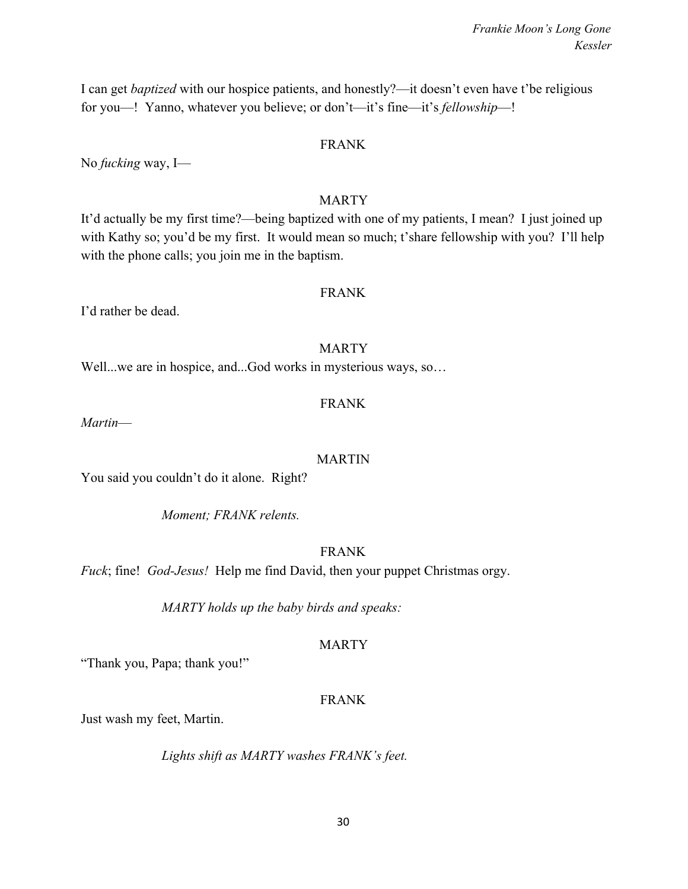I can get *baptized* with our hospice patients, and honestly?—it doesn't even have t'be religious for you—! Yanno, whatever you believe; or don't—it's fine—it's *fellowship*—!

FRANK

No *fucking* way, I—

MARTY

It'd actually be my first time?—being baptized with one of my patients, I mean? I just joined up with Kathy so; you'd be my first. It would mean so much; t'share fellowship with you? I'll help with the phone calls; you join me in the baptism.

FRANK

I'd rather be dead.

MARTY

Well...we are in hospice, and...God works in mysterious ways, so…

FRANK

*Martin*—

MARTIN

You said you couldn't do it alone. Right?

*Moment; FRANK relents.*

FRANK

*Fuck*; fine! *God-Jesus!* Help me find David, then your puppet Christmas orgy.

*MARTY holds up the baby birds and speaks:*

MARTY

"Thank you, Papa; thank you!"

FRANK

Just wash my feet, Martin.

*Lights shift as MARTY washes FRANK's feet.*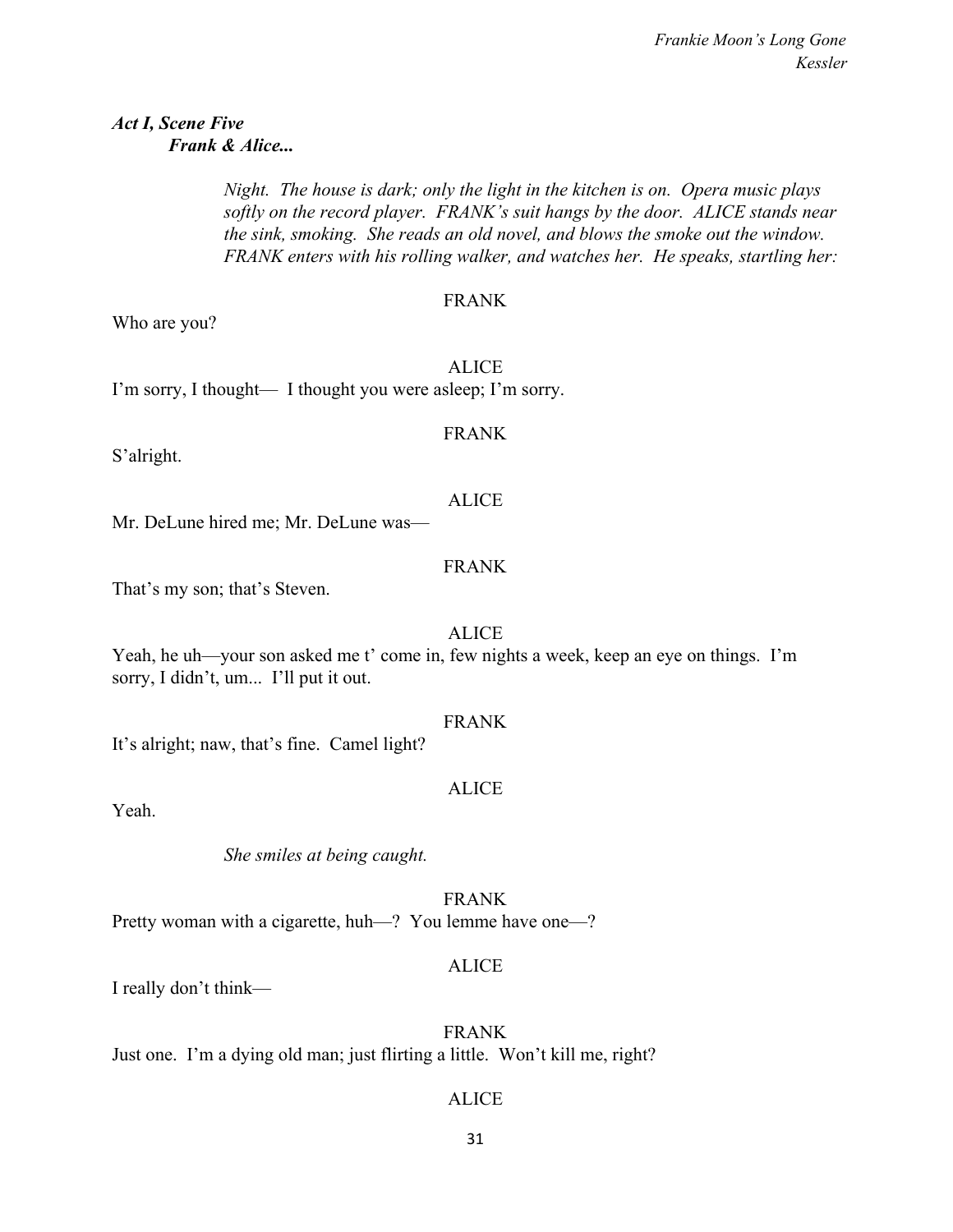***Act I, Scene Five***
***Frank & Alice...***

*Night. The house is dark; only the light in the kitchen is on. Opera music plays softly on the record player. FRANK's suit hangs by the door. ALICE stands near the sink, smoking. She reads an old novel, and blows the smoke out the window. FRANK enters with his rolling walker, and watches her. He speaks, startling her:*

FRANK

Who are you?

ALICE

I'm sorry, I thought— I thought you were asleep; I'm sorry.

FRANK

S'alright.

ALICE

Mr. DeLune hired me; Mr. DeLune was—

FRANK

That's my son; that's Steven.

ALICE

Yeah, he uh—your son asked me t' come in, few nights a week, keep an eye on things. I'm sorry, I didn't, um... I'll put it out.

FRANK

It's alright; naw, that's fine. Camel light?

ALICE

Yeah.

*She smiles at being caught.*

FRANK

Pretty woman with a cigarette, huh—? You lemme have one—?

ALICE

I really don't think—

FRANK

Just one. I'm a dying old man; just flirting a little. Won't kill me, right?

ALICE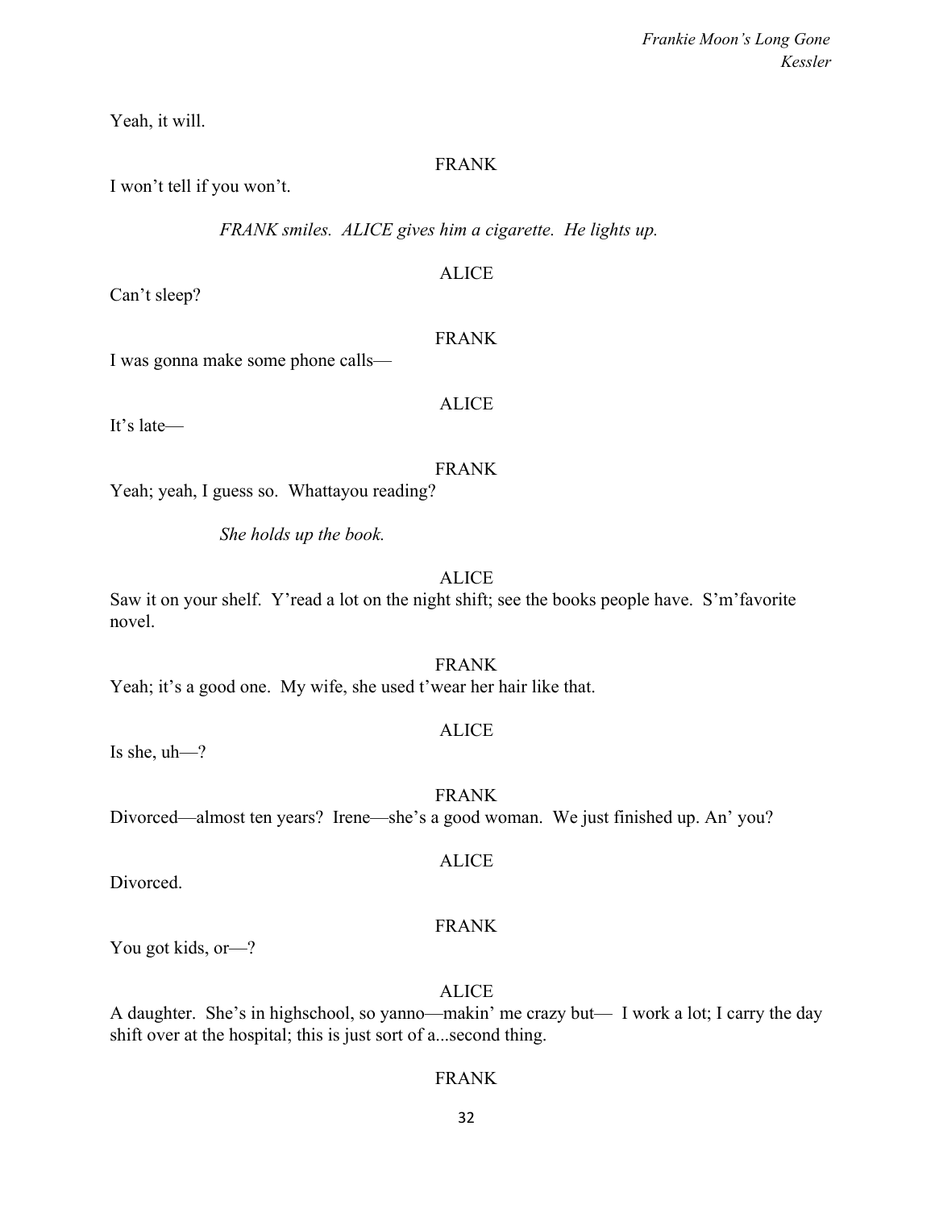Yeah, it will.

FRANK

I won't tell if you won't.

*FRANK smiles.  ALICE gives him a cigarette.  He lights up.*

ALICE

Can't sleep?

FRANK

I was gonna make some phone calls—

ALICE

It's late—

FRANK

Yeah; yeah, I guess so.  Whattayou reading?

*She holds up the book.*

ALICE

Saw it on your shelf.  Y'read a lot on the night shift; see the books people have.  S'm'favorite novel.

FRANK

Yeah; it's a good one.  My wife, she used t'wear her hair like that.

ALICE

Is she, uh—?

FRANK

Divorced—almost ten years?  Irene—she's a good woman.  We just finished up. An' you?

ALICE

Divorced.

FRANK

You got kids, or—?

ALICE

A daughter.  She's in highschool, so yanno—makin' me crazy but—  I work a lot; I carry the day shift over at the hospital; this is just sort of a...second thing.

FRANK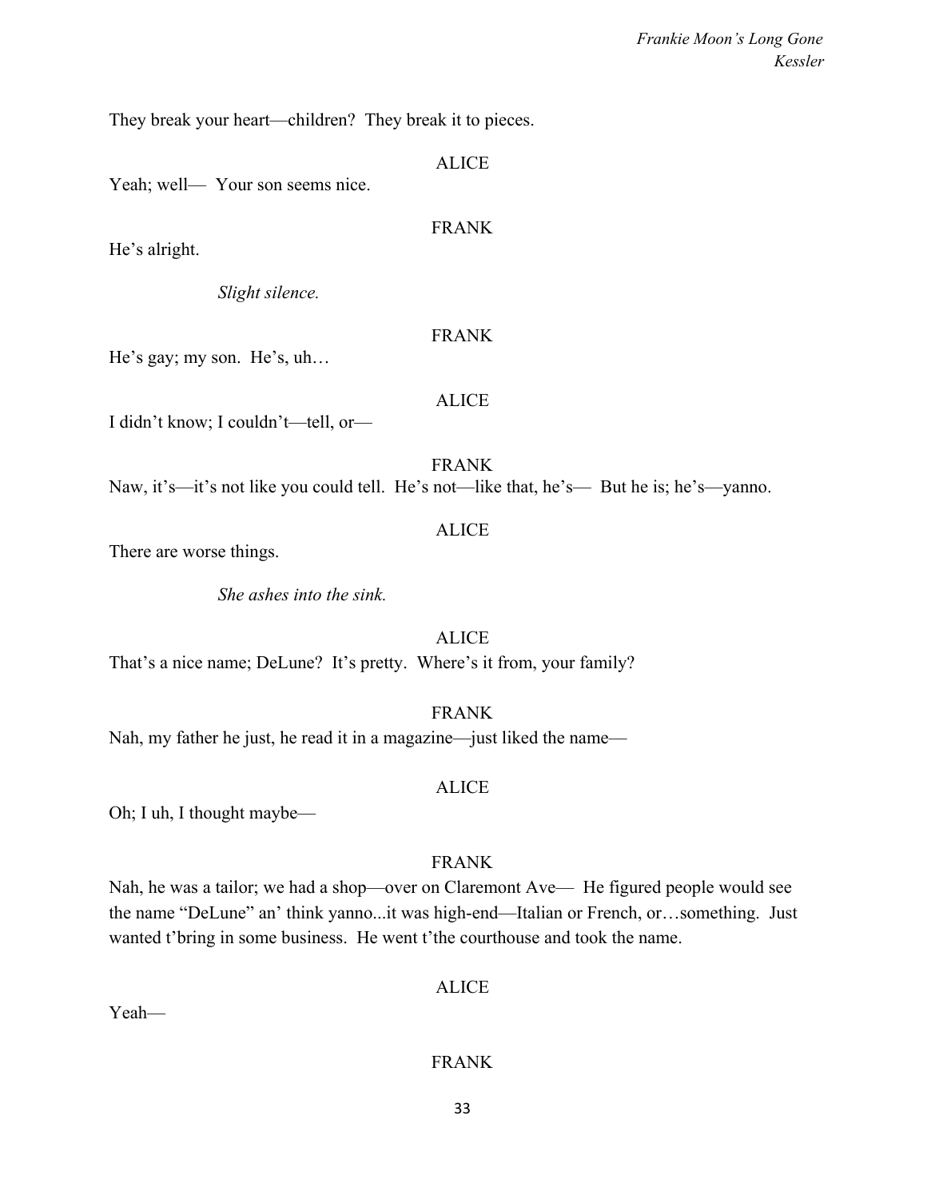They break your heart—children?  They break it to pieces.

ALICE

Yeah; well—  Your son seems nice.

FRANK

He's alright.

*Slight silence.*

FRANK

He's gay; my son.  He's, uh…

ALICE

I didn't know; I couldn't—tell, or—

FRANK

Naw, it's—it's not like you could tell.  He's not—like that, he's—  But he is; he's—yanno.

ALICE

There are worse things.

*She ashes into the sink.*

ALICE

That's a nice name; DeLune?  It's pretty.  Where's it from, your family?

FRANK

Nah, my father he just, he read it in a magazine—just liked the name—

ALICE

Oh; I uh, I thought maybe—

FRANK

Nah, he was a tailor; we had a shop—over on Claremont Ave—  He figured people would see the name "DeLune" an' think yanno...it was high-end—Italian or French, or…something.  Just wanted t'bring in some business.  He went t'the courthouse and took the name.

ALICE

Yeah—

FRANK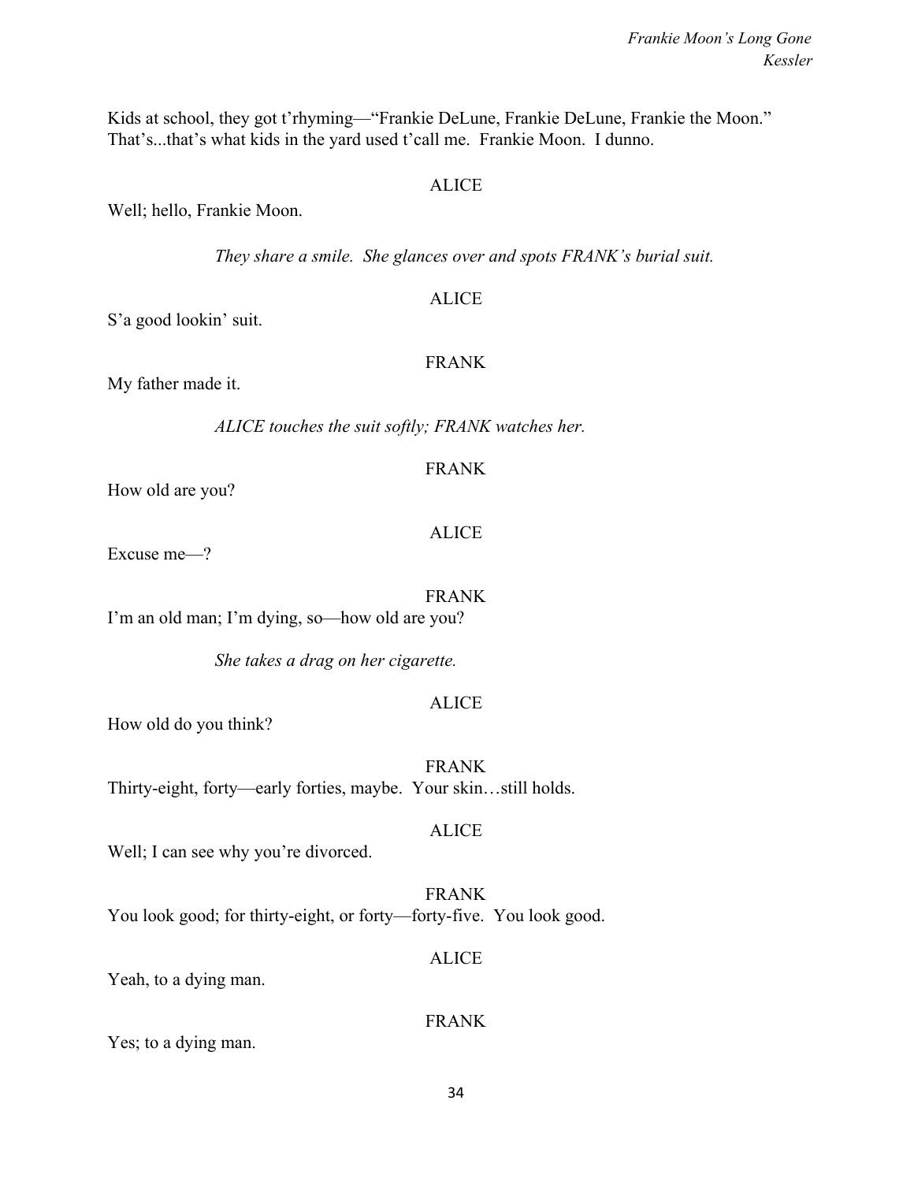Kids at school, they got t'rhyming—"Frankie DeLune, Frankie DeLune, Frankie the Moon." That's...that's what kids in the yard used t'call me. Frankie Moon. I dunno.

ALICE

Well; hello, Frankie Moon.

*They share a smile. She glances over and spots FRANK's burial suit.*

ALICE

S'a good lookin' suit.

FRANK

My father made it.

*ALICE touches the suit softly; FRANK watches her.*

FRANK

How old are you?

ALICE

Excuse me—?

FRANK

I'm an old man; I'm dying, so—how old are you?

*She takes a drag on her cigarette.*

ALICE

How old do you think?

FRANK

Thirty-eight, forty—early forties, maybe. Your skin…still holds.

ALICE

Well; I can see why you're divorced.

FRANK

You look good; for thirty-eight, or forty—forty-five. You look good.

ALICE

Yeah, to a dying man.

FRANK

Yes; to a dying man.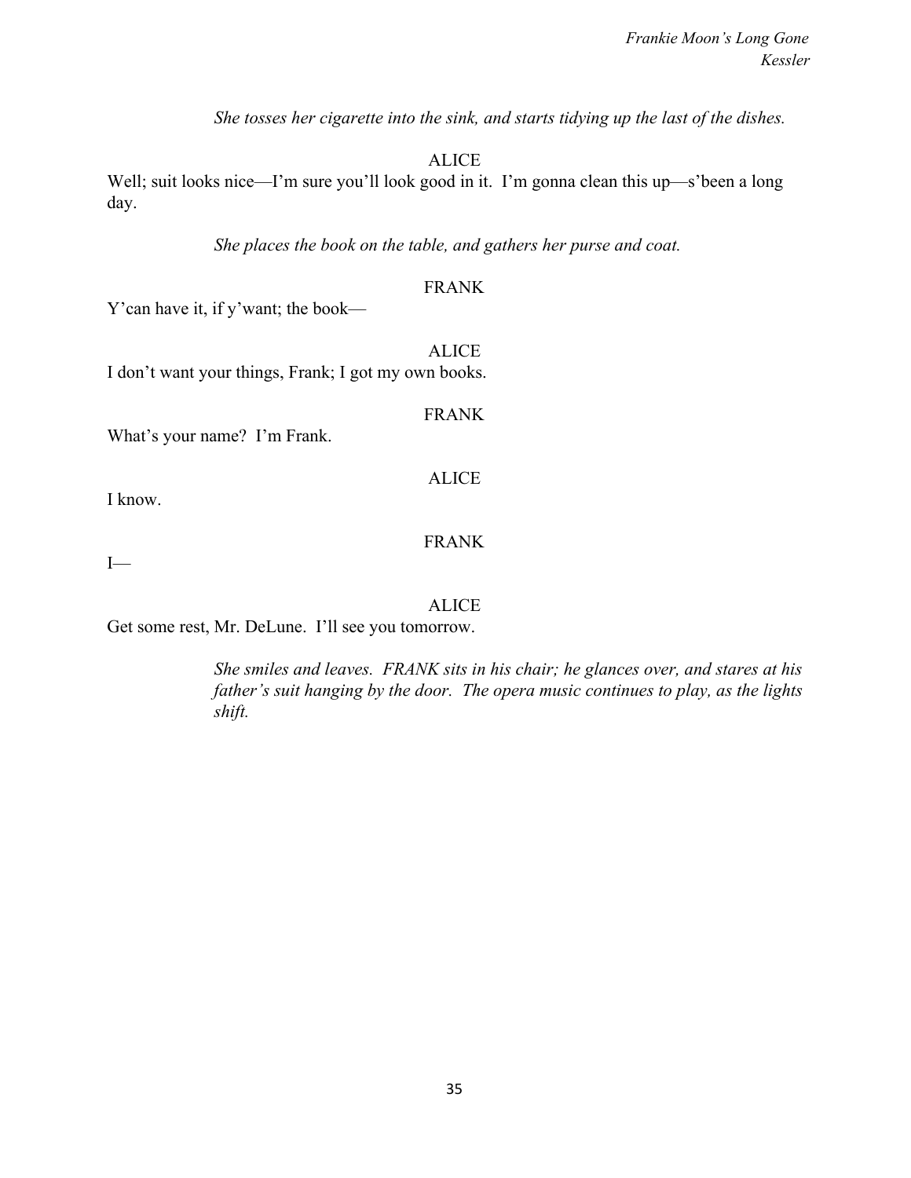*She tosses her cigarette into the sink, and starts tidying up the last of the dishes.*

ALICE

Well; suit looks nice—I'm sure you'll look good in it. I'm gonna clean this up—s'been a long day.

*She places the book on the table, and gathers her purse and coat.*

FRANK

Y'can have it, if y'want; the book—

ALICE

I don't want your things, Frank; I got my own books.

FRANK

What's your name? I'm Frank.

ALICE

I know.

FRANK

I—

ALICE

Get some rest, Mr. DeLune. I'll see you tomorrow.

*She smiles and leaves. FRANK sits in his chair; he glances over, and stares at his father's suit hanging by the door. The opera music continues to play, as the lights shift.*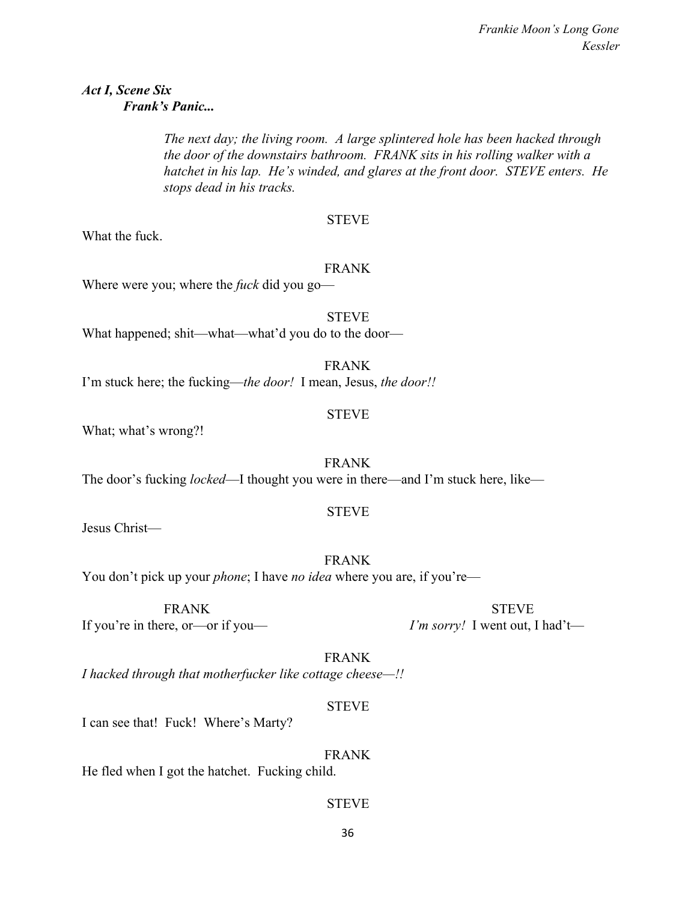***Act I, Scene Six***
***Frank's Panic...***

*The next day; the living room. A large splintered hole has been hacked through the door of the downstairs bathroom. FRANK sits in his rolling walker with a hatchet in his lap. He's winded, and glares at the front door. STEVE enters. He stops dead in his tracks.*

STEVE

What the fuck.

FRANK

Where were you; where the *fuck* did you go—

STEVE

What happened; shit—what—what'd you do to the door—

FRANK

I'm stuck here; the fucking—*the door!* I mean, Jesus, *the door!!*

STEVE

What; what's wrong?!

FRANK

The door's fucking *locked*—I thought you were in there—and I'm stuck here, like—

STEVE

Jesus Christ—

FRANK

You don't pick up your *phone*; I have *no idea* where you are, if you're—

FRANK

If you're in there, or—or if you—

STEVE

*I'm sorry!* I went out, I had't—

FRANK

*I hacked through that motherfucker like cottage cheese—!!*

STEVE

I can see that! Fuck! Where's Marty?

FRANK

He fled when I got the hatchet. Fucking child.

STEVE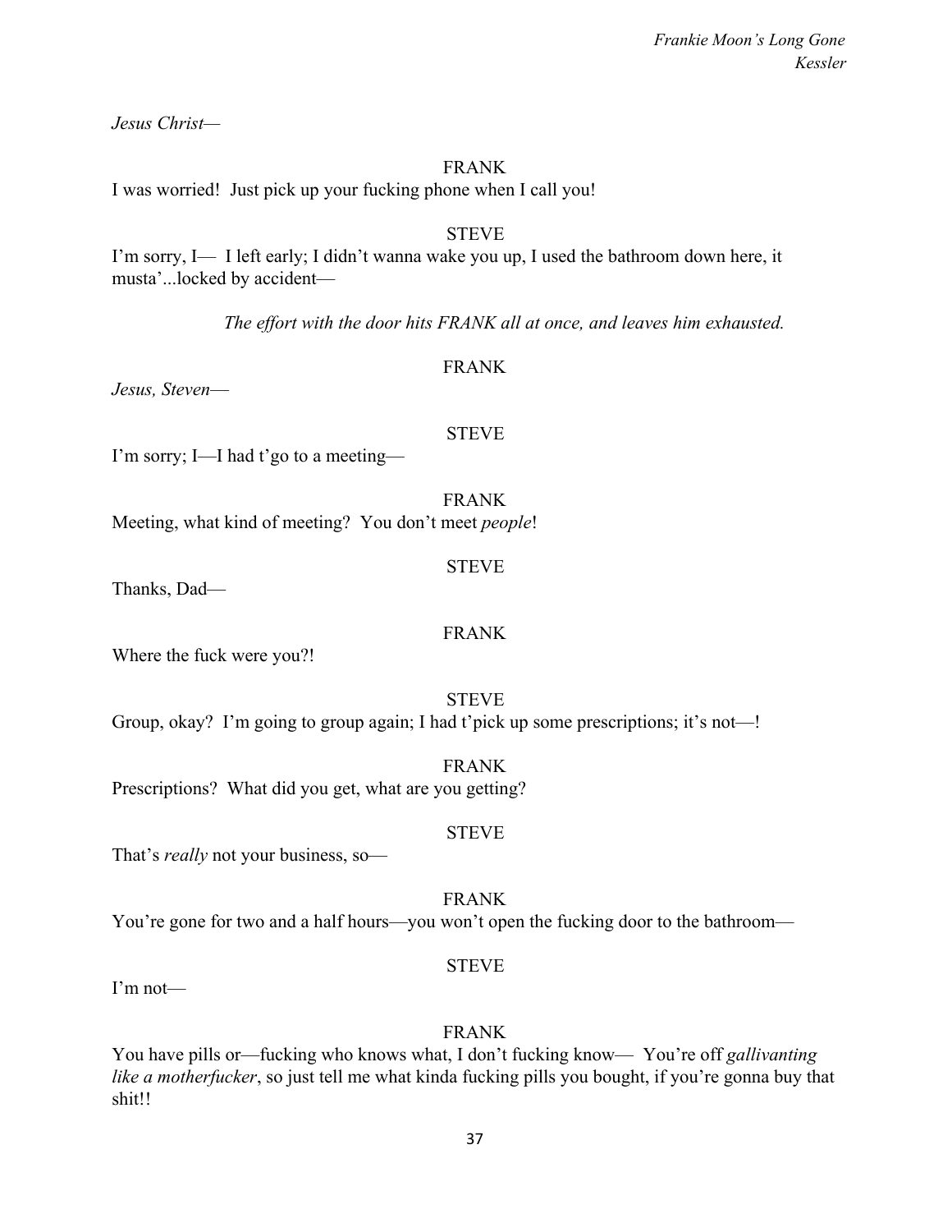*Jesus Christ—*

FRANK

I was worried!  Just pick up your fucking phone when I call you!

STEVE

I'm sorry, I—  I left early; I didn't wanna wake you up, I used the bathroom down here, it musta'...locked by accident—

*The effort with the door hits FRANK all at once, and leaves him exhausted.*

FRANK

*Jesus, Steven*—

STEVE

I'm sorry; I—I had t'go to a meeting—

FRANK

Meeting, what kind of meeting?  You don't meet *people*!

STEVE

Thanks, Dad—

FRANK

Where the fuck were you?!

STEVE

Group, okay?  I'm going to group again; I had t'pick up some prescriptions; it's not—!

FRANK

Prescriptions?  What did you get, what are you getting?

STEVE

That's *really* not your business, so—

FRANK

You're gone for two and a half hours—you won't open the fucking door to the bathroom—

STEVE

I'm not—

FRANK

You have pills or—fucking who knows what, I don't fucking know—  You're off *gallivanting like a motherfucker*, so just tell me what kinda fucking pills you bought, if you're gonna buy that shit!!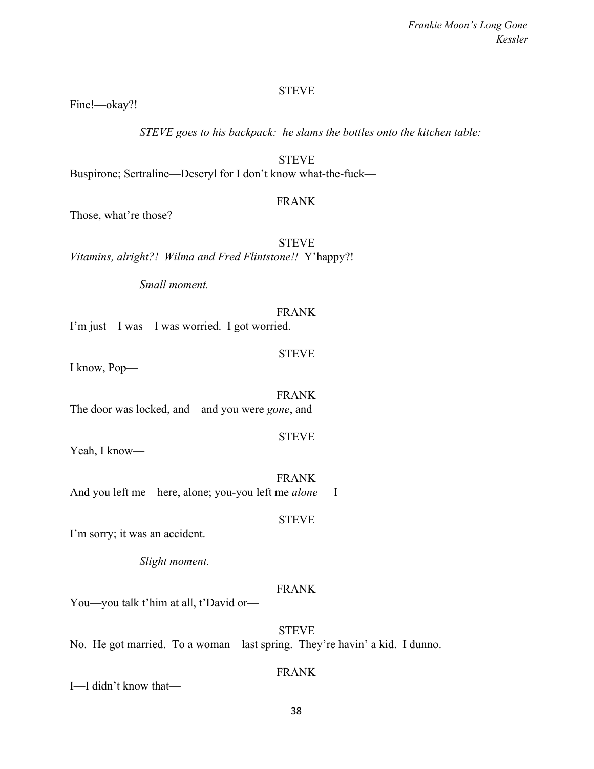STEVE

Fine!—okay?!

*STEVE goes to his backpack: he slams the bottles onto the kitchen table:*

STEVE

Buspirone; Sertraline—Deseryl for I don't know what-the-fuck—

FRANK

Those, what're those?

STEVE

*Vitamins, alright?! Wilma and Fred Flintstone!!* Y'happy?!

*Small moment.*

FRANK

I'm just—I was—I was worried. I got worried.

STEVE

I know, Pop—

FRANK

The door was locked, and—and you were *gone*, and—

STEVE

Yeah, I know—

FRANK

And you left me—here, alone; you-you left me *alone*— I—

STEVE

I'm sorry; it was an accident.

*Slight moment.*

FRANK

You—you talk t'him at all, t'David or—

STEVE

No. He got married. To a woman—last spring. They're havin' a kid. I dunno.

FRANK

I—I didn't know that—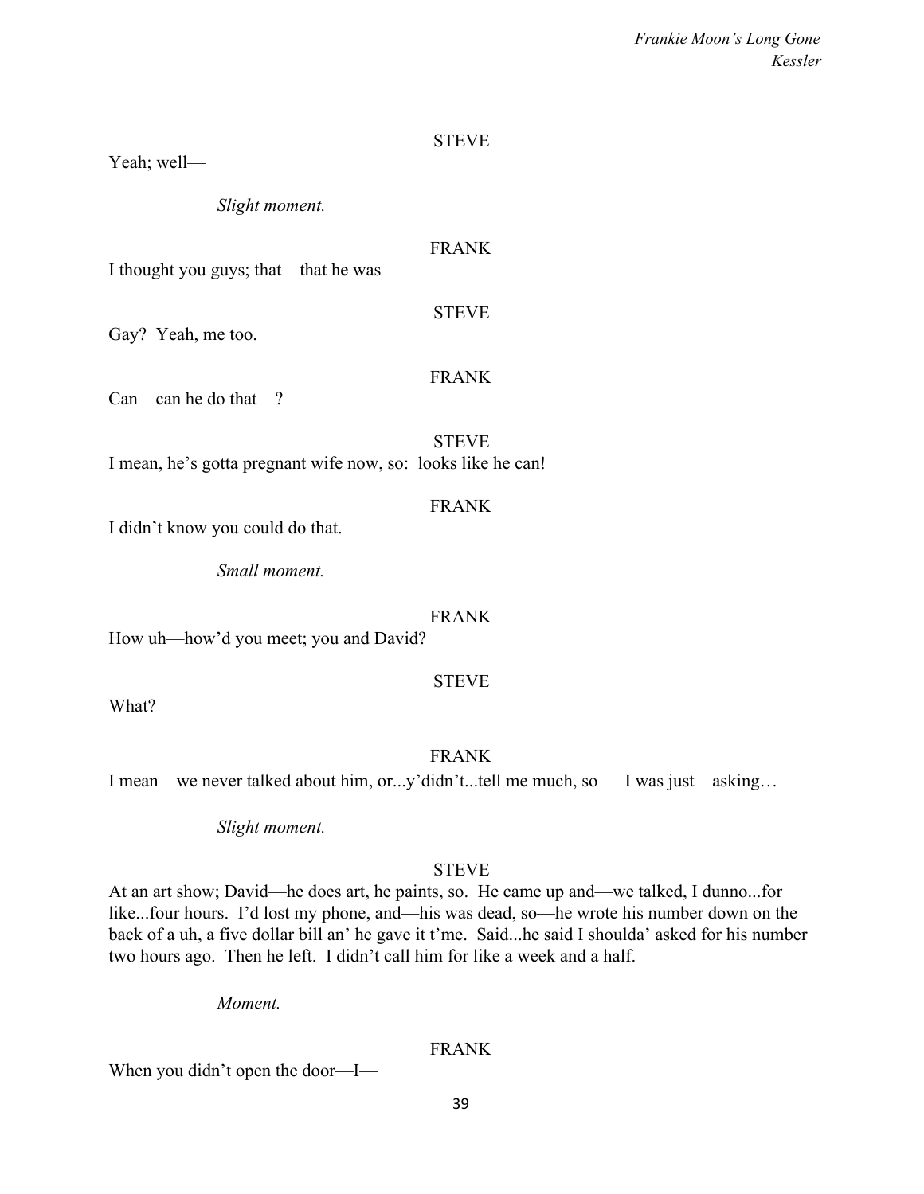STEVE

Yeah; well—

*Slight moment.*

FRANK

I thought you guys; that—that he was—

STEVE

Gay? Yeah, me too.

FRANK

Can—can he do that—?

STEVE

I mean, he's gotta pregnant wife now, so: looks like he can!

FRANK

I didn't know you could do that.

*Small moment.*

FRANK

How uh—how'd you meet; you and David?

STEVE

What?

FRANK

I mean—we never talked about him, or...y'didn't...tell me much, so— I was just—asking…

*Slight moment.*

STEVE

At an art show; David—he does art, he paints, so. He came up and—we talked, I dunno...for like...four hours. I'd lost my phone, and—his was dead, so—he wrote his number down on the back of a uh, a five dollar bill an' he gave it t'me. Said...he said I shoulda' asked for his number two hours ago. Then he left. I didn't call him for like a week and a half.

*Moment.*

FRANK

When you didn't open the door—I—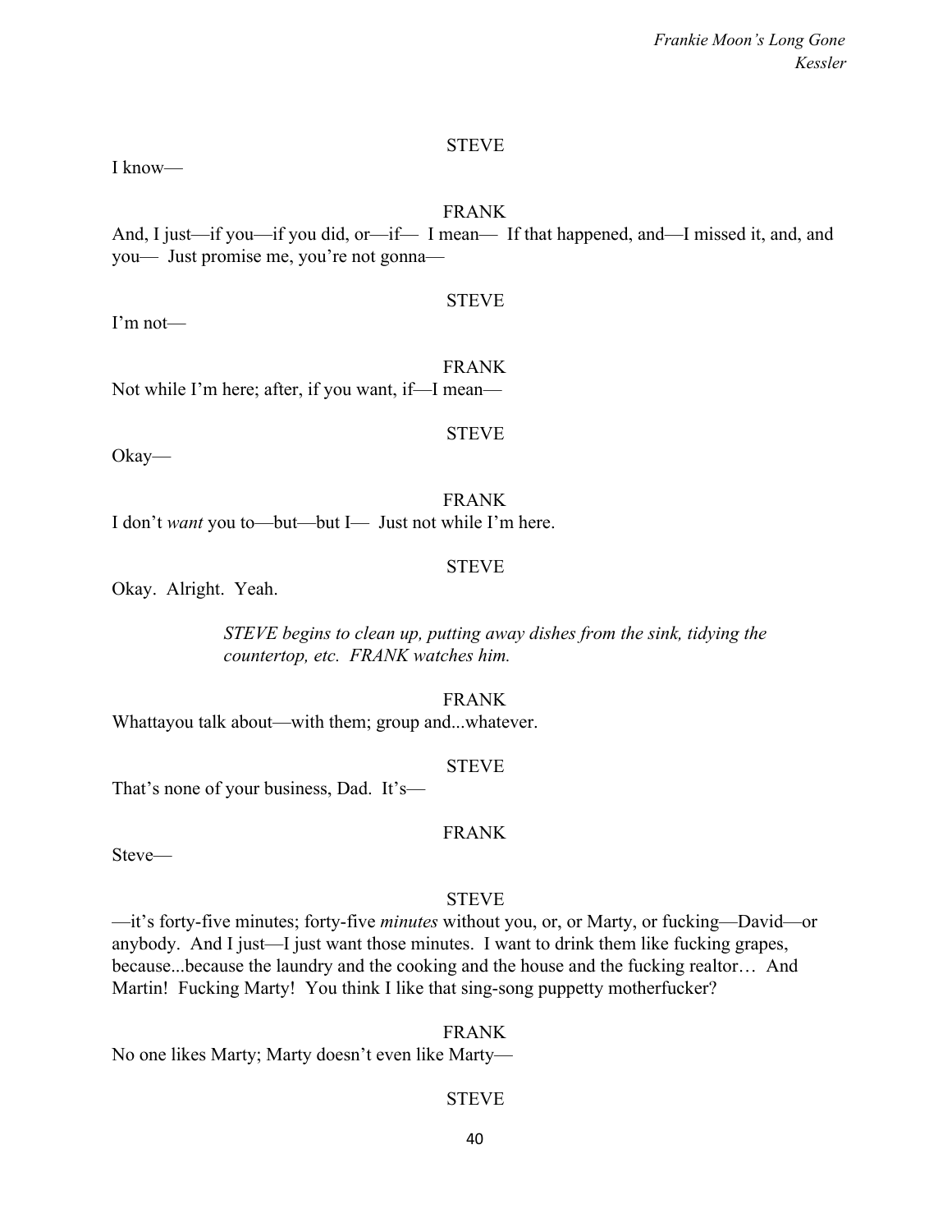STEVE

I know—

FRANK

And, I just—if you—if you did, or—if— I mean— If that happened, and—I missed it, and, and you— Just promise me, you're not gonna—

STEVE

I'm not—

FRANK

Not while I'm here; after, if you want, if—I mean—

STEVE

Okay—

FRANK

I don't *want* you to—but—but I— Just not while I'm here.

STEVE

Okay. Alright. Yeah.

*STEVE begins to clean up, putting away dishes from the sink, tidying the countertop, etc. FRANK watches him.*

FRANK

Whattayou talk about—with them; group and...whatever.

STEVE

That's none of your business, Dad. It's—

FRANK

Steve—

STEVE

—it's forty-five minutes; forty-five *minutes* without you, or, or Marty, or fucking—David—or anybody. And I just—I just want those minutes. I want to drink them like fucking grapes, because...because the laundry and the cooking and the house and the fucking realtor… And Martin! Fucking Marty! You think I like that sing-song puppetty motherfucker?

FRANK

No one likes Marty; Marty doesn't even like Marty—

STEVE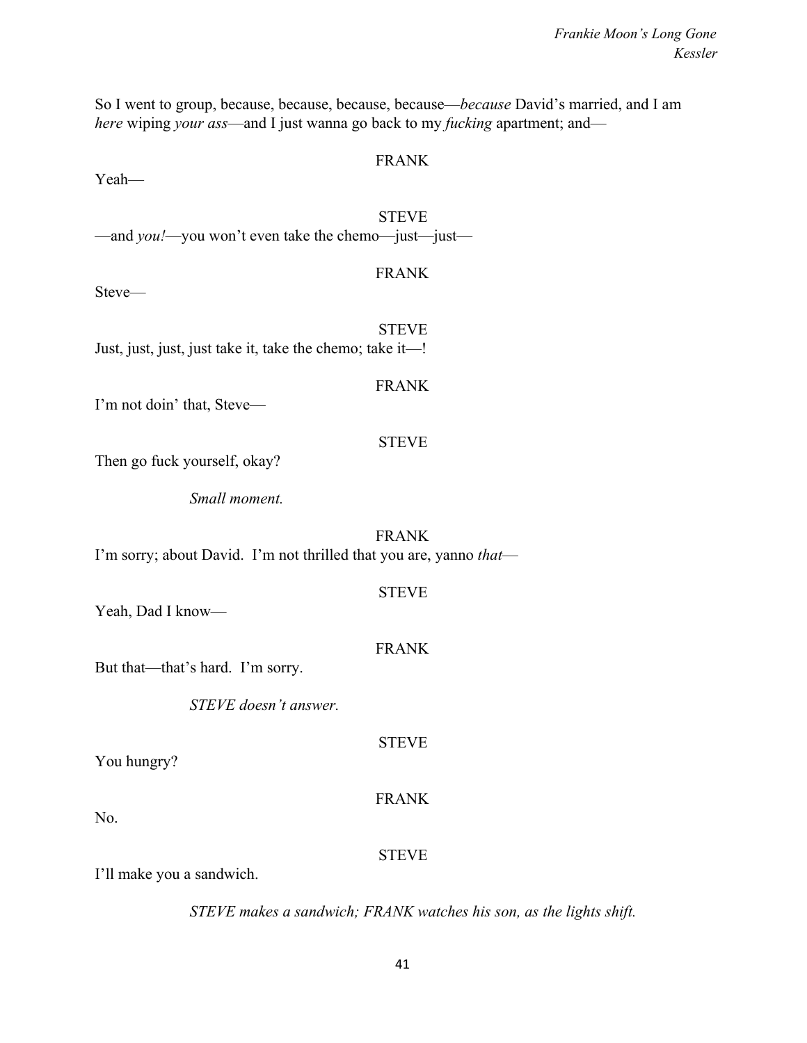So I went to group, because, because, because, because—*because* David's married, and I am *here* wiping *your ass*—and I just wanna go back to my *fucking* apartment; and—

FRANK

Yeah—

STEVE

—and *you!*—you won't even take the chemo—just—just—

FRANK

Steve—

STEVE

Just, just, just, just take it, take the chemo; take it—!

FRANK

I'm not doin' that, Steve—

STEVE

Then go fuck yourself, okay?

*Small moment.*

FRANK

I'm sorry; about David. I'm not thrilled that you are, yanno *that*—

STEVE

Yeah, Dad I know—

FRANK

But that—that's hard. I'm sorry.

*STEVE doesn't answer.*

STEVE

You hungry?

FRANK

No.

STEVE

I'll make you a sandwich.

*STEVE makes a sandwich; FRANK watches his son, as the lights shift.*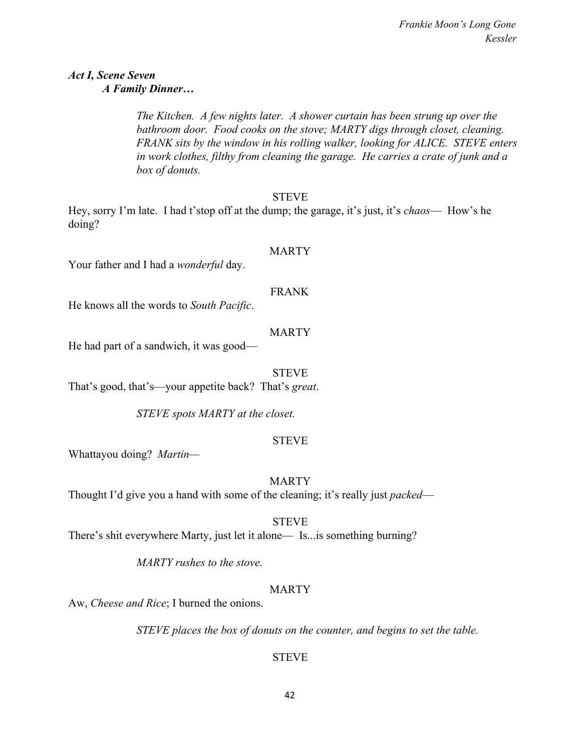***Act I, Scene Seven***
***A Family Dinner…***

*The Kitchen. A few nights later. A shower curtain has been strung up over the bathroom door. Food cooks on the stove; MARTY digs through closet, cleaning. FRANK sits by the window in his rolling walker, looking for ALICE. STEVE enters in work clothes, filthy from cleaning the garage. He carries a crate of junk and a box of donuts.*

STEVE

Hey, sorry I'm late. I had t'stop off at the dump; the garage, it's just, it's *chaos*— How's he doing?

MARTY

Your father and I had a *wonderful* day.

FRANK

He knows all the words to *South Pacific*.

MARTY

He had part of a sandwich, it was good—

STEVE

That's good, that's—your appetite back? That's *great*.

*STEVE spots MARTY at the closet.*

STEVE

Whattayou doing? *Martin*—

MARTY

Thought I'd give you a hand with some of the cleaning; it's really just *packed*—

STEVE

There's shit everywhere Marty, just let it alone— Is...is something burning?

*MARTY rushes to the stove.*

MARTY

Aw, *Cheese and Rice*; I burned the onions.

*STEVE places the box of donuts on the counter, and begins to set the table.*

STEVE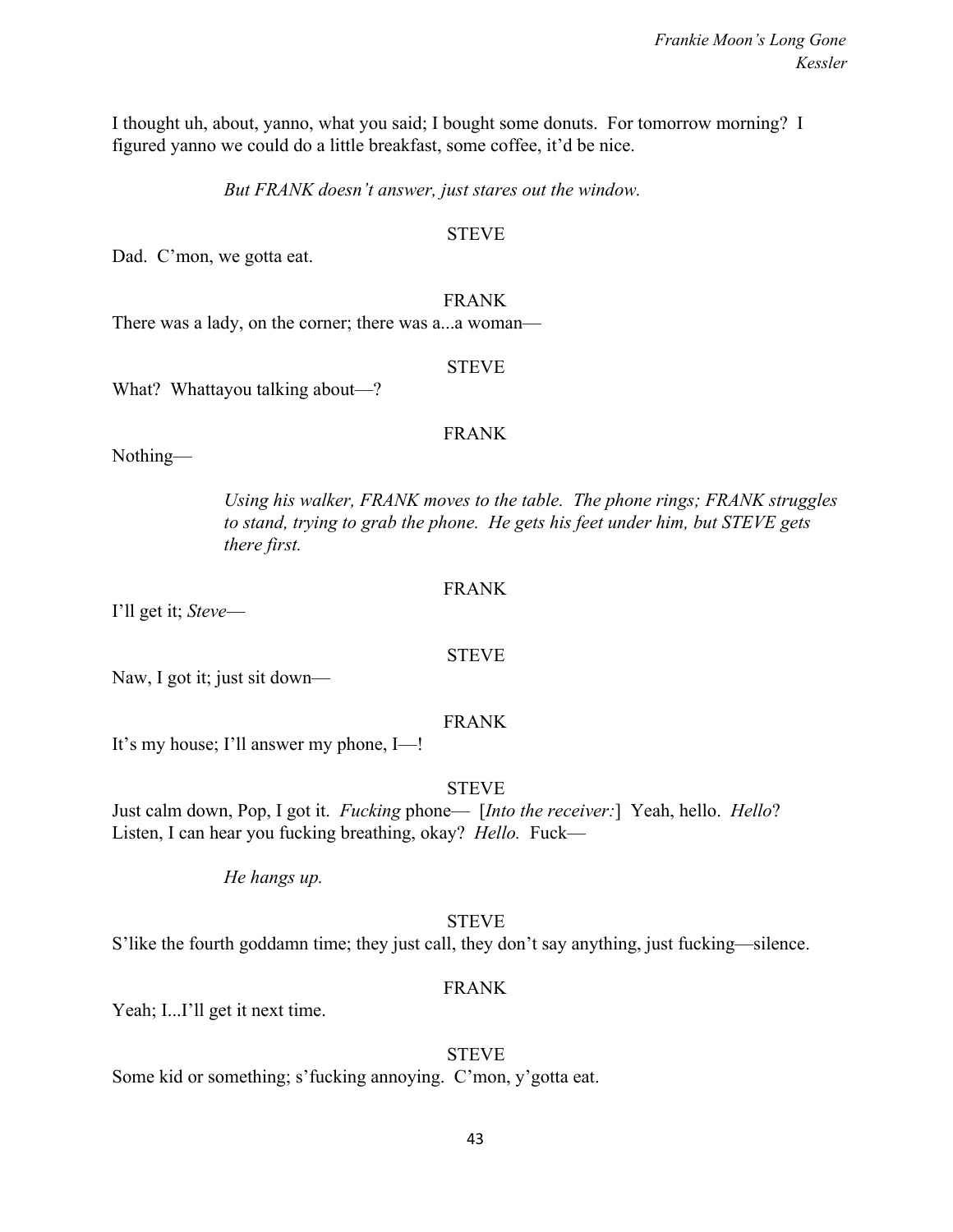I thought uh, about, yanno, what you said; I bought some donuts. For tomorrow morning? I figured yanno we could do a little breakfast, some coffee, it'd be nice.

*But FRANK doesn't answer, just stares out the window.*

STEVE

Dad. C'mon, we gotta eat.

FRANK

There was a lady, on the corner; there was a...a woman—

STEVE

What? Whattayou talking about—?

FRANK

Nothing—

*Using his walker, FRANK moves to the table. The phone rings; FRANK struggles to stand, trying to grab the phone. He gets his feet under him, but STEVE gets there first.*

FRANK

I'll get it; *Steve*—

STEVE

Naw, I got it; just sit down—

FRANK

It's my house; I'll answer my phone, I—!

STEVE

Just calm down, Pop, I got it. *Fucking* phone— [*Into the receiver:*] Yeah, hello. *Hello*? Listen, I can hear you fucking breathing, okay? *Hello.* Fuck—

*He hangs up.*

STEVE

S'like the fourth goddamn time; they just call, they don't say anything, just fucking—silence.

FRANK

Yeah; I...I'll get it next time.

STEVE

Some kid or something; s'fucking annoying. C'mon, y'gotta eat.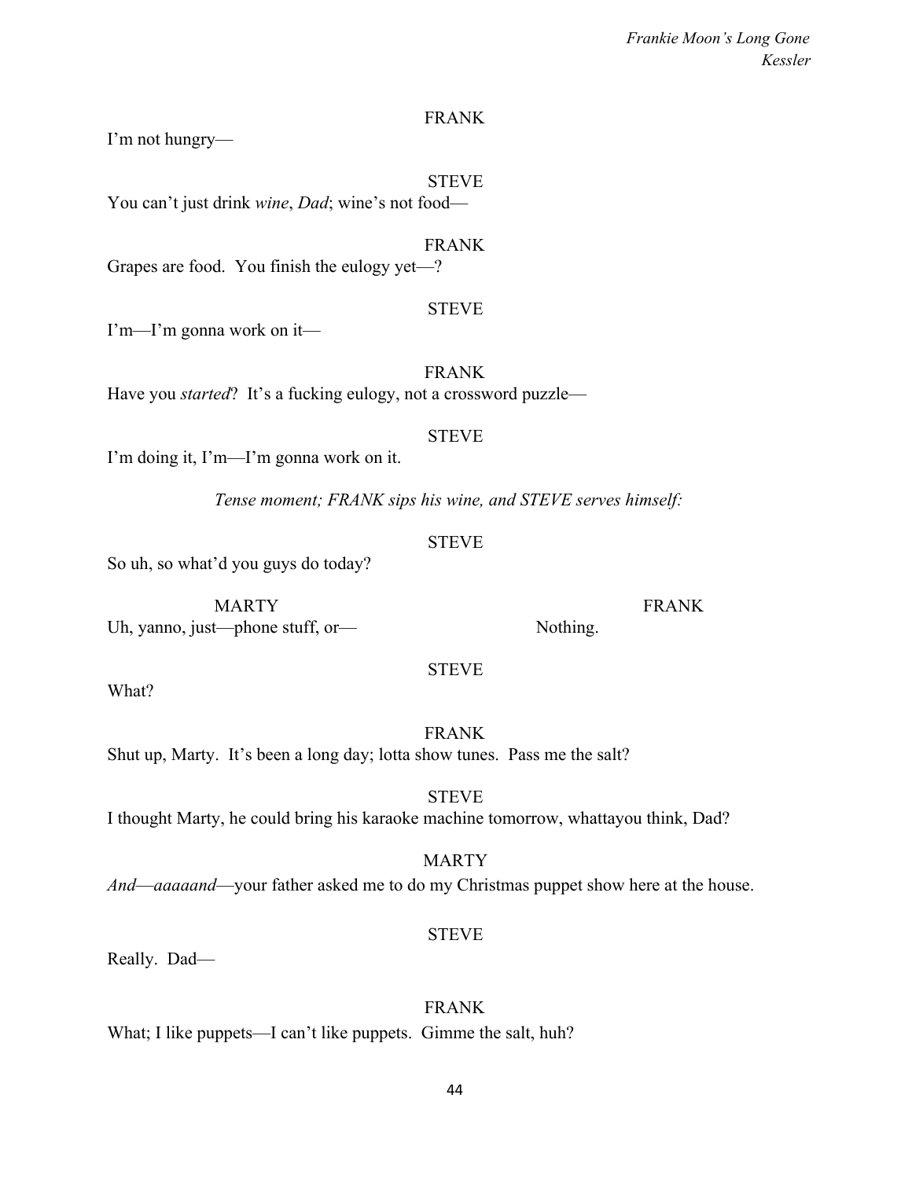FRANK

I'm not hungry—

STEVE

You can't just drink *wine*, *Dad*; wine's not food—

FRANK

Grapes are food. You finish the eulogy yet—?

STEVE

I'm—I'm gonna work on it—

FRANK

Have you *started*? It's a fucking eulogy, not a crossword puzzle—

STEVE

I'm doing it, I'm—I'm gonna work on it.

*Tense moment; FRANK sips his wine, and STEVE serves himself:*

STEVE

So uh, so what'd you guys do today?

| MARTY | FRANK |
|---|---|
| Uh, yanno, just—phone stuff, or— | Nothing. |

STEVE

What?

FRANK

Shut up, Marty. It's been a long day; lotta show tunes. Pass me the salt?

STEVE

I thought Marty, he could bring his karaoke machine tomorrow, whattayou think, Dad?

MARTY

*And*—*aaaaand*—your father asked me to do my Christmas puppet show here at the house.

STEVE

Really. Dad—

FRANK

What; I like puppets—I can't like puppets. Gimme the salt, huh?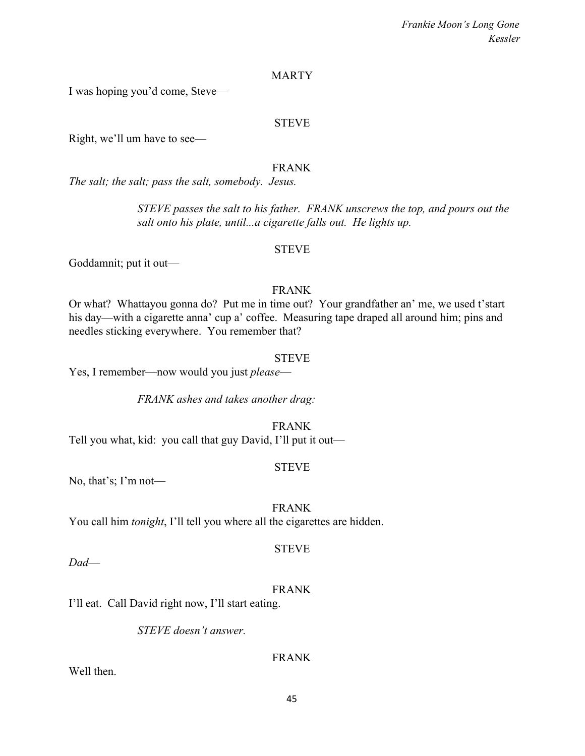MARTY

I was hoping you'd come, Steve—

STEVE

Right, we'll um have to see—

FRANK

*The salt; the salt; pass the salt, somebody. Jesus.*

*STEVE passes the salt to his father. FRANK unscrews the top, and pours out the salt onto his plate, until...a cigarette falls out. He lights up.*

STEVE

Goddamnit; put it out—

FRANK

Or what? Whattayou gonna do? Put me in time out? Your grandfather an' me, we used t'start his day—with a cigarette anna' cup a' coffee. Measuring tape draped all around him; pins and needles sticking everywhere. You remember that?

STEVE

Yes, I remember—now would you just *please*—

*FRANK ashes and takes another drag:*

FRANK

Tell you what, kid: you call that guy David, I'll put it out—

STEVE

No, that's; I'm not—

FRANK

You call him *tonight*, I'll tell you where all the cigarettes are hidden.

STEVE

*Dad*—

FRANK

I'll eat. Call David right now, I'll start eating.

*STEVE doesn't answer.*

FRANK

Well then.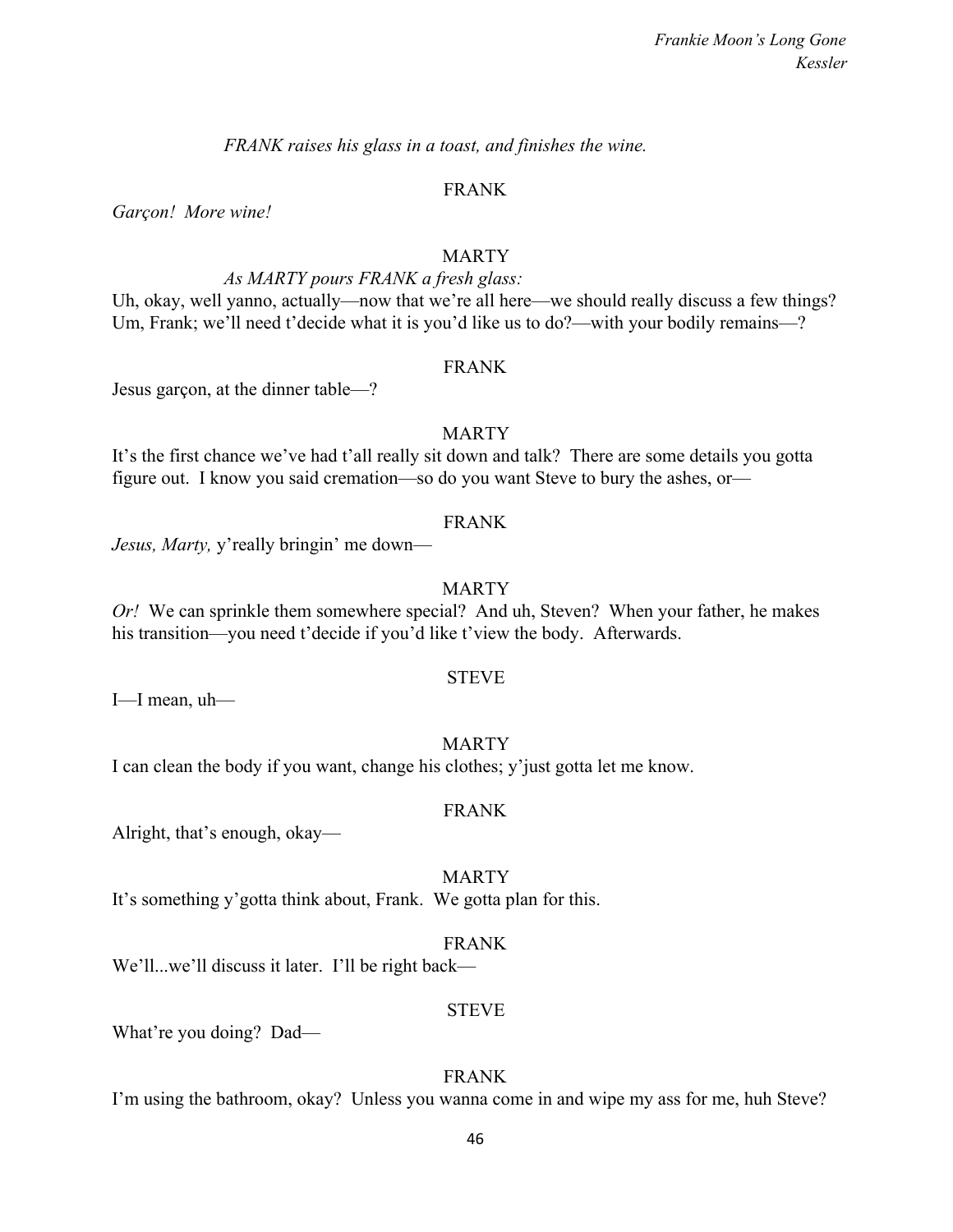*FRANK raises his glass in a toast, and finishes the wine.*

FRANK

*Garçon! More wine!*

MARTY

*As MARTY pours FRANK a fresh glass:*

Uh, okay, well yanno, actually—now that we're all here—we should really discuss a few things? Um, Frank; we'll need t'decide what it is you'd like us to do?—with your bodily remains—?

FRANK

Jesus garçon, at the dinner table—?

MARTY

It's the first chance we've had t'all really sit down and talk? There are some details you gotta figure out. I know you said cremation—so do you want Steve to bury the ashes, or—

FRANK

*Jesus, Marty,* y'really bringin' me down—

MARTY

*Or!* We can sprinkle them somewhere special? And uh, Steven? When your father, he makes his transition—you need t'decide if you'd like t'view the body. Afterwards.

STEVE

I—I mean, uh—

MARTY

I can clean the body if you want, change his clothes; y'just gotta let me know.

FRANK

Alright, that's enough, okay—

MARTY

It's something y'gotta think about, Frank. We gotta plan for this.

FRANK

We'll...we'll discuss it later. I'll be right back—

STEVE

What're you doing? Dad—

FRANK

I'm using the bathroom, okay? Unless you wanna come in and wipe my ass for me, huh Steve?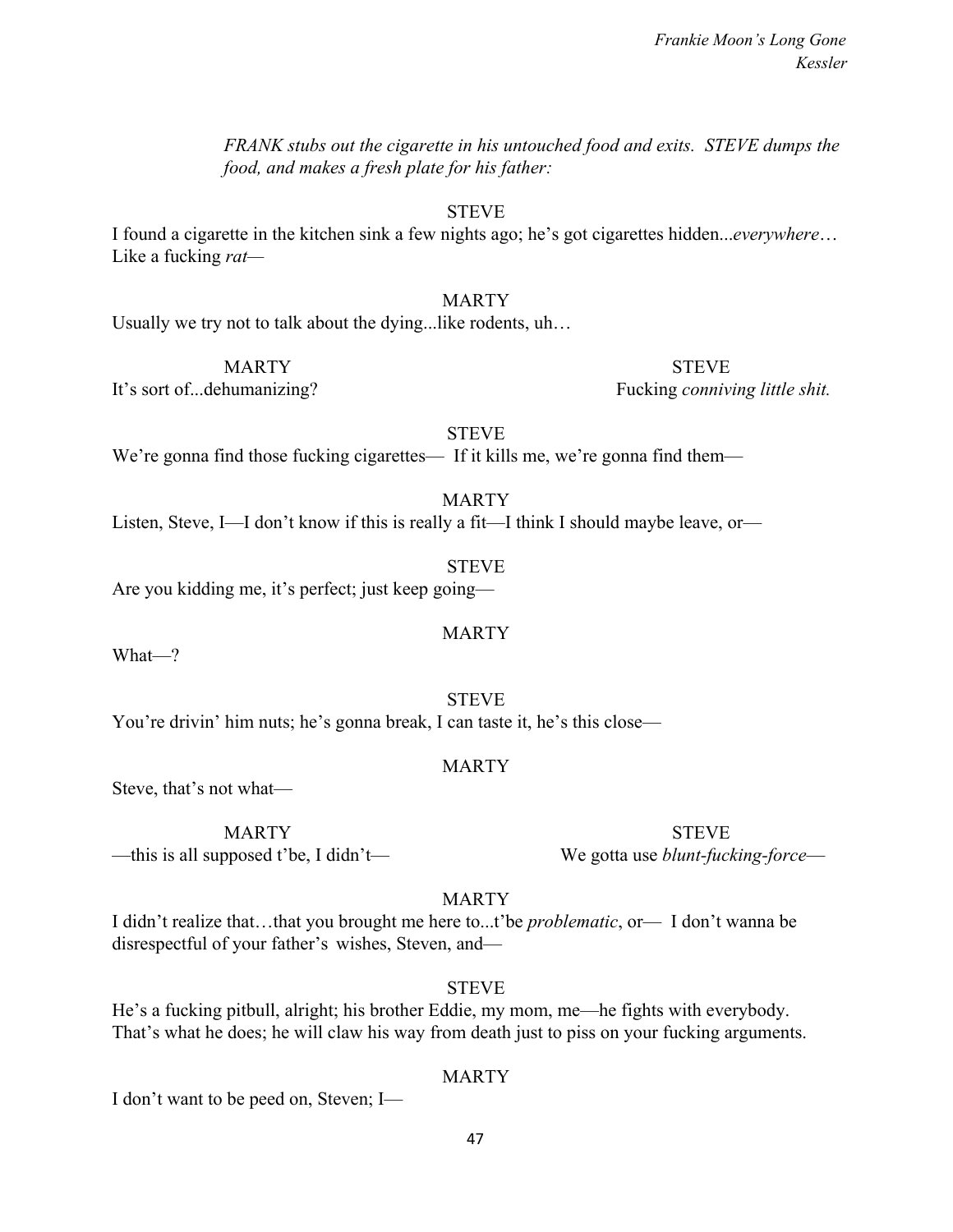*FRANK stubs out the cigarette in his untouched food and exits. STEVE dumps the food, and makes a fresh plate for his father:*

STEVE

I found a cigarette in the kitchen sink a few nights ago; he's got cigarettes hidden...*everywhere*… Like a fucking *rat*—

MARTY

Usually we try not to talk about the dying...like rodents, uh…

MARTY

It's sort of...dehumanizing?

STEVE

Fucking *conniving little shit.*

STEVE

We're gonna find those fucking cigarettes— If it kills me, we're gonna find them—

MARTY

Listen, Steve, I—I don't know if this is really a fit—I think I should maybe leave, or—

STEVE

Are you kidding me, it's perfect; just keep going—

MARTY

What—?

STEVE

You're drivin' him nuts; he's gonna break, I can taste it, he's this close—

MARTY

Steve, that's not what—

MARTY

—this is all supposed t'be, I didn't—

STEVE

We gotta use *blunt-fucking-force*—

MARTY

I didn't realize that…that you brought me here to...t'be *problematic*, or— I don't wanna be disrespectful of your father's wishes, Steven, and—

STEVE

He's a fucking pitbull, alright; his brother Eddie, my mom, me—he fights with everybody. That's what he does; he will claw his way from death just to piss on your fucking arguments.

MARTY

I don't want to be peed on, Steven; I—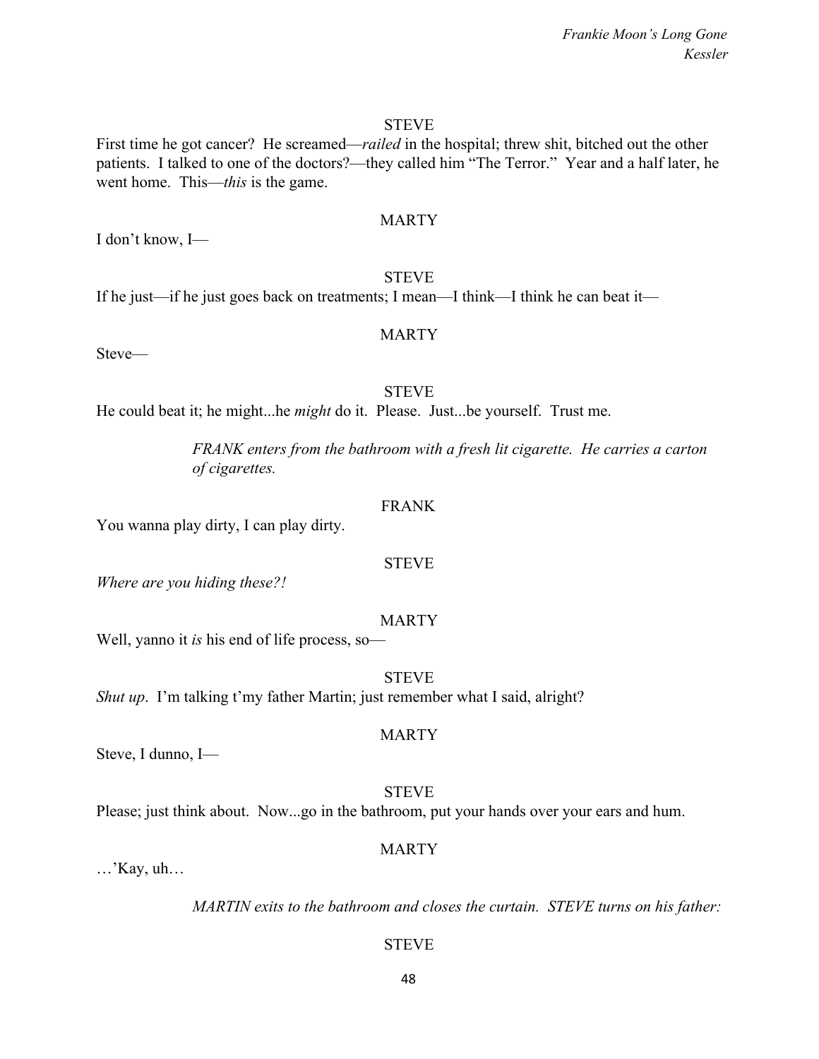STEVE

First time he got cancer? He screamed—*railed* in the hospital; threw shit, bitched out the other patients. I talked to one of the doctors?—they called him "The Terror." Year and a half later, he went home. This—*this* is the game.

MARTY

I don't know, I—

STEVE

If he just—if he just goes back on treatments; I mean—I think—I think he can beat it—

MARTY

Steve—

STEVE

He could beat it; he might...he *might* do it. Please. Just...be yourself. Trust me.

*FRANK enters from the bathroom with a fresh lit cigarette. He carries a carton of cigarettes.*

FRANK

You wanna play dirty, I can play dirty.

STEVE

*Where are you hiding these?!*

MARTY

Well, yanno it *is* his end of life process, so—

STEVE

*Shut up*. I'm talking t'my father Martin; just remember what I said, alright?

MARTY

Steve, I dunno, I—

STEVE

Please; just think about. Now...go in the bathroom, put your hands over your ears and hum.

MARTY

…'Kay, uh…

*MARTIN exits to the bathroom and closes the curtain. STEVE turns on his father:*

STEVE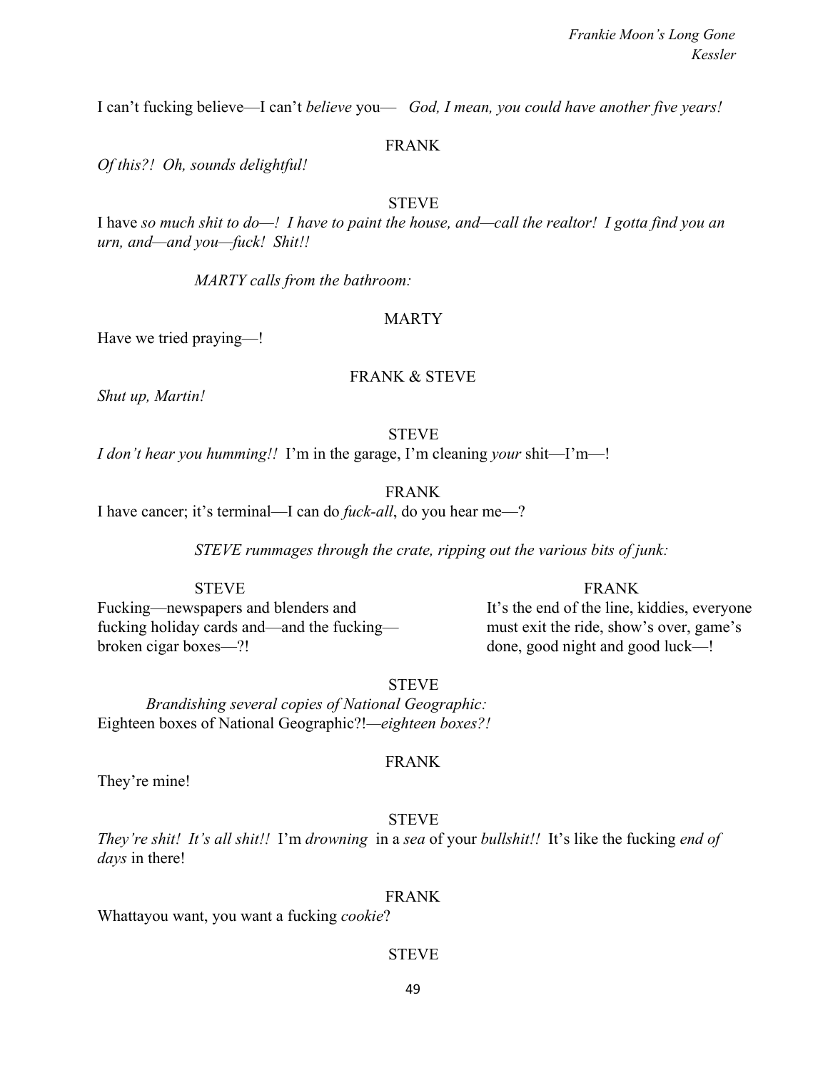I can't fucking believe—I can't *believe* you— *God, I mean, you could have another five years!*

FRANK

*Of this?! Oh, sounds delightful!*

STEVE

I have *so much shit to do—! I have to paint the house, and—call the realtor! I gotta find you an urn, and—and you—fuck! Shit!!*

*MARTY calls from the bathroom:*

MARTY

Have we tried praying—!

FRANK & STEVE

*Shut up, Martin!*

STEVE

*I don't hear you humming!!* I'm in the garage, I'm cleaning *your* shit—I'm—!

FRANK

I have cancer; it's terminal—I can do *fuck-all*, do you hear me—?

*STEVE rummages through the crate, ripping out the various bits of junk:*

STEVE

Fucking—newspapers and blenders and fucking holiday cards and—and the fucking—broken cigar boxes—?!

FRANK

It's the end of the line, kiddies, everyone must exit the ride, show's over, game's done, good night and good luck—!

STEVE

*Brandishing several copies of National Geographic:*

Eighteen boxes of National Geographic?!—*eighteen boxes?!*

FRANK

They're mine!

STEVE

*They're shit! It's all shit!!* I'm *drowning* in a *sea* of your *bullshit!!* It's like the fucking *end of days* in there!

FRANK

Whattayou want, you want a fucking *cookie*?

STEVE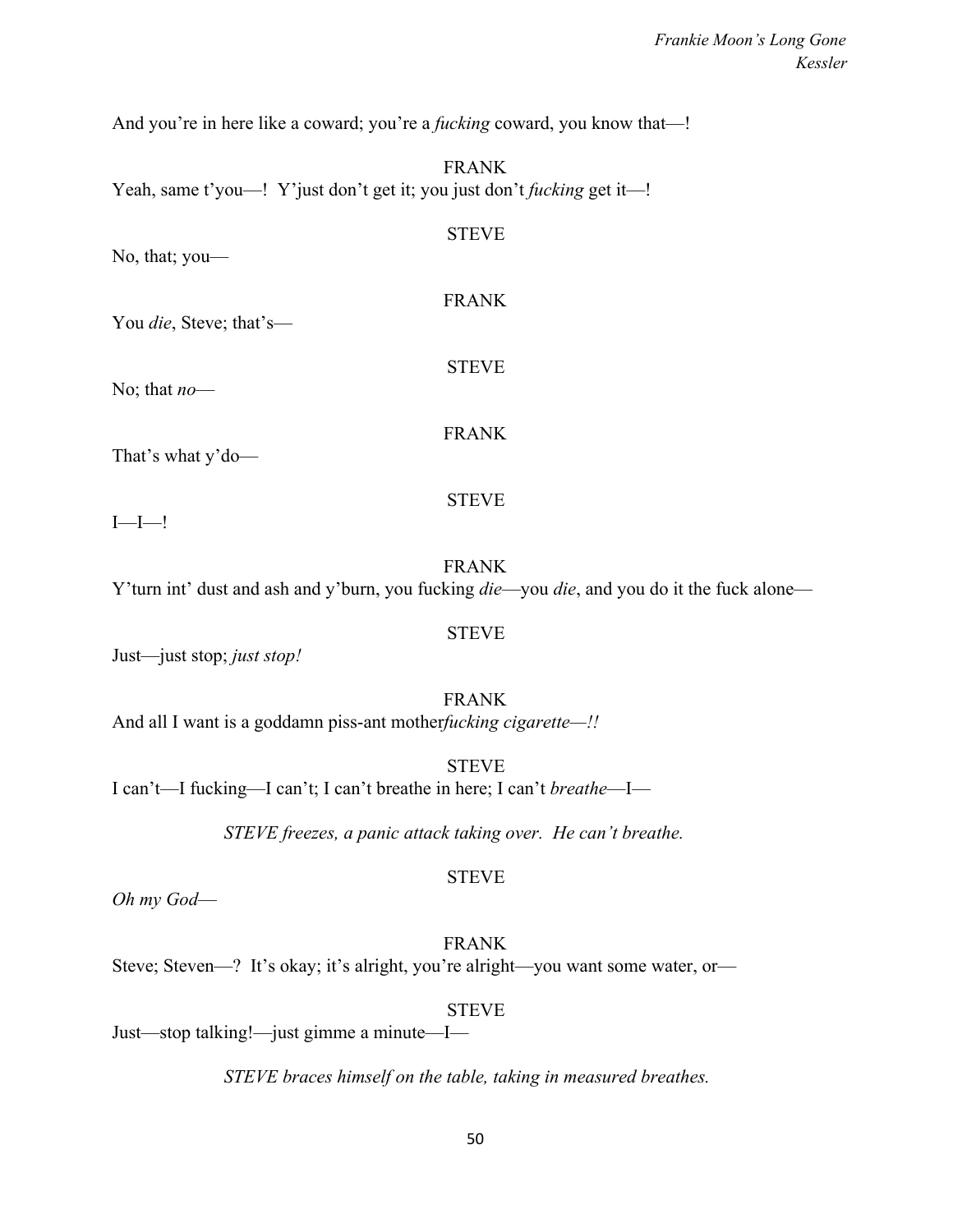And you're in here like a coward; you're a *fucking* coward, you know that—!

FRANK

Yeah, same t'you—! Y'just don't get it; you just don't *fucking* get it—!

STEVE

No, that; you—

FRANK

You *die*, Steve; that's—

STEVE

No; that *no*—

FRANK

That's what y'do—

STEVE

I—I—!

FRANK

Y'turn int' dust and ash and y'burn, you fucking *die*—you *die*, and you do it the fuck alone—

STEVE

Just—just stop; *just stop!*

FRANK

And all I want is a goddamn piss-ant mother*fucking cigarette—!!*

STEVE

I can't—I fucking—I can't; I can't breathe in here; I can't *breathe*—I—

*STEVE freezes, a panic attack taking over. He can't breathe.*

STEVE

*Oh my God*—

FRANK

Steve; Steven—? It's okay; it's alright, you're alright—you want some water, or—

STEVE

Just—stop talking!—just gimme a minute—I—

*STEVE braces himself on the table, taking in measured breathes.*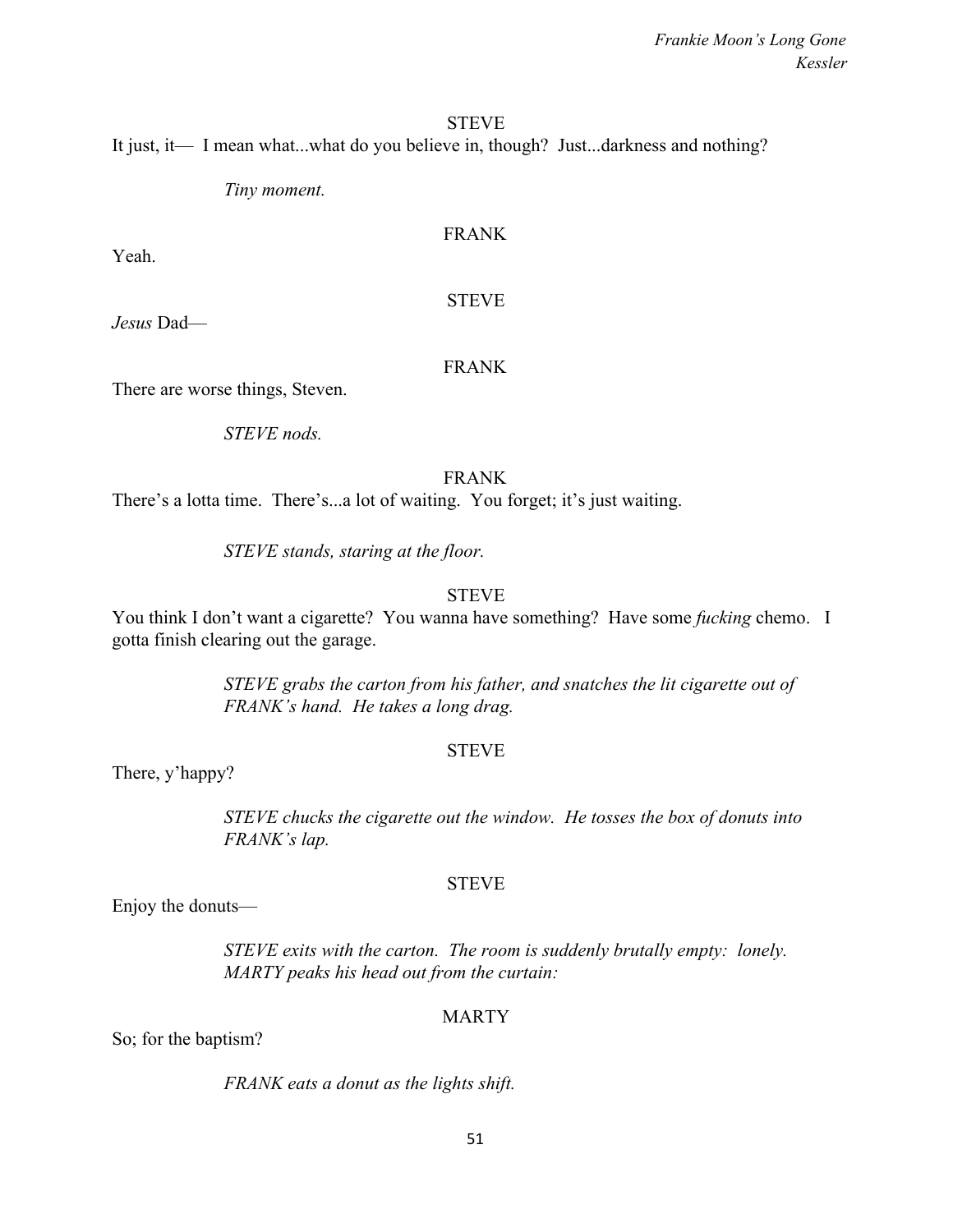STEVE

It just, it— I mean what...what do you believe in, though? Just...darkness and nothing?

*Tiny moment.*

FRANK

Yeah.

STEVE

*Jesus* Dad—

FRANK

There are worse things, Steven.

*STEVE nods.*

FRANK

There's a lotta time. There's...a lot of waiting. You forget; it's just waiting.

*STEVE stands, staring at the floor.*

STEVE

You think I don't want a cigarette? You wanna have something? Have some *fucking* chemo. I gotta finish clearing out the garage.

*STEVE grabs the carton from his father, and snatches the lit cigarette out of FRANK's hand. He takes a long drag.*

STEVE

There, y'happy?

*STEVE chucks the cigarette out the window. He tosses the box of donuts into FRANK's lap.*

STEVE

Enjoy the donuts—

*STEVE exits with the carton. The room is suddenly brutally empty: lonely. MARTY peaks his head out from the curtain:*

MARTY

So; for the baptism?

*FRANK eats a donut as the lights shift.*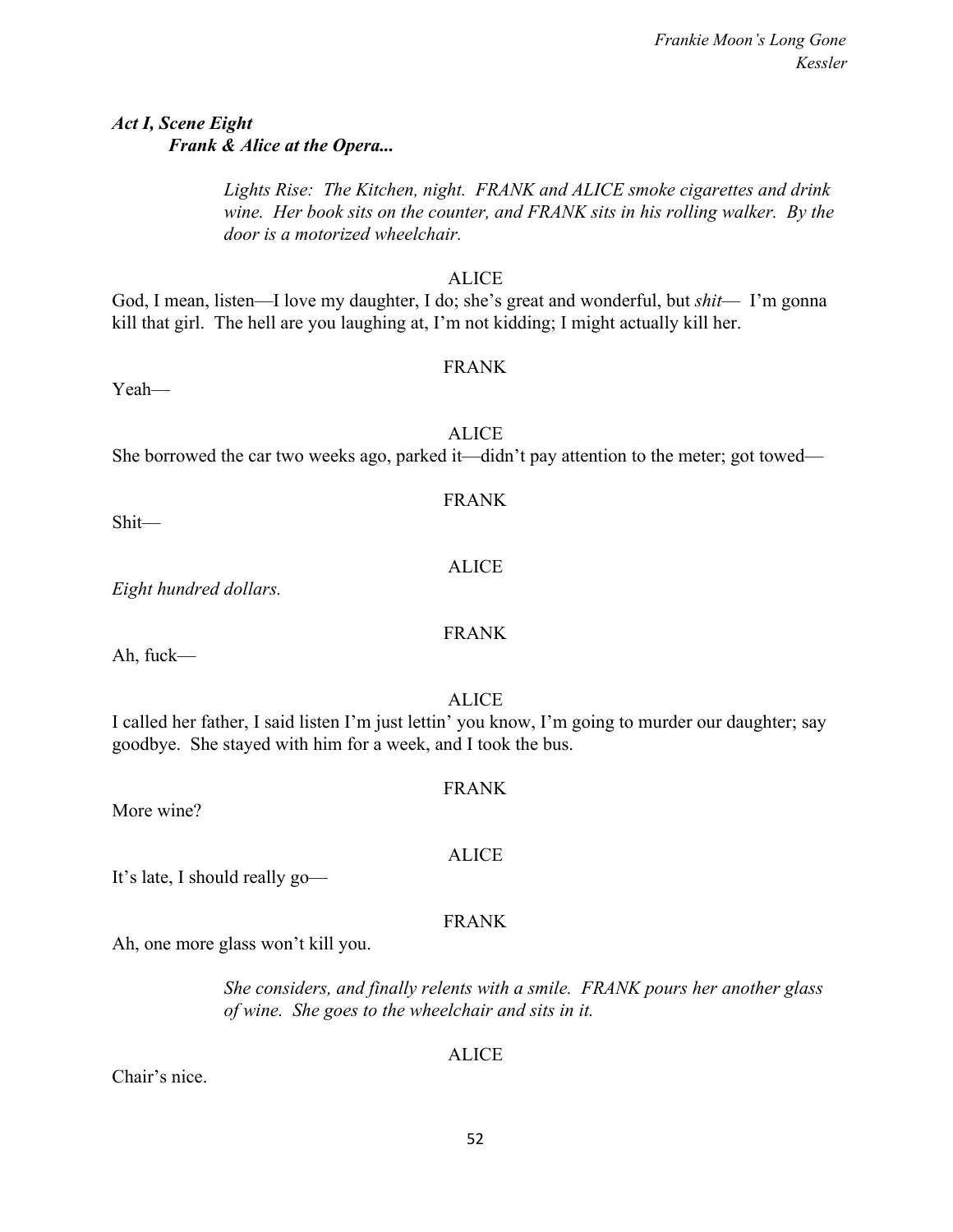### *Act I, Scene Eight*
### *Frank & Alice at the Opera...*

*Lights Rise: The Kitchen, night. FRANK and ALICE smoke cigarettes and drink wine. Her book sits on the counter, and FRANK sits in his rolling walker. By the door is a motorized wheelchair.*

ALICE

God, I mean, listen—I love my daughter, I do; she's great and wonderful, but *shit*— I'm gonna kill that girl. The hell are you laughing at, I'm not kidding; I might actually kill her.

FRANK

Yeah—

ALICE

She borrowed the car two weeks ago, parked it—didn't pay attention to the meter; got towed—

FRANK

Shit—

ALICE

*Eight hundred dollars.*

FRANK

Ah, fuck—

ALICE

I called her father, I said listen I'm just lettin' you know, I'm going to murder our daughter; say goodbye. She stayed with him for a week, and I took the bus.

FRANK

More wine?

ALICE

It's late, I should really go—

FRANK

Ah, one more glass won't kill you.

*She considers, and finally relents with a smile. FRANK pours her another glass of wine. She goes to the wheelchair and sits in it.*

ALICE

Chair's nice.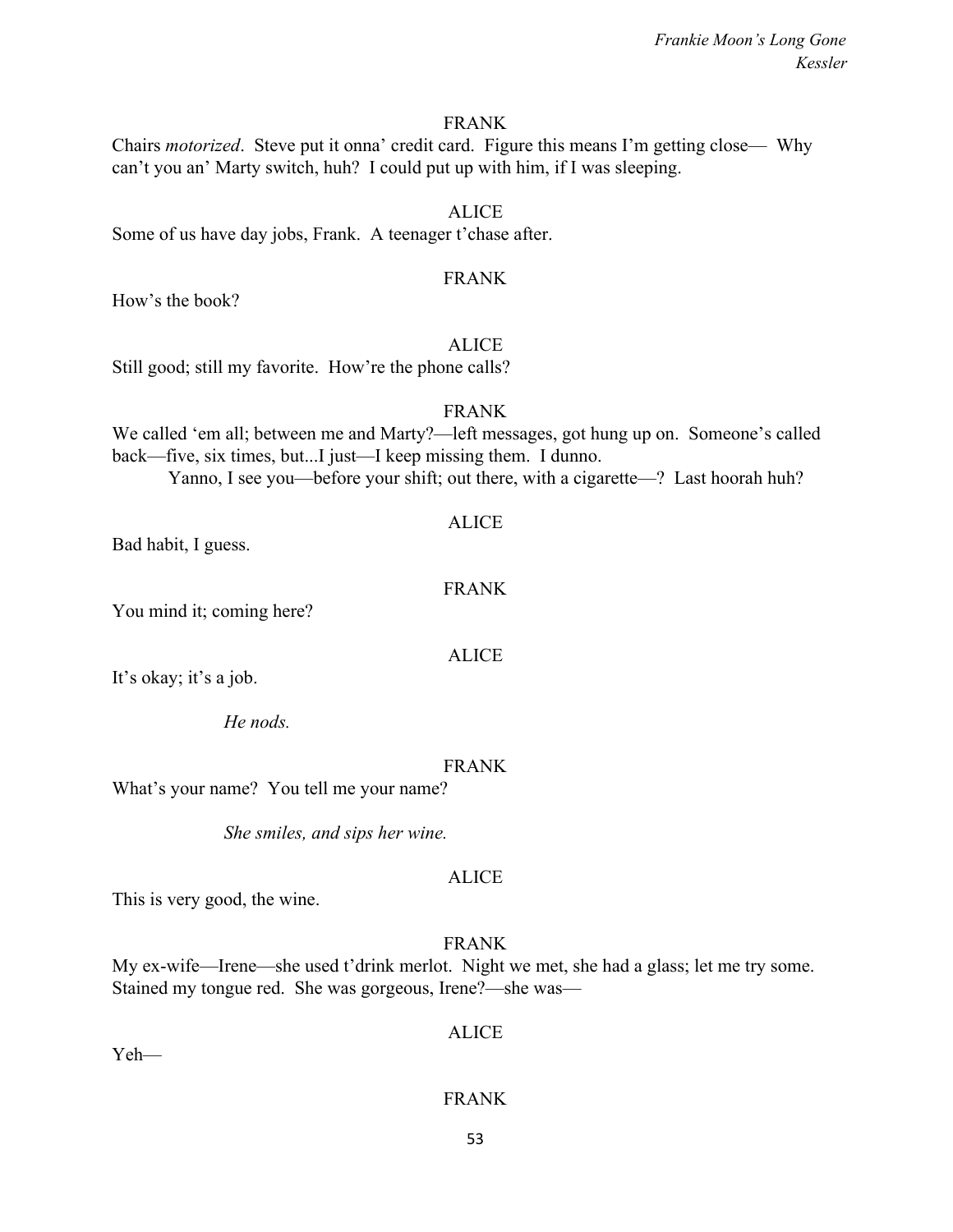FRANK

Chairs *motorized*. Steve put it onna' credit card. Figure this means I'm getting close— Why can't you an' Marty switch, huh? I could put up with him, if I was sleeping.

ALICE

Some of us have day jobs, Frank. A teenager t'chase after.

FRANK

How's the book?

ALICE

Still good; still my favorite. How're the phone calls?

FRANK

We called 'em all; between me and Marty?—left messages, got hung up on. Someone's called back—five, six times, but...I just—I keep missing them. I dunno.

Yanno, I see you—before your shift; out there, with a cigarette—? Last hoorah huh?

ALICE

Bad habit, I guess.

FRANK

You mind it; coming here?

ALICE

It's okay; it's a job.

*He nods.*

FRANK

What's your name? You tell me your name?

*She smiles, and sips her wine.*

ALICE

This is very good, the wine.

FRANK

My ex-wife—Irene—she used t'drink merlot. Night we met, she had a glass; let me try some. Stained my tongue red. She was gorgeous, Irene?—she was—

ALICE

Yeh—

FRANK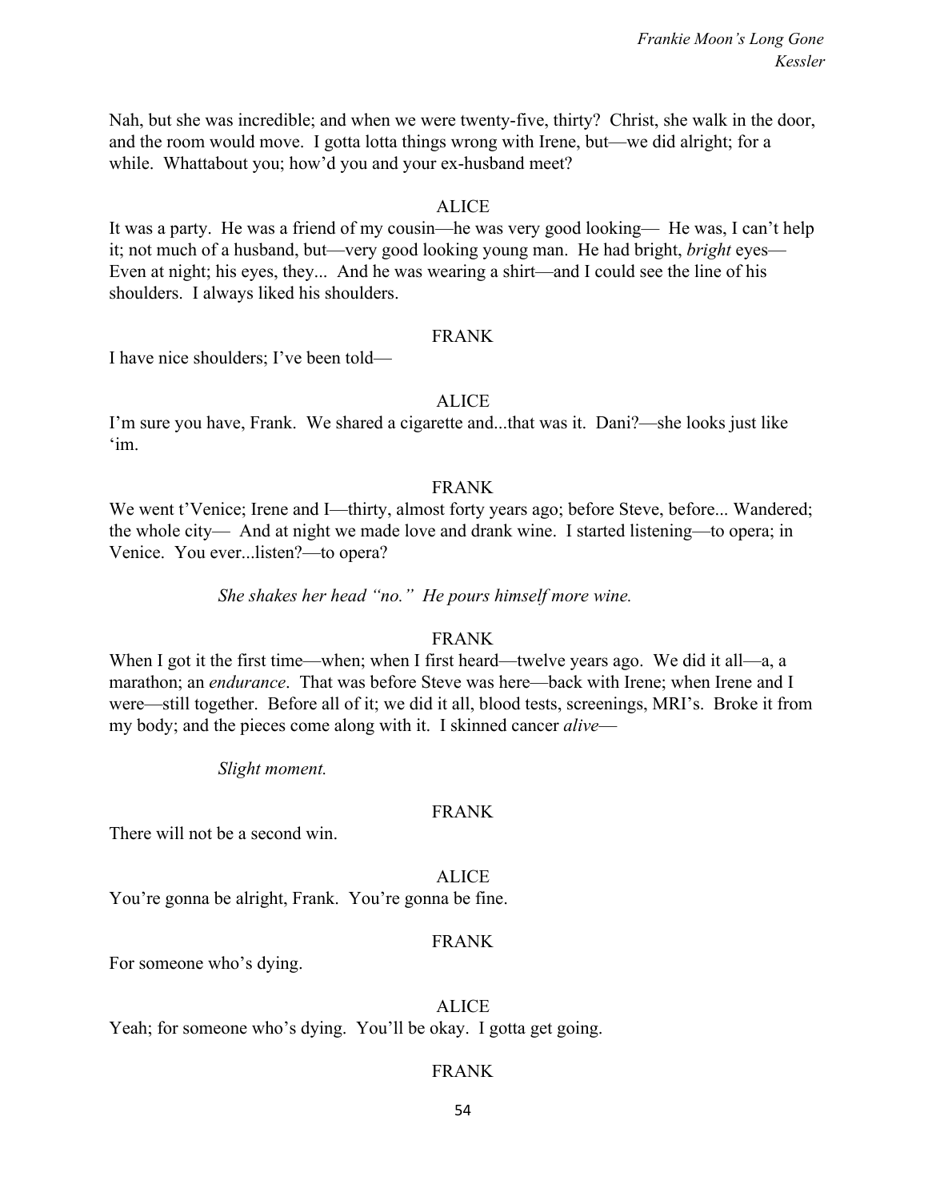Nah, but she was incredible; and when we were twenty-five, thirty? Christ, she walk in the door, and the room would move. I gotta lotta things wrong with Irene, but—we did alright; for a while. Whattabout you; how'd you and your ex-husband meet?

ALICE

It was a party. He was a friend of my cousin—he was very good looking— He was, I can't help it; not much of a husband, but—very good looking young man. He had bright, *bright* eyes— Even at night; his eyes, they... And he was wearing a shirt—and I could see the line of his shoulders. I always liked his shoulders.

FRANK

I have nice shoulders; I've been told—

ALICE

I'm sure you have, Frank. We shared a cigarette and...that was it. Dani?—she looks just like 'im.

FRANK

We went t'Venice; Irene and I—thirty, almost forty years ago; before Steve, before... Wandered; the whole city— And at night we made love and drank wine. I started listening—to opera; in Venice. You ever...listen?—to opera?

*She shakes her head "no." He pours himself more wine.*

FRANK

When I got it the first time—when; when I first heard—twelve years ago. We did it all—a, a marathon; an *endurance*. That was before Steve was here—back with Irene; when Irene and I were—still together. Before all of it; we did it all, blood tests, screenings, MRI's. Broke it from my body; and the pieces come along with it. I skinned cancer *alive*—

*Slight moment.*

FRANK

There will not be a second win.

ALICE

You're gonna be alright, Frank. You're gonna be fine.

FRANK

For someone who's dying.

ALICE

Yeah; for someone who's dying. You'll be okay. I gotta get going.

FRANK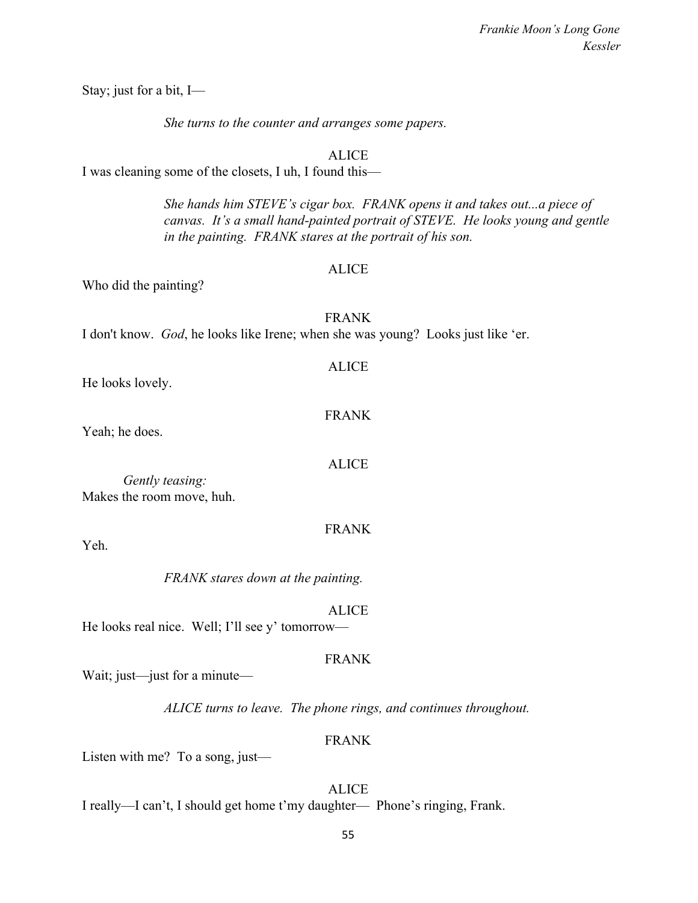Stay; just for a bit, I—

*She turns to the counter and arranges some papers.*

ALICE

I was cleaning some of the closets, I uh, I found this—

*She hands him STEVE's cigar box. FRANK opens it and takes out...a piece of canvas. It's a small hand-painted portrait of STEVE. He looks young and gentle in the painting. FRANK stares at the portrait of his son.*

ALICE

Who did the painting?

FRANK

I don't know. *God*, he looks like Irene; when she was young? Looks just like 'er.

ALICE

He looks lovely.

FRANK

Yeah; he does.

ALICE

*Gently teasing:*
Makes the room move, huh.

FRANK

Yeh.

*FRANK stares down at the painting.*

ALICE

He looks real nice. Well; I'll see y' tomorrow—

FRANK

Wait; just—just for a minute—

*ALICE turns to leave. The phone rings, and continues throughout.*

FRANK

Listen with me? To a song, just—

ALICE

I really—I can't, I should get home t'my daughter— Phone's ringing, Frank.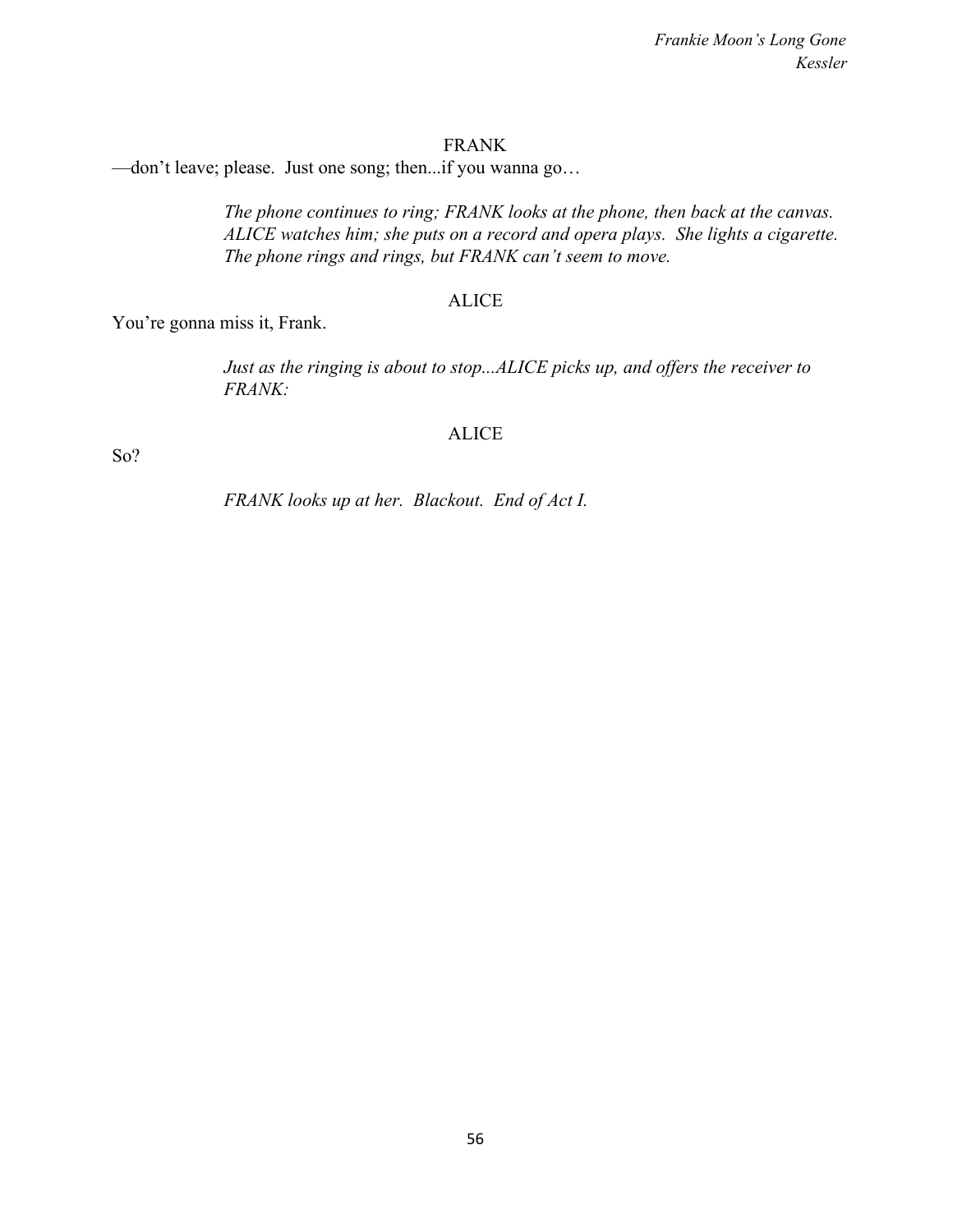FRANK

—don't leave; please. Just one song; then...if you wanna go…

*The phone continues to ring; FRANK looks at the phone, then back at the canvas. ALICE watches him; she puts on a record and opera plays. She lights a cigarette. The phone rings and rings, but FRANK can't seem to move.*

ALICE

You're gonna miss it, Frank.

*Just as the ringing is about to stop...ALICE picks up, and offers the receiver to FRANK:*

ALICE

So?

*FRANK looks up at her. Blackout. End of Act I.*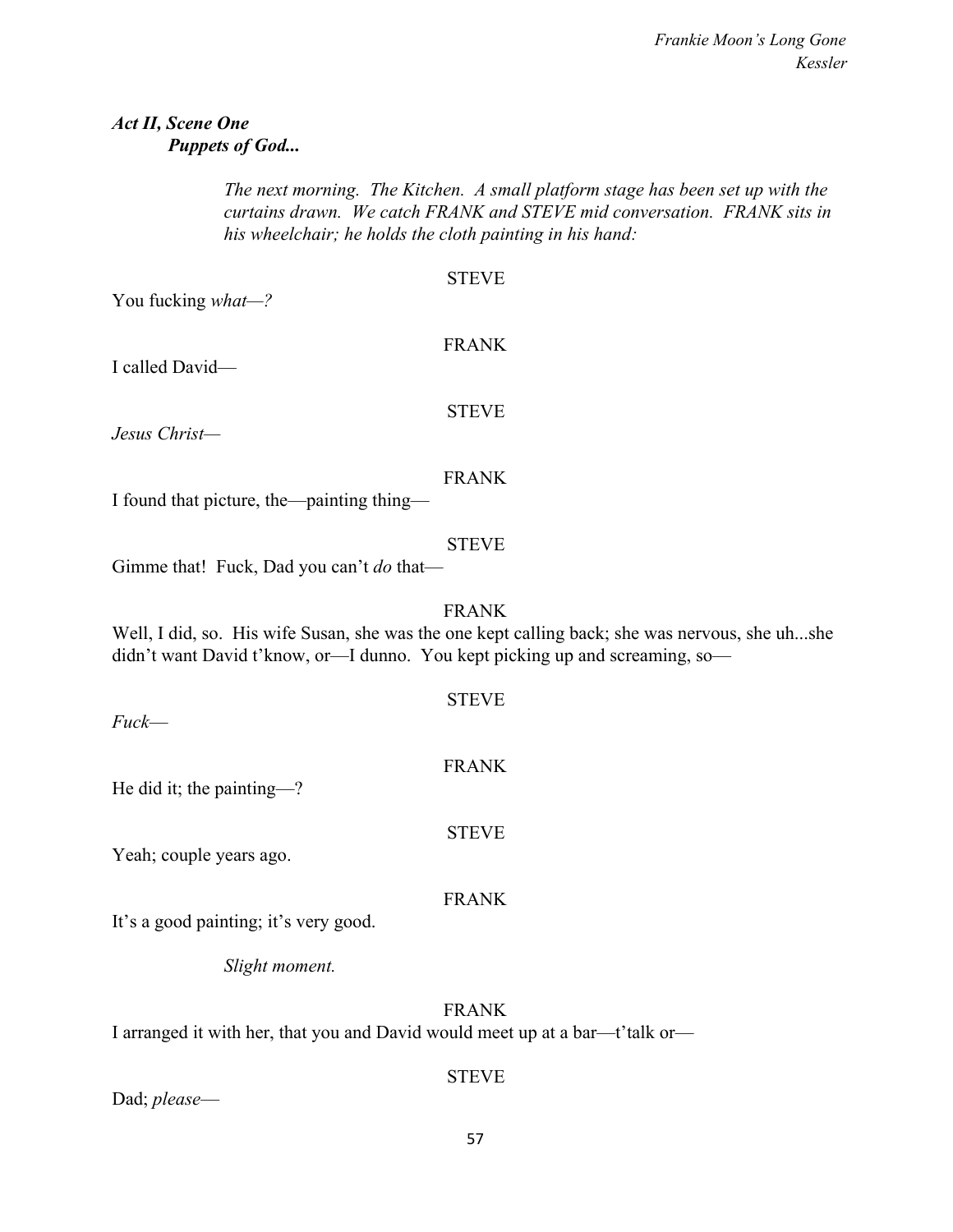***Act II, Scene One***
***Puppets of God...***

*The next morning. The Kitchen. A small platform stage has been set up with the curtains drawn. We catch FRANK and STEVE mid conversation. FRANK sits in his wheelchair; he holds the cloth painting in his hand:*

STEVE

You fucking *what—?*

FRANK

I called David—

STEVE

*Jesus Christ—*

FRANK

I found that picture, the—painting thing—

STEVE

Gimme that! Fuck, Dad you can't *do* that—

FRANK

Well, I did, so. His wife Susan, she was the one kept calling back; she was nervous, she uh...she didn't want David t'know, or—I dunno. You kept picking up and screaming, so—

STEVE

*Fuck—*

FRANK

He did it; the painting—?

STEVE

Yeah; couple years ago.

FRANK

It's a good painting; it's very good.

*Slight moment.*

FRANK

I arranged it with her, that you and David would meet up at a bar—t'talk or—

STEVE

Dad; *please—*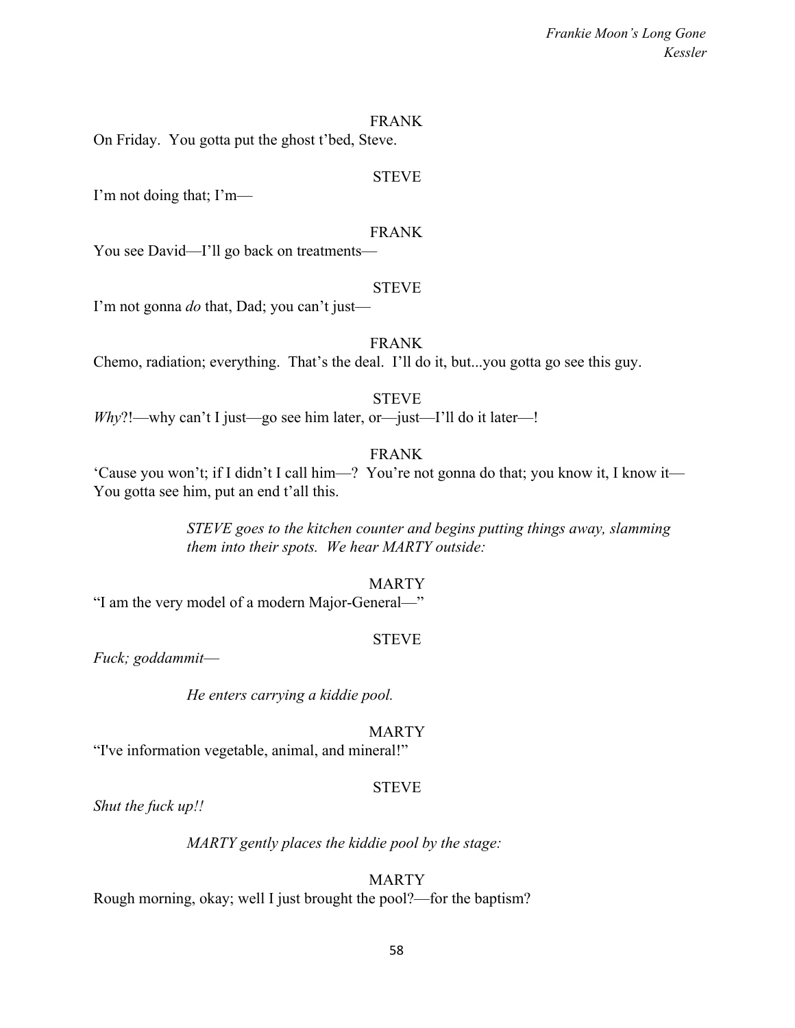FRANK

On Friday. You gotta put the ghost t'bed, Steve.

STEVE

I'm not doing that; I'm—

FRANK

You see David—I'll go back on treatments—

STEVE

I'm not gonna *do* that, Dad; you can't just—

FRANK

Chemo, radiation; everything. That's the deal. I'll do it, but...you gotta go see this guy.

STEVE

*Why*?!—why can't I just—go see him later, or—just—I'll do it later—!

FRANK

'Cause you won't; if I didn't I call him—? You're not gonna do that; you know it, I know it—You gotta see him, put an end t'all this.

*STEVE goes to the kitchen counter and begins putting things away, slamming them into their spots. We hear MARTY outside:*

MARTY

"I am the very model of a modern Major-General—"

STEVE

*Fuck; goddammit—*

*He enters carrying a kiddie pool.*

MARTY

"I've information vegetable, animal, and mineral!"

STEVE

*Shut the fuck up!!*

*MARTY gently places the kiddie pool by the stage:*

MARTY

Rough morning, okay; well I just brought the pool?—for the baptism?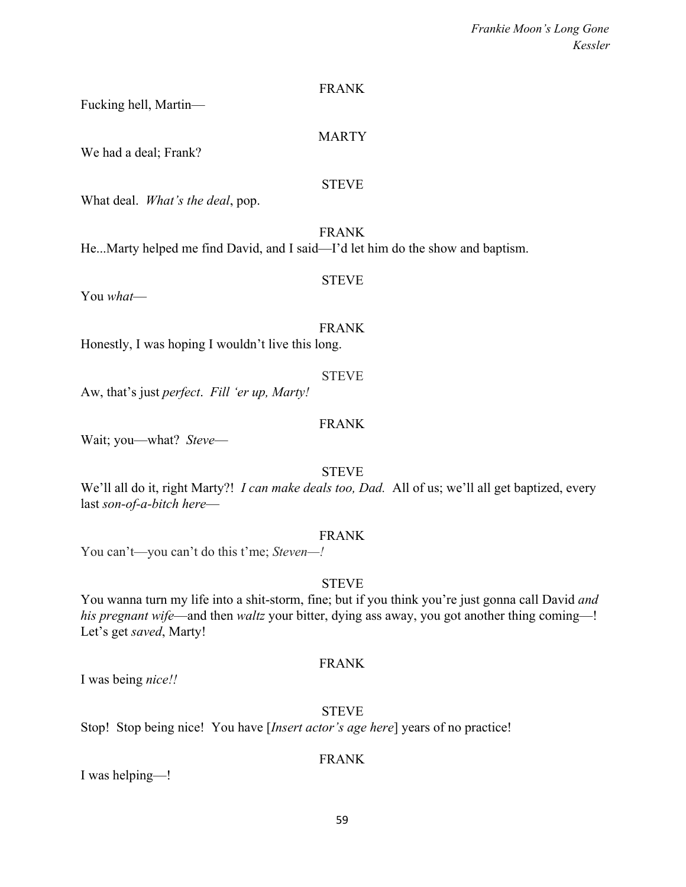FRANK

Fucking hell, Martin—

MARTY

We had a deal; Frank?

STEVE

What deal. *What's the deal*, pop.

FRANK

He...Marty helped me find David, and I said—I'd let him do the show and baptism.

STEVE

You *what*—

FRANK

Honestly, I was hoping I wouldn't live this long.

STEVE

Aw, that's just *perfect*. *Fill 'er up, Marty!*

FRANK

Wait; you—what? *Steve*—

STEVE

We'll all do it, right Marty?! *I can make deals too, Dad.* All of us; we'll all get baptized, every last *son-of-a-bitch here*—

FRANK

You can't—you can't do this t'me; *Steven—!*

STEVE

You wanna turn my life into a shit-storm, fine; but if you think you're just gonna call David *and his pregnant wife*—and then *waltz* your bitter, dying ass away, you got another thing coming—! Let's get *saved*, Marty!

FRANK

I was being *nice!!*

STEVE

Stop! Stop being nice! You have [*Insert actor's age here*] years of no practice!

FRANK

I was helping—!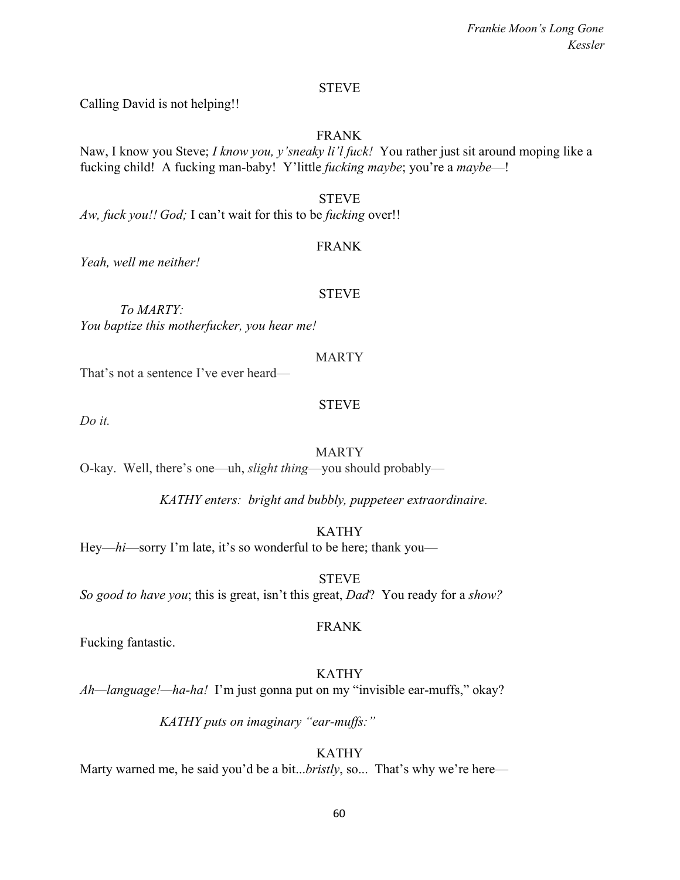STEVE

Calling David is not helping!!

FRANK

Naw, I know you Steve; *I know you, y'sneaky li'l fuck!* You rather just sit around moping like a fucking child! A fucking man-baby! Y'little *fucking maybe*; you're a *maybe*—!

STEVE

*Aw, fuck you!! God;* I can't wait for this to be *fucking* over!!

FRANK

*Yeah, well me neither!*

STEVE

*To MARTY:*

*You baptize this motherfucker, you hear me!*

MARTY

That's not a sentence I've ever heard—

STEVE

*Do it.*

MARTY

O-kay. Well, there's one—uh, *slight thing*—you should probably—

*KATHY enters: bright and bubbly, puppeteer extraordinaire.*

KATHY

Hey—*hi*—sorry I'm late, it's so wonderful to be here; thank you—

STEVE

*So good to have you*; this is great, isn't this great, *Dad*? You ready for a *show?*

FRANK

Fucking fantastic.

KATHY

*Ah—language!—ha-ha!* I'm just gonna put on my "invisible ear-muffs," okay?

*KATHY puts on imaginary "ear-muffs:"*

KATHY

Marty warned me, he said you'd be a bit...*bristly*, so... That's why we're here—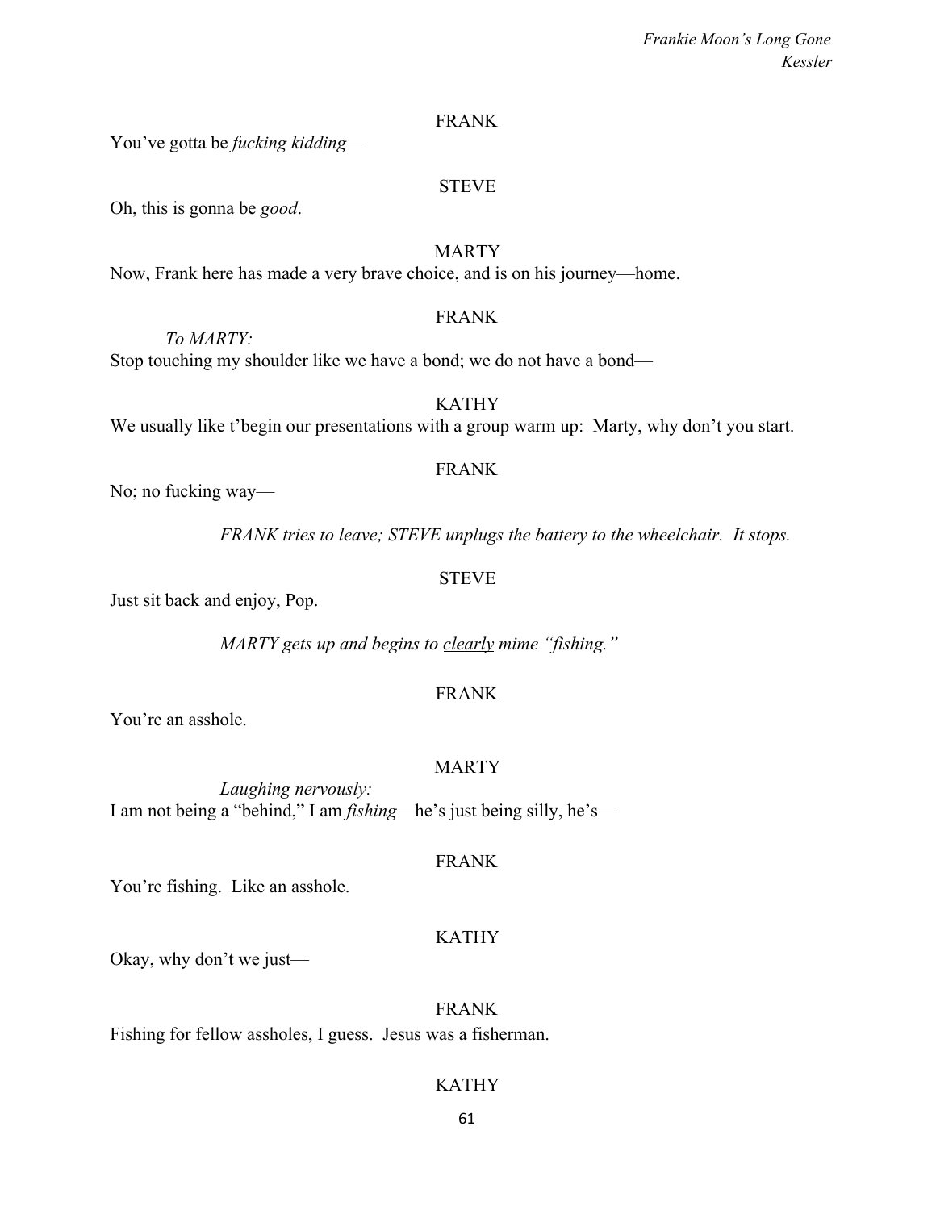FRANK

You've gotta be *fucking kidding*—

STEVE

Oh, this is gonna be *good*.

MARTY

Now, Frank here has made a very brave choice, and is on his journey—home.

FRANK

*To MARTY:*

Stop touching my shoulder like we have a bond; we do not have a bond—

KATHY

We usually like t'begin our presentations with a group warm up: Marty, why don't you start.

FRANK

No; no fucking way—

*FRANK tries to leave; STEVE unplugs the battery to the wheelchair. It stops.*

STEVE

Just sit back and enjoy, Pop.

*MARTY gets up and begins to <u>clearly</u> mime "fishing."*

FRANK

You're an asshole.

MARTY

*Laughing nervously:*

I am not being a "behind," I am *fishing*—he's just being silly, he's—

FRANK

You're fishing. Like an asshole.

KATHY

Okay, why don't we just—

FRANK

Fishing for fellow assholes, I guess. Jesus was a fisherman.

KATHY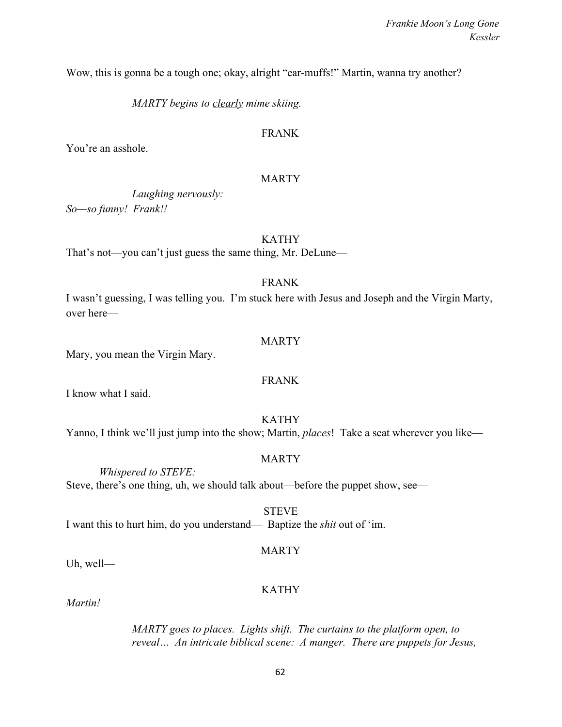Wow, this is gonna be a tough one; okay, alright "ear-muffs!" Martin, wanna try another?

*MARTY begins to <u>clearly</u> mime skiing.*

FRANK

You're an asshole.

MARTY

*Laughing nervously:*

*So—so funny! Frank!!*

KATHY

That's not—you can't just guess the same thing, Mr. DeLune—

FRANK

I wasn't guessing, I was telling you. I'm stuck here with Jesus and Joseph and the Virgin Marty, over here—

MARTY

Mary, you mean the Virgin Mary.

FRANK

I know what I said.

KATHY

Yanno, I think we'll just jump into the show; Martin, *places*! Take a seat wherever you like—

MARTY

*Whispered to STEVE:*

Steve, there's one thing, uh, we should talk about—before the puppet show, see—

STEVE

I want this to hurt him, do you understand— Baptize the *shit* out of 'im.

MARTY

Uh, well—

KATHY

*Martin!*

*MARTY goes to places. Lights shift. The curtains to the platform open, to reveal… An intricate biblical scene: A manger. There are puppets for Jesus,*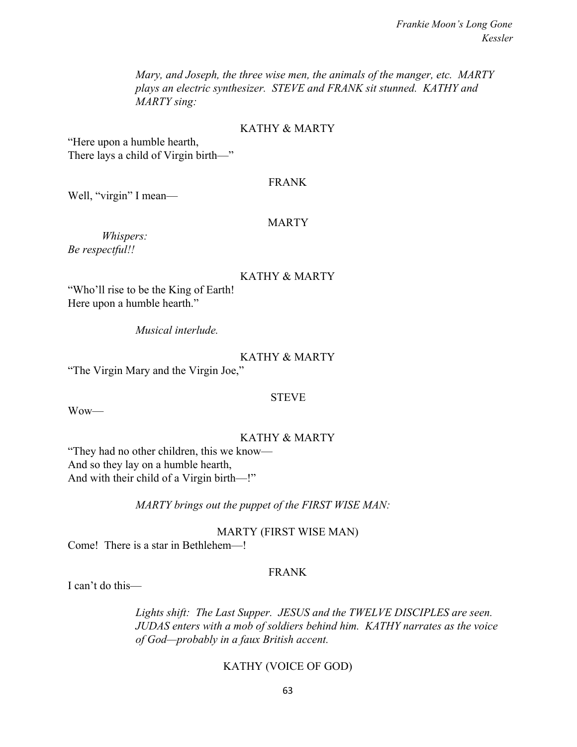*Mary, and Joseph, the three wise men, the animals of the manger, etc. MARTY plays an electric synthesizer. STEVE and FRANK sit stunned. KATHY and MARTY sing:*

KATHY & MARTY

"Here upon a humble hearth,
There lays a child of Virgin birth—"

FRANK

Well, "virgin" I mean—

MARTY

*Whispers:*
*Be respectful!!*

KATHY & MARTY

"Who'll rise to be the King of Earth!
Here upon a humble hearth."

*Musical interlude.*

KATHY & MARTY

"The Virgin Mary and the Virgin Joe,"

STEVE

Wow—

KATHY & MARTY

"They had no other children, this we know—
And so they lay on a humble hearth,
And with their child of a Virgin birth—!"

*MARTY brings out the puppet of the FIRST WISE MAN:*

MARTY (FIRST WISE MAN)

Come! There is a star in Bethlehem—!

FRANK

I can't do this—

*Lights shift: The Last Supper. JESUS and the TWELVE DISCIPLES are seen. JUDAS enters with a mob of soldiers behind him. KATHY narrates as the voice of God—probably in a faux British accent.*

KATHY (VOICE OF GOD)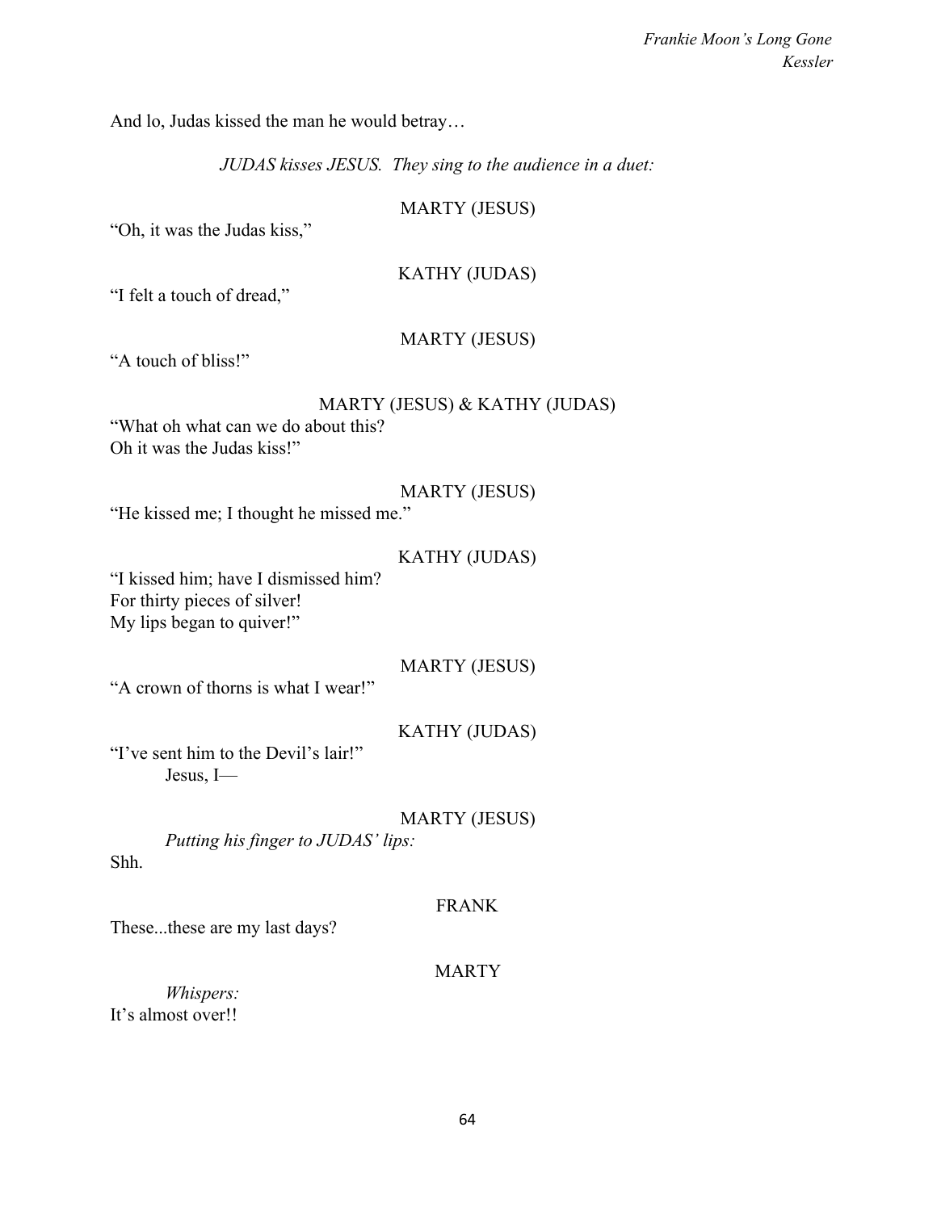And lo, Judas kissed the man he would betray…

*JUDAS kisses JESUS. They sing to the audience in a duet:*

MARTY (JESUS)

"Oh, it was the Judas kiss,"

KATHY (JUDAS)

"I felt a touch of dread,"

MARTY (JESUS)

"A touch of bliss!"

MARTY (JESUS) & KATHY (JUDAS)

"What oh what can we do about this?
Oh it was the Judas kiss!"

MARTY (JESUS)

"He kissed me; I thought he missed me."

KATHY (JUDAS)

"I kissed him; have I dismissed him?
For thirty pieces of silver!
My lips began to quiver!"

MARTY (JESUS)

"A crown of thorns is what I wear!"

KATHY (JUDAS)

"I've sent him to the Devil's lair!"
Jesus, I—

MARTY (JESUS)

*Putting his finger to JUDAS' lips:*
Shh.

FRANK

These...these are my last days?

MARTY

*Whispers:*
It's almost over!!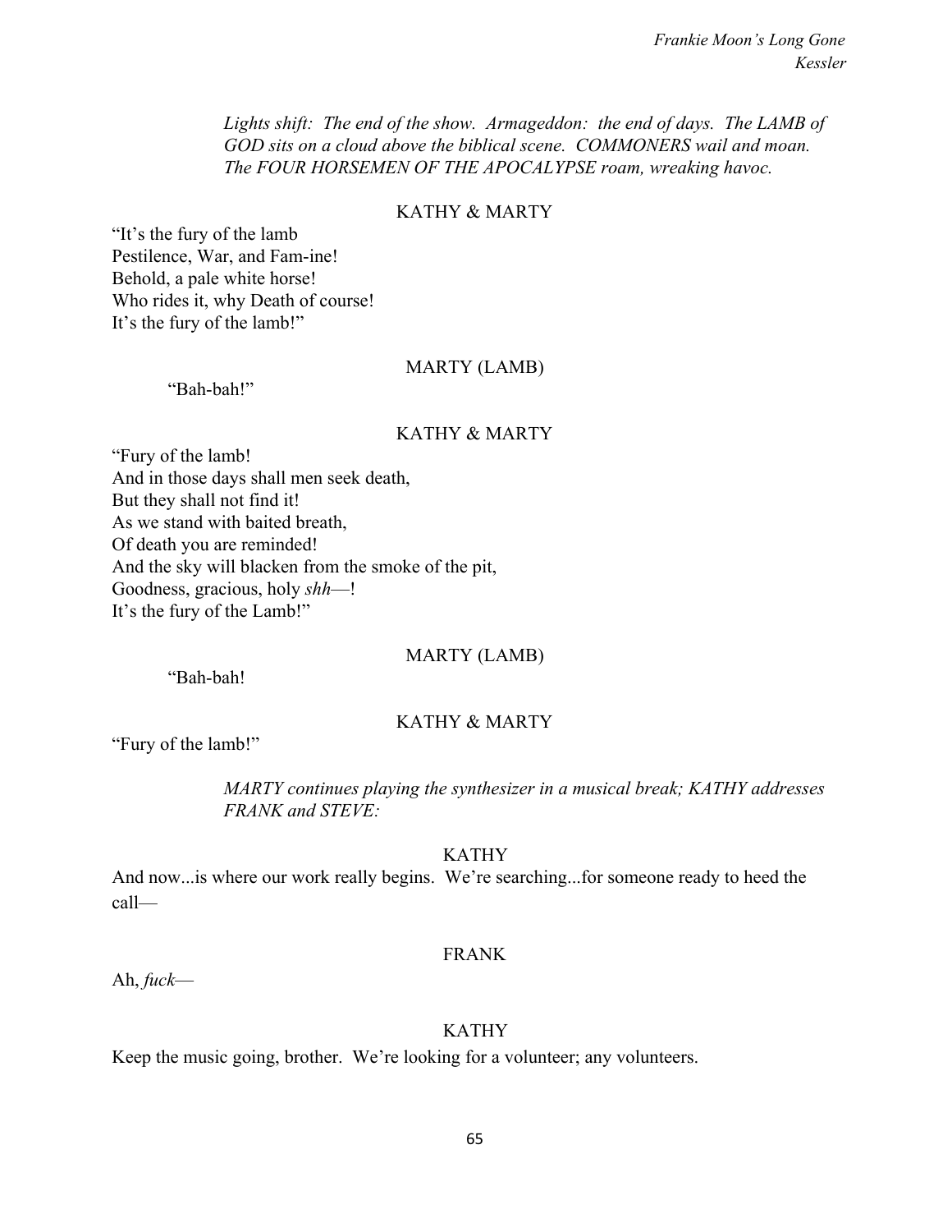*Lights shift: The end of the show. Armageddon: the end of days. The LAMB of GOD sits on a cloud above the biblical scene. COMMONERS wail and moan. The FOUR HORSEMEN OF THE APOCALYPSE roam, wreaking havoc.*

KATHY & MARTY

"It's the fury of the lamb
Pestilence, War, and Fam-ine!
Behold, a pale white horse!
Who rides it, why Death of course!
It's the fury of the lamb!"

MARTY (LAMB)

"Bah-bah!"

KATHY & MARTY

"Fury of the lamb!
And in those days shall men seek death,
But they shall not find it!
As we stand with baited breath,
Of death you are reminded!
And the sky will blacken from the smoke of the pit,
Goodness, gracious, holy *shh*—!
It's the fury of the Lamb!"

MARTY (LAMB)

"Bah-bah!

KATHY & MARTY

"Fury of the lamb!"

*MARTY continues playing the synthesizer in a musical break; KATHY addresses FRANK and STEVE:*

KATHY

And now...is where our work really begins. We're searching...for someone ready to heed the call—

FRANK

Ah, *fuck*—

KATHY

Keep the music going, brother. We're looking for a volunteer; any volunteers.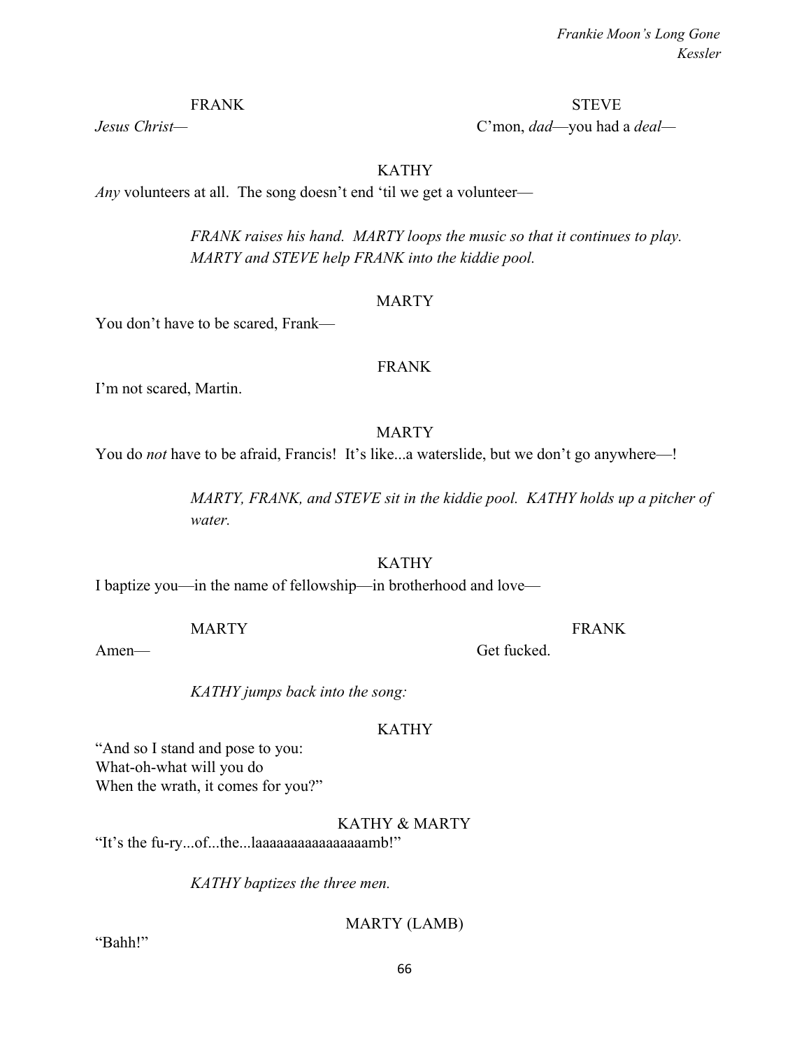FRANK
*Jesus Christ*—

STEVE
C'mon, *dad*—you had a *deal*—

KATHY
*Any* volunteers at all. The song doesn't end 'til we get a volunteer—

*FRANK raises his hand. MARTY loops the music so that it continues to play. MARTY and STEVE help FRANK into the kiddie pool.*

MARTY
You don't have to be scared, Frank—

FRANK
I'm not scared, Martin.

MARTY
You do *not* have to be afraid, Francis! It's like...a waterslide, but we don't go anywhere—!

*MARTY, FRANK, and STEVE sit in the kiddie pool. KATHY holds up a pitcher of water.*

KATHY
I baptize you—in the name of fellowship—in brotherhood and love—

MARTY
Amen—

FRANK
Get fucked.

*KATHY jumps back into the song:*

KATHY
"And so I stand and pose to you:
What-oh-what will you do
When the wrath, it comes for you?"

KATHY & MARTY
"It's the fu-ry...of...the...laaaaaaaaaaaaaaaaamb!"

*KATHY baptizes the three men.*

MARTY (LAMB)
"Bahh!"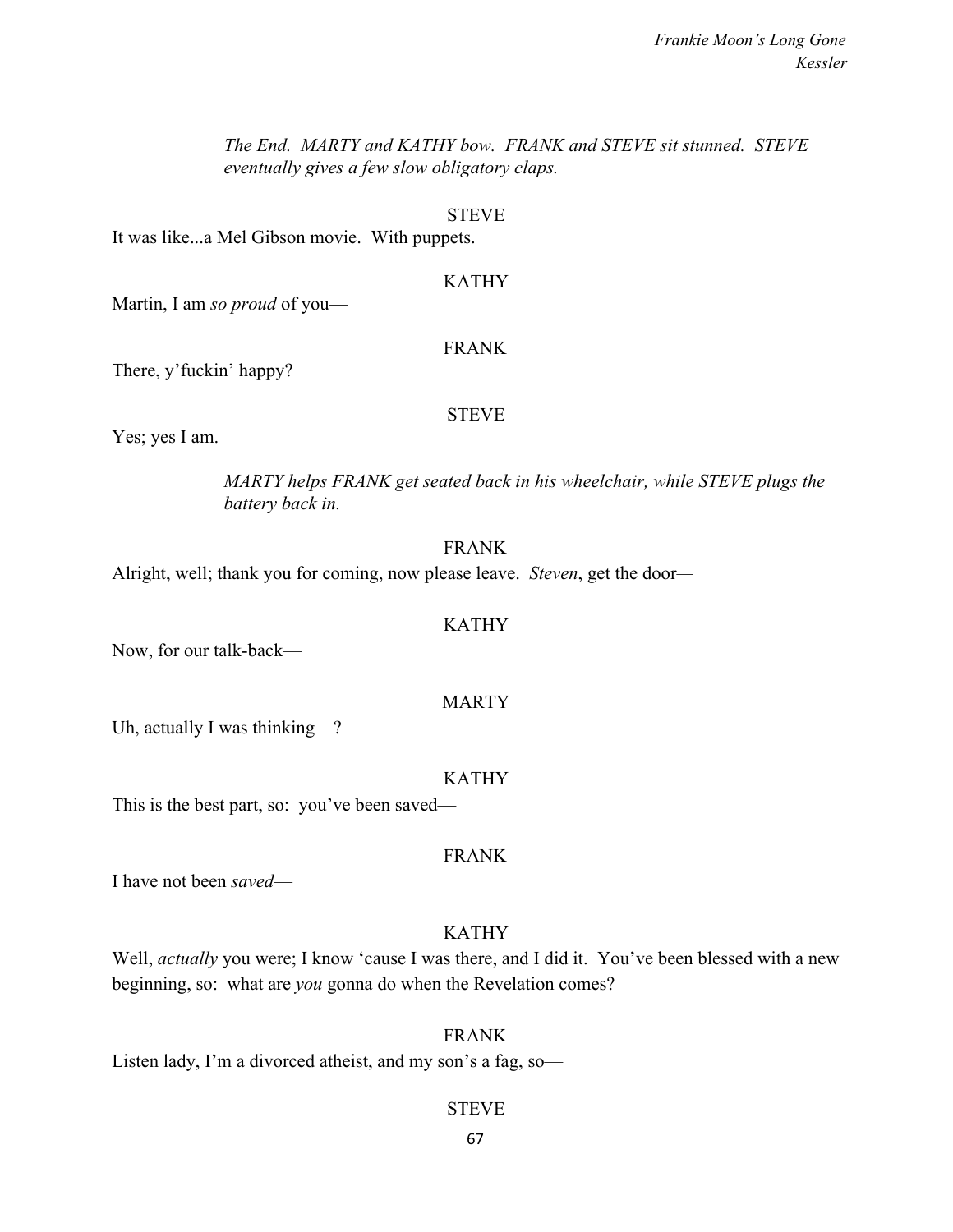*The End.  MARTY and KATHY bow.  FRANK and STEVE sit stunned.  STEVE eventually gives a few slow obligatory claps.*

STEVE

It was like...a Mel Gibson movie.  With puppets.

KATHY

Martin, I am *so proud* of you—

FRANK

There, y'fuckin' happy?

STEVE

Yes; yes I am.

*MARTY helps FRANK get seated back in his wheelchair, while STEVE plugs the battery back in.*

FRANK

Alright, well; thank you for coming, now please leave.  *Steven*, get the door—

KATHY

Now, for our talk-back—

MARTY

Uh, actually I was thinking—?

KATHY

This is the best part, so:  you've been saved—

FRANK

I have not been *saved*—

KATHY

Well, *actually* you were; I know 'cause I was there, and I did it.  You've been blessed with a new beginning, so:  what are *you* gonna do when the Revelation comes?

FRANK

Listen lady, I'm a divorced atheist, and my son's a fag, so—

STEVE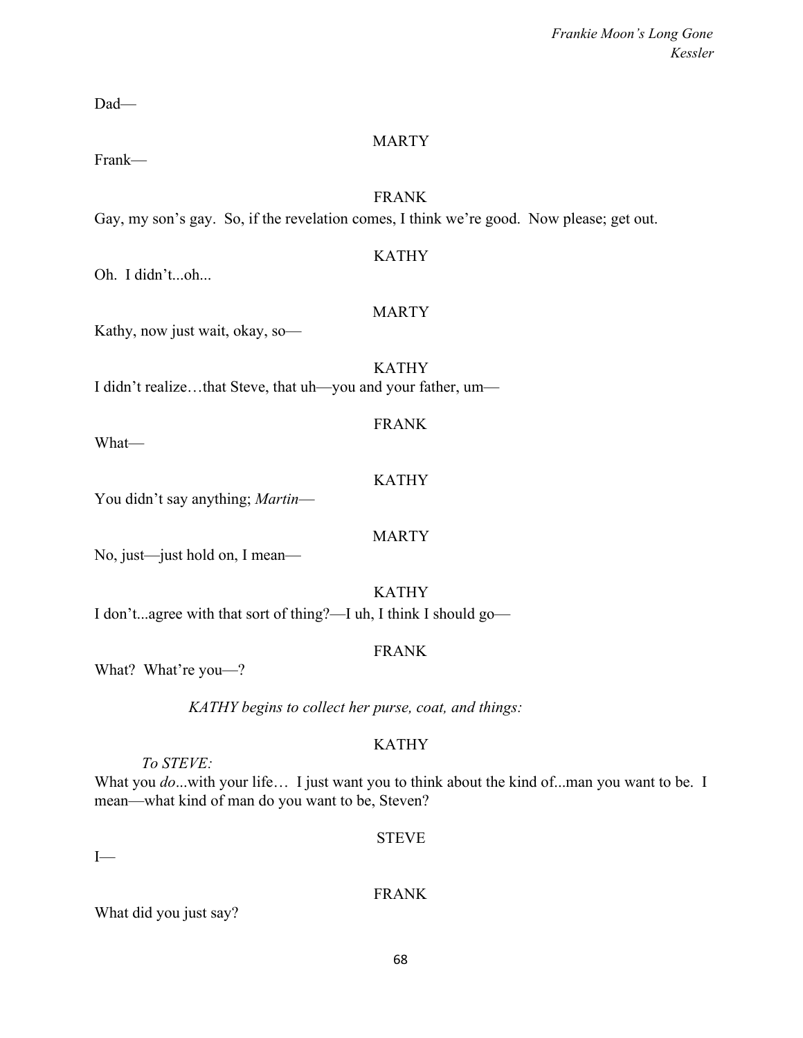Dad—

MARTY

Frank—

FRANK

Gay, my son's gay. So, if the revelation comes, I think we're good. Now please; get out.

KATHY

Oh. I didn't...oh...

MARTY

Kathy, now just wait, okay, so—

KATHY

I didn't realize…that Steve, that uh—you and your father, um—

FRANK

What—

KATHY

You didn't say anything; *Martin*—

MARTY

No, just—just hold on, I mean—

KATHY

I don't...agree with that sort of thing?—I uh, I think I should go—

FRANK

What? What're you—?

*KATHY begins to collect her purse, coat, and things:*

KATHY

*To STEVE:*

What you *do*...with your life… I just want you to think about the kind of...man you want to be. I mean—what kind of man do you want to be, Steven?

STEVE

I—

FRANK

What did you just say?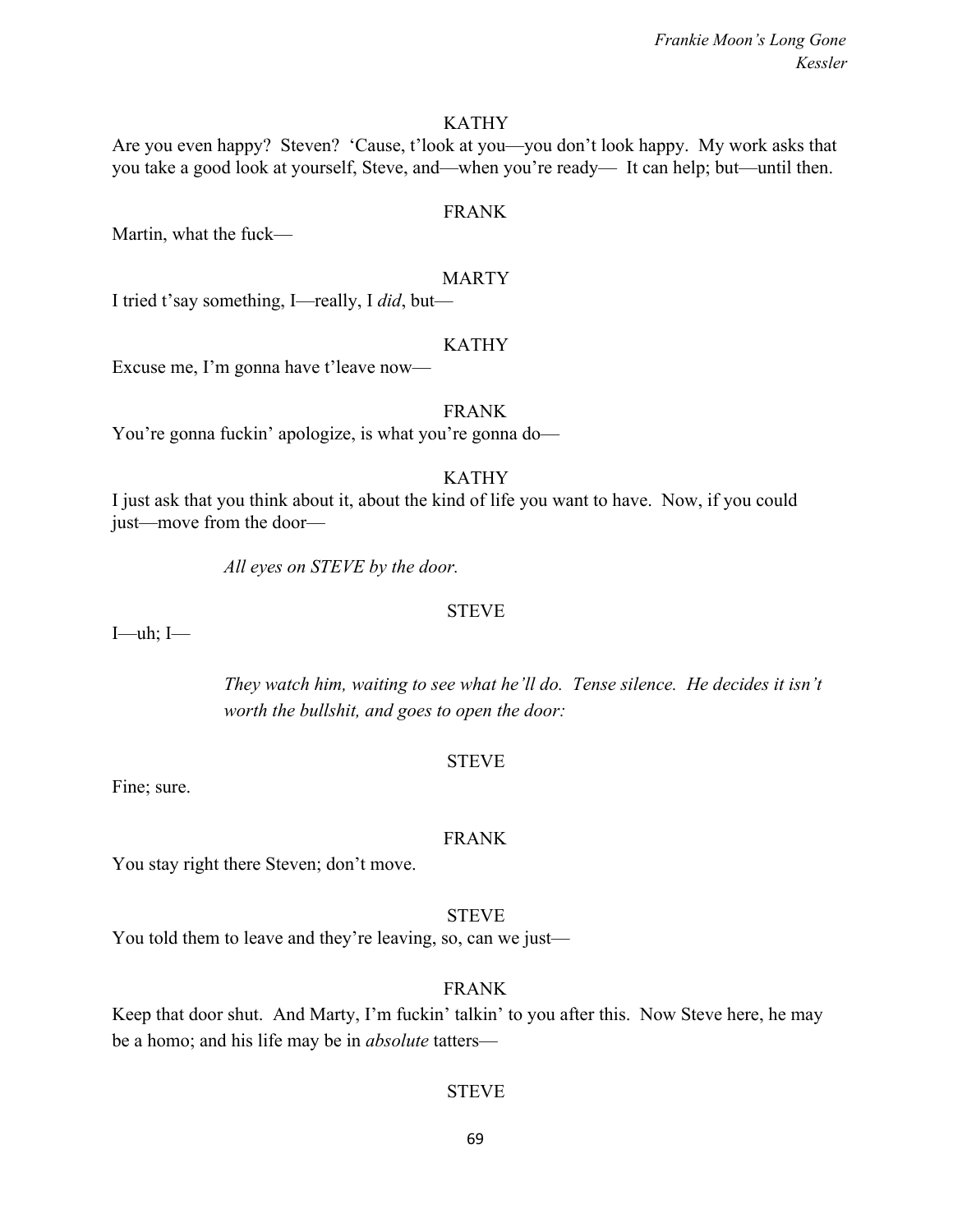KATHY

Are you even happy? Steven? 'Cause, t'look at you—you don't look happy. My work asks that you take a good look at yourself, Steve, and—when you're ready— It can help; but—until then.

FRANK

Martin, what the fuck—

MARTY

I tried t'say something, I—really, I *did*, but—

KATHY

Excuse me, I'm gonna have t'leave now—

FRANK

You're gonna fuckin' apologize, is what you're gonna do—

KATHY

I just ask that you think about it, about the kind of life you want to have. Now, if you could just—move from the door—

*All eyes on STEVE by the door.*

STEVE

I—uh; I—

*They watch him, waiting to see what he'll do. Tense silence. He decides it isn't worth the bullshit, and goes to open the door:*

STEVE

Fine; sure.

FRANK

You stay right there Steven; don't move.

STEVE

You told them to leave and they're leaving, so, can we just—

FRANK

Keep that door shut. And Marty, I'm fuckin' talkin' to you after this. Now Steve here, he may be a homo; and his life may be in *absolute* tatters—

STEVE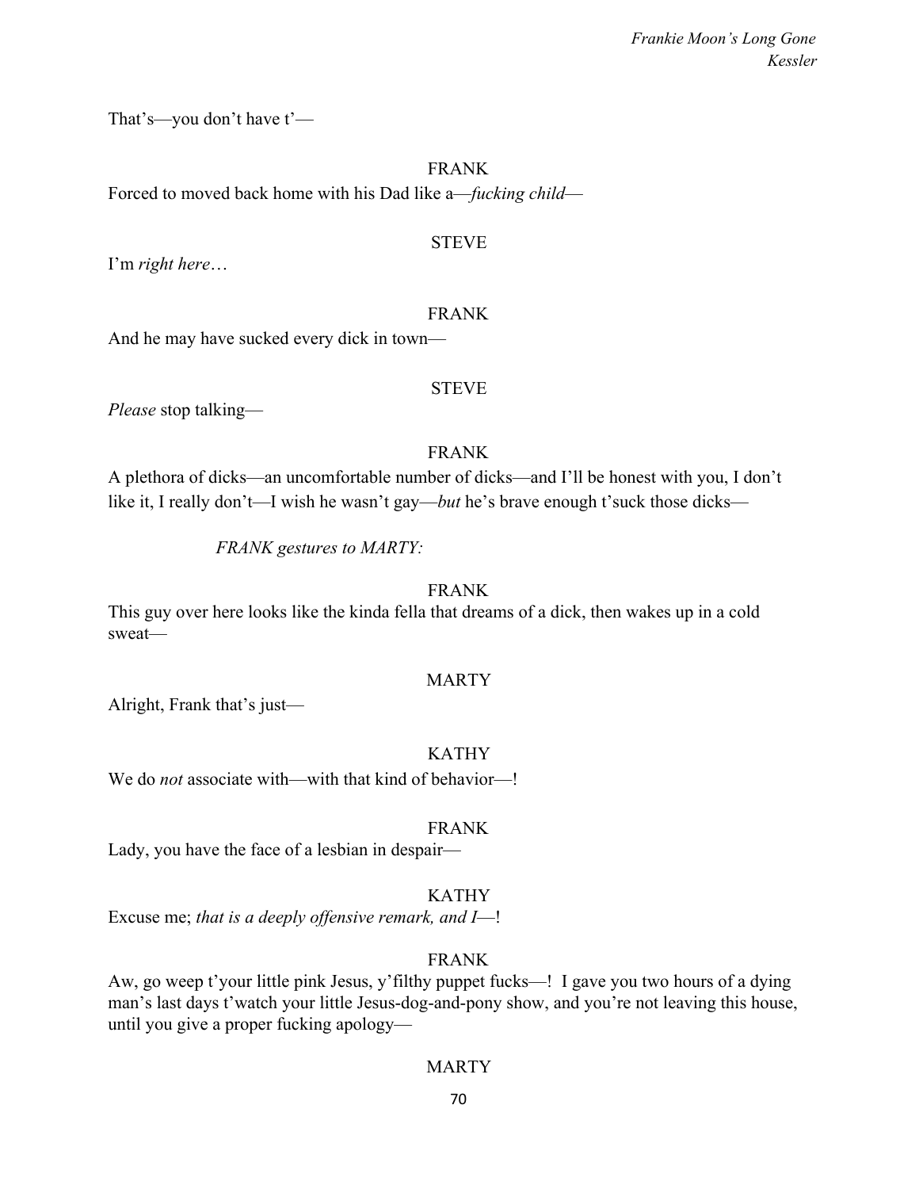That's—you don't have t'—

FRANK

Forced to moved back home with his Dad like a—*fucking child*—

STEVE

I'm *right here*…

FRANK

And he may have sucked every dick in town—

STEVE

*Please* stop talking—

FRANK

A plethora of dicks—an uncomfortable number of dicks—and I'll be honest with you, I don't like it, I really don't—I wish he wasn't gay—*but* he's brave enough t'suck those dicks—

*FRANK gestures to MARTY:*

FRANK

This guy over here looks like the kinda fella that dreams of a dick, then wakes up in a cold sweat—

MARTY

Alright, Frank that's just—

KATHY

We do *not* associate with—with that kind of behavior—!

FRANK

Lady, you have the face of a lesbian in despair—

KATHY

Excuse me; *that is a deeply offensive remark, and I*—!

FRANK

Aw, go weep t'your little pink Jesus, y'filthy puppet fucks—! I gave you two hours of a dying man's last days t'watch your little Jesus-dog-and-pony show, and you're not leaving this house, until you give a proper fucking apology—

MARTY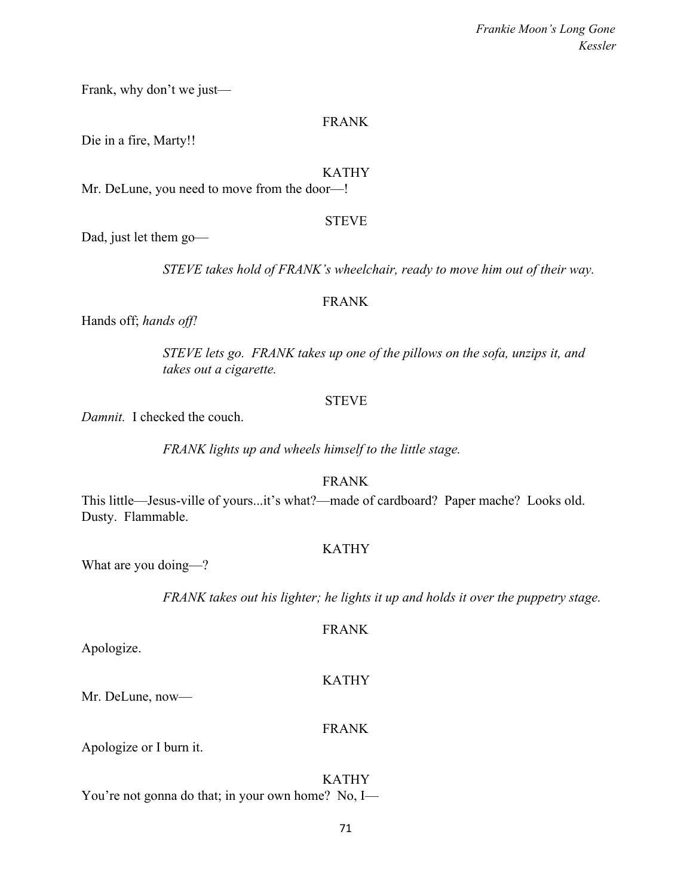Frank, why don't we just—

FRANK

Die in a fire, Marty!!

KATHY

Mr. DeLune, you need to move from the door—!

STEVE

Dad, just let them go—

*STEVE takes hold of FRANK's wheelchair, ready to move him out of their way.*

FRANK

Hands off; *hands off!*

*STEVE lets go. FRANK takes up one of the pillows on the sofa, unzips it, and takes out a cigarette.*

STEVE

*Damnit.* I checked the couch.

*FRANK lights up and wheels himself to the little stage.*

FRANK

This little—Jesus-ville of yours...it's what?—made of cardboard? Paper mache? Looks old. Dusty. Flammable.

KATHY

What are you doing—?

*FRANK takes out his lighter; he lights it up and holds it over the puppetry stage.*

FRANK

Apologize.

KATHY

Mr. DeLune, now—

FRANK

Apologize or I burn it.

KATHY

You're not gonna do that; in your own home? No, I—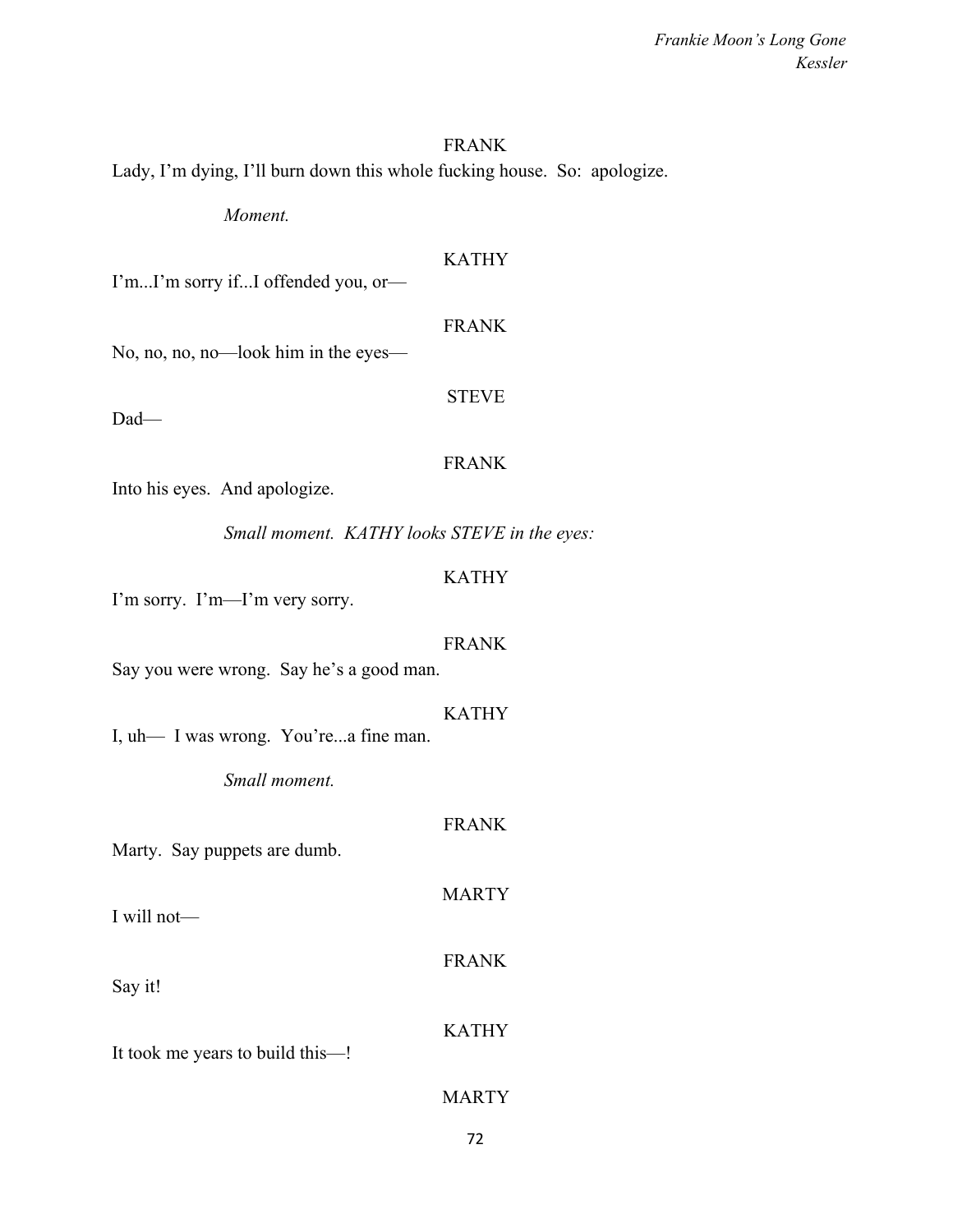FRANK

Lady, I'm dying, I'll burn down this whole fucking house. So: apologize.

*Moment.*

KATHY

I'm...I'm sorry if...I offended you, or—

FRANK

No, no, no, no—look him in the eyes—

STEVE

Dad—

FRANK

Into his eyes. And apologize.

*Small moment. KATHY looks STEVE in the eyes:*

KATHY

I'm sorry. I'm—I'm very sorry.

FRANK

Say you were wrong. Say he's a good man.

KATHY

I, uh— I was wrong. You're...a fine man.

*Small moment.*

FRANK

Marty. Say puppets are dumb.

MARTY

I will not—

FRANK

Say it!

KATHY

It took me years to build this—!

MARTY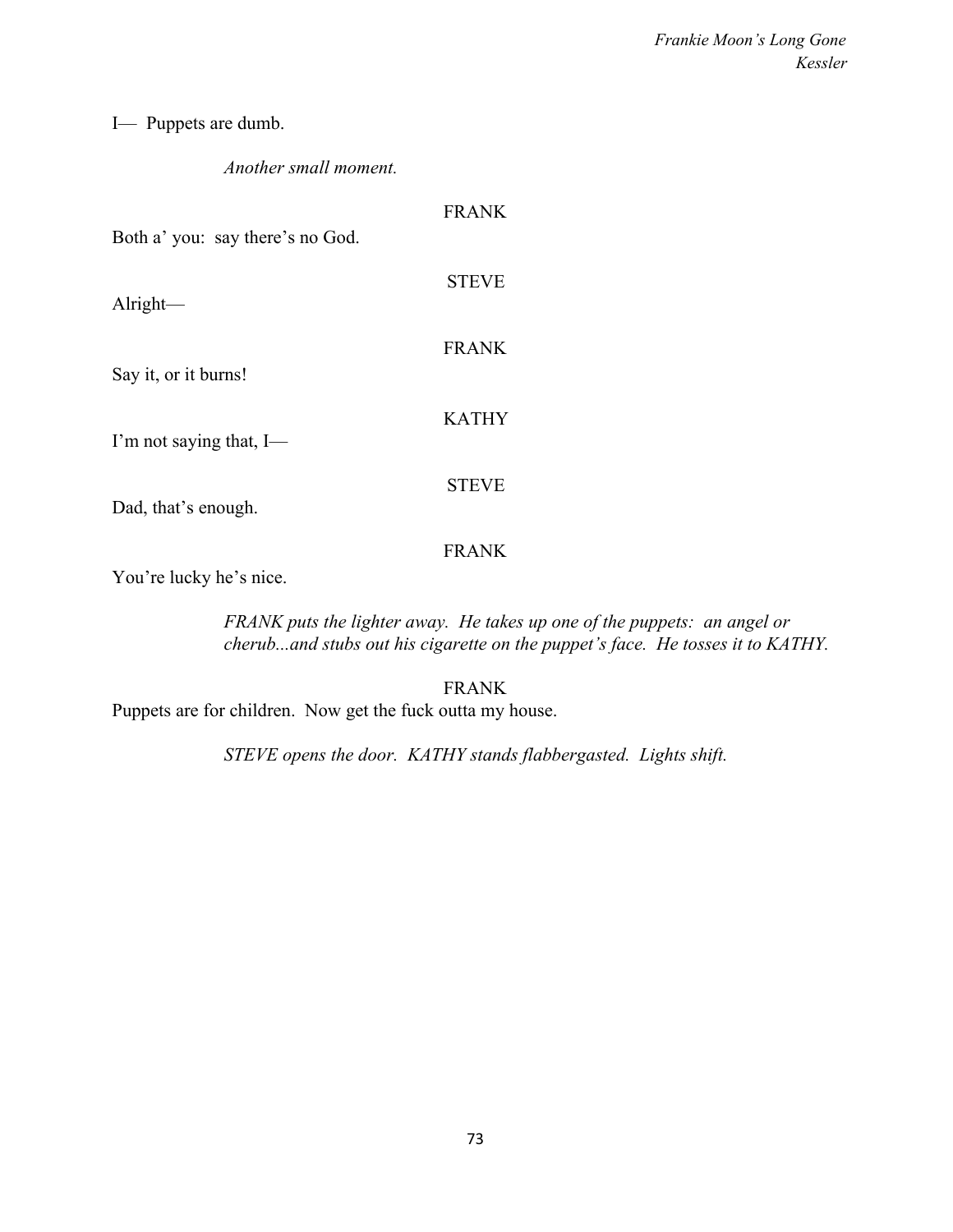I— Puppets are dumb.

*Another small moment.*

FRANK

Both a' you: say there's no God.

STEVE

Alright—

FRANK

Say it, or it burns!

KATHY

I'm not saying that, I—

STEVE

Dad, that's enough.

FRANK

You're lucky he's nice.

*FRANK puts the lighter away. He takes up one of the puppets: an angel or cherub...and stubs out his cigarette on the puppet's face. He tosses it to KATHY.*

FRANK

Puppets are for children. Now get the fuck outta my house.

*STEVE opens the door. KATHY stands flabbergasted. Lights shift.*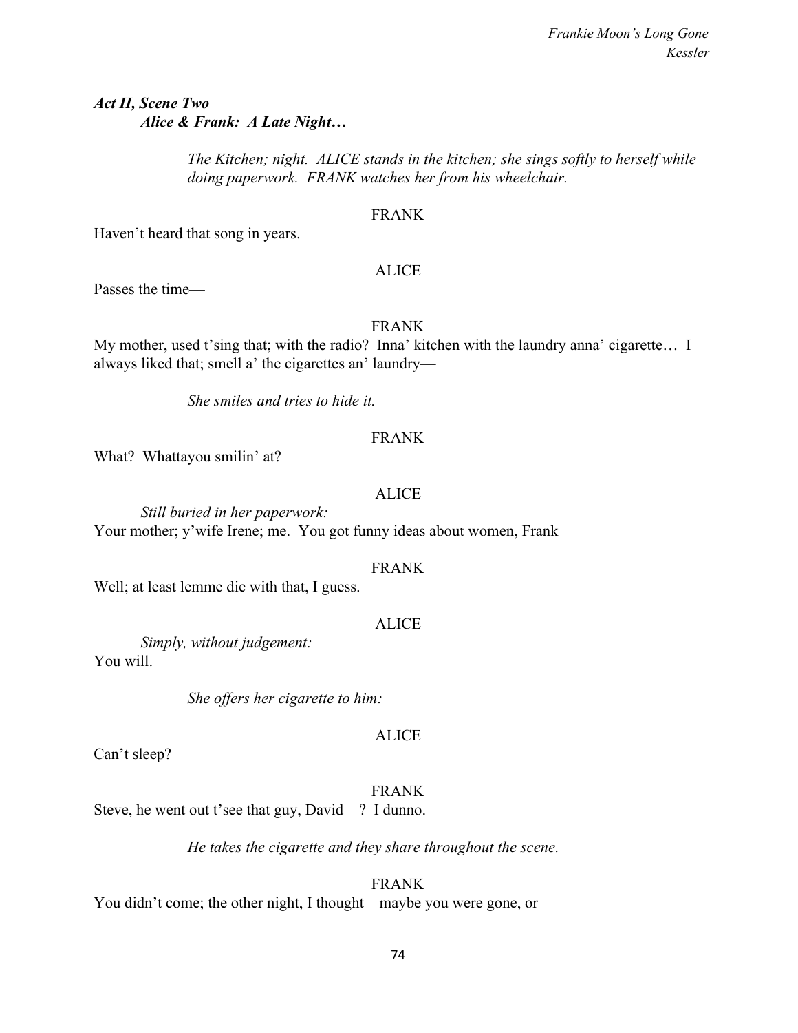***Act II, Scene Two***
***Alice & Frank: A Late Night…***

*The Kitchen; night. ALICE stands in the kitchen; she sings softly to herself while doing paperwork. FRANK watches her from his wheelchair.*

FRANK

Haven't heard that song in years.

ALICE

Passes the time—

FRANK

My mother, used t'sing that; with the radio? Inna' kitchen with the laundry anna' cigarette… I always liked that; smell a' the cigarettes an' laundry—

*She smiles and tries to hide it.*

FRANK

What? Whattayou smilin' at?

ALICE

*Still buried in her paperwork:*

Your mother; y'wife Irene; me. You got funny ideas about women, Frank—

FRANK

Well; at least lemme die with that, I guess.

ALICE

*Simply, without judgement:*

You will.

*She offers her cigarette to him:*

ALICE

Can't sleep?

FRANK

Steve, he went out t'see that guy, David—? I dunno.

*He takes the cigarette and they share throughout the scene.*

FRANK

You didn't come; the other night, I thought—maybe you were gone, or—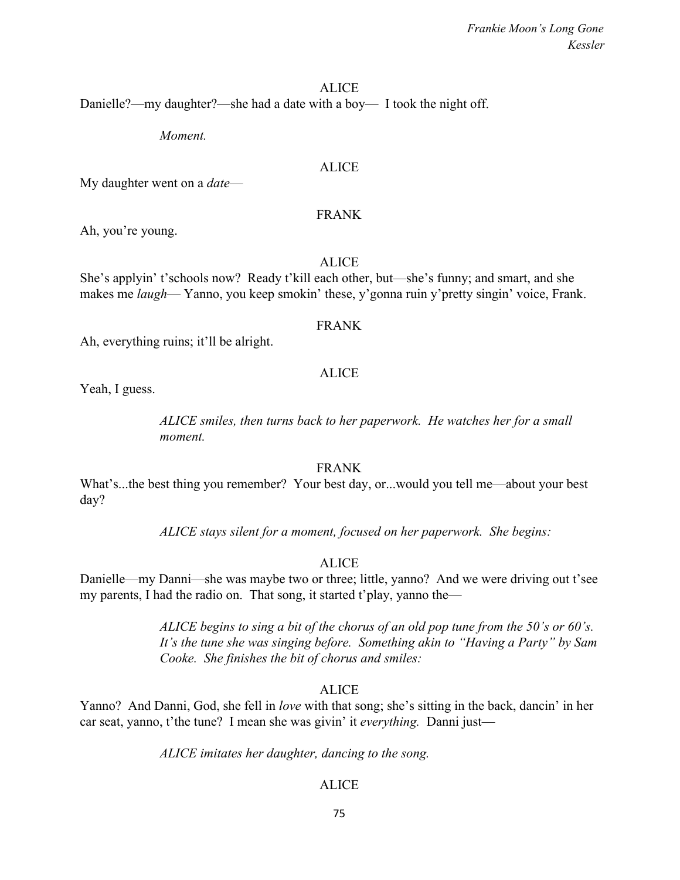ALICE

Danielle?—my daughter?—she had a date with a boy— I took the night off.

*Moment.*

ALICE

My daughter went on a *date*—

FRANK

Ah, you're young.

ALICE

She's applyin' t'schools now? Ready t'kill each other, but—she's funny; and smart, and she makes me *laugh*— Yanno, you keep smokin' these, y'gonna ruin y'pretty singin' voice, Frank.

FRANK

Ah, everything ruins; it'll be alright.

ALICE

Yeah, I guess.

*ALICE smiles, then turns back to her paperwork. He watches her for a small moment.*

FRANK

What's...the best thing you remember? Your best day, or...would you tell me—about your best day?

*ALICE stays silent for a moment, focused on her paperwork. She begins:*

ALICE

Danielle—my Danni—she was maybe two or three; little, yanno? And we were driving out t'see my parents, I had the radio on. That song, it started t'play, yanno the—

*ALICE begins to sing a bit of the chorus of an old pop tune from the 50's or 60's. It's the tune she was singing before. Something akin to "Having a Party" by Sam Cooke. She finishes the bit of chorus and smiles:*

ALICE

Yanno? And Danni, God, she fell in *love* with that song; she's sitting in the back, dancin' in her car seat, yanno, t'the tune? I mean she was givin' it *everything.* Danni just—

*ALICE imitates her daughter, dancing to the song.*

ALICE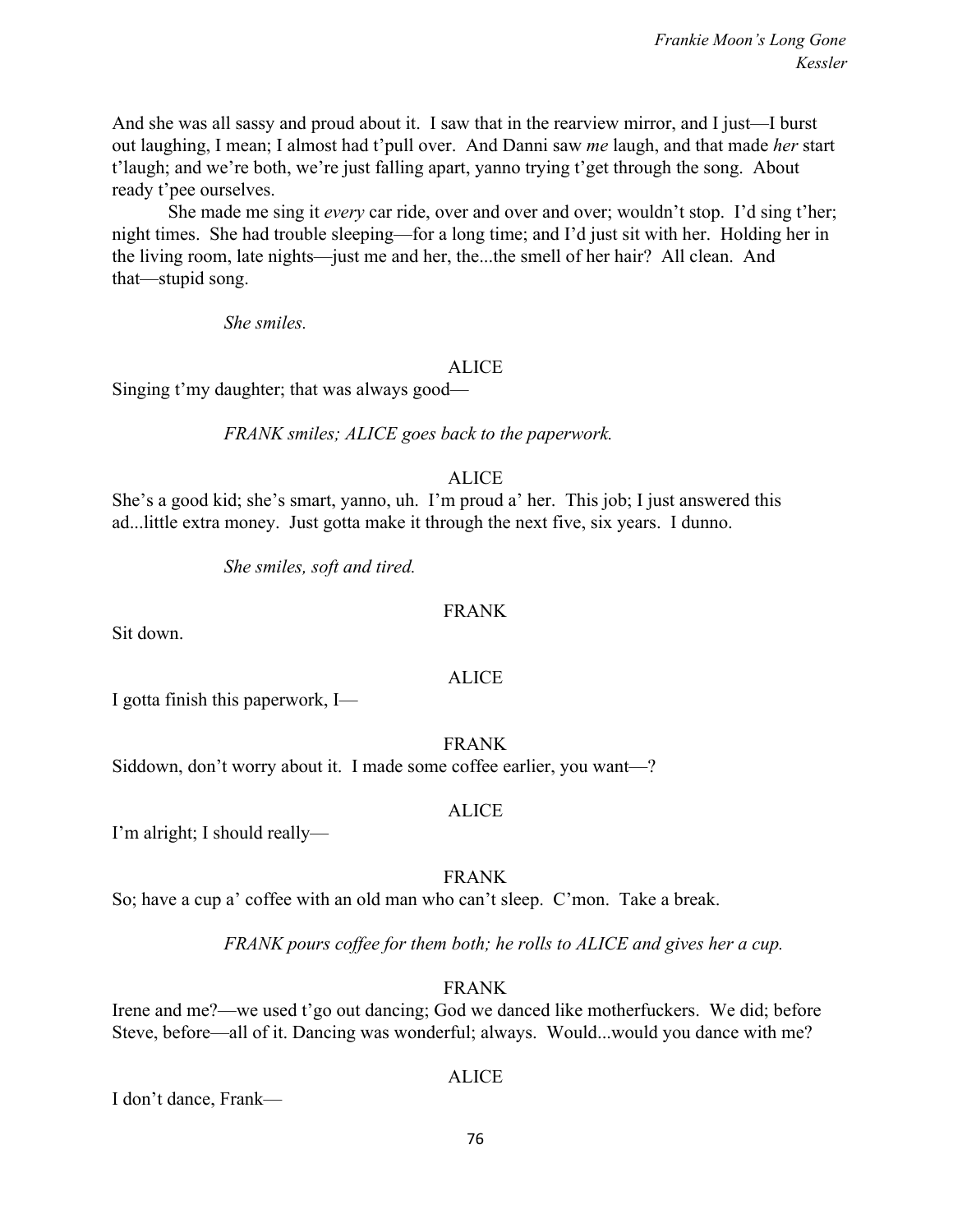And she was all sassy and proud about it. I saw that in the rearview mirror, and I just—I burst out laughing, I mean; I almost had t'pull over. And Danni saw *me* laugh, and that made *her* start t'laugh; and we're both, we're just falling apart, yanno trying t'get through the song. About ready t'pee ourselves.

She made me sing it *every* car ride, over and over and over; wouldn't stop. I'd sing t'her; night times. She had trouble sleeping—for a long time; and I'd just sit with her. Holding her in the living room, late nights—just me and her, the...the smell of her hair? All clean. And that—stupid song.

*She smiles.*

ALICE

Singing t'my daughter; that was always good—

*FRANK smiles; ALICE goes back to the paperwork.*

ALICE

She's a good kid; she's smart, yanno, uh. I'm proud a' her. This job; I just answered this ad...little extra money. Just gotta make it through the next five, six years. I dunno.

*She smiles, soft and tired.*

FRANK

Sit down.

ALICE

I gotta finish this paperwork, I—

FRANK

Siddown, don't worry about it. I made some coffee earlier, you want—?

ALICE

I'm alright; I should really—

FRANK

So; have a cup a' coffee with an old man who can't sleep. C'mon. Take a break.

*FRANK pours coffee for them both; he rolls to ALICE and gives her a cup.*

FRANK

Irene and me?—we used t'go out dancing; God we danced like motherfuckers. We did; before Steve, before—all of it. Dancing was wonderful; always. Would...would you dance with me?

ALICE

I don't dance, Frank—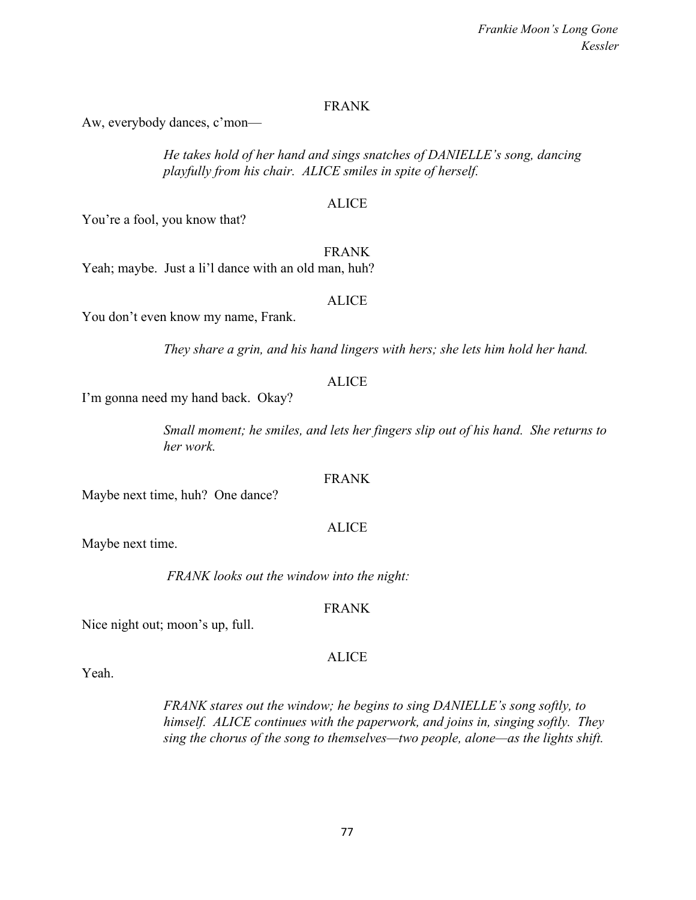FRANK

Aw, everybody dances, c'mon—

*He takes hold of her hand and sings snatches of DANIELLE's song, dancing playfully from his chair. ALICE smiles in spite of herself.*

ALICE

You're a fool, you know that?

FRANK

Yeah; maybe. Just a li'l dance with an old man, huh?

ALICE

You don't even know my name, Frank.

*They share a grin, and his hand lingers with hers; she lets him hold her hand.*

ALICE

I'm gonna need my hand back. Okay?

*Small moment; he smiles, and lets her fingers slip out of his hand. She returns to her work.*

FRANK

Maybe next time, huh? One dance?

ALICE

Maybe next time.

*FRANK looks out the window into the night:*

FRANK

Nice night out; moon's up, full.

ALICE

Yeah.

*FRANK stares out the window; he begins to sing DANIELLE's song softly, to himself. ALICE continues with the paperwork, and joins in, singing softly. They sing the chorus of the song to themselves—two people, alone—as the lights shift.*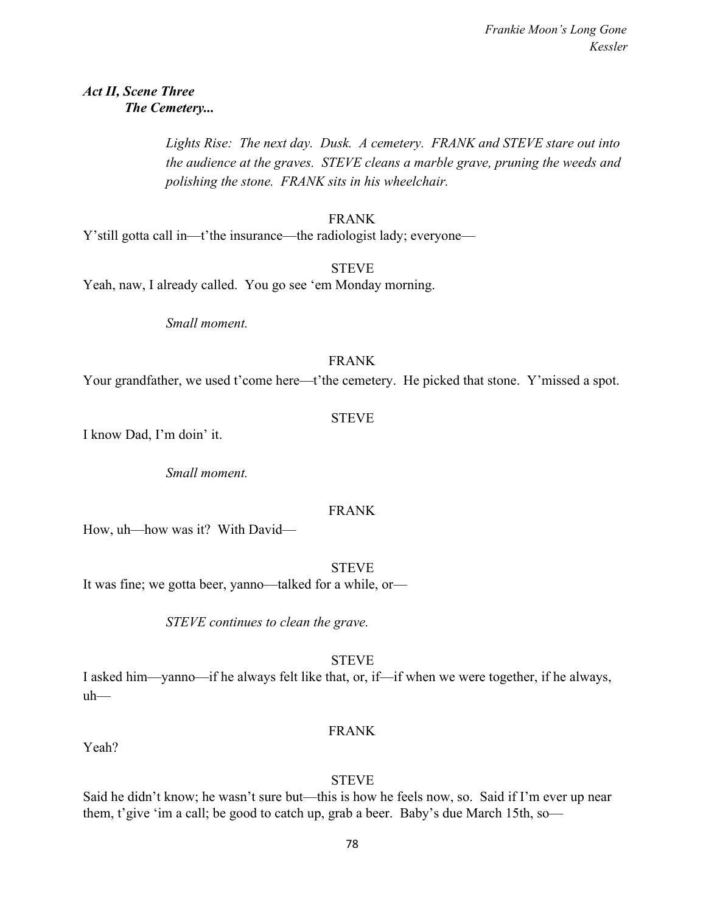***Act II, Scene Three***
***The Cemetery...***

*Lights Rise: The next day. Dusk. A cemetery. FRANK and STEVE stare out into the audience at the graves. STEVE cleans a marble grave, pruning the weeds and polishing the stone. FRANK sits in his wheelchair.*

FRANK

Y'still gotta call in—t'the insurance—the radiologist lady; everyone—

STEVE

Yeah, naw, I already called. You go see 'em Monday morning.

*Small moment.*

FRANK

Your grandfather, we used t'come here—t'the cemetery. He picked that stone. Y'missed a spot.

STEVE

I know Dad, I'm doin' it.

*Small moment.*

FRANK

How, uh—how was it? With David—

STEVE

It was fine; we gotta beer, yanno—talked for a while, or—

*STEVE continues to clean the grave.*

STEVE

I asked him—yanno—if he always felt like that, or, if—if when we were together, if he always, uh—

FRANK

Yeah?

STEVE

Said he didn't know; he wasn't sure but—this is how he feels now, so. Said if I'm ever up near them, t'give 'im a call; be good to catch up, grab a beer. Baby's due March 15th, so—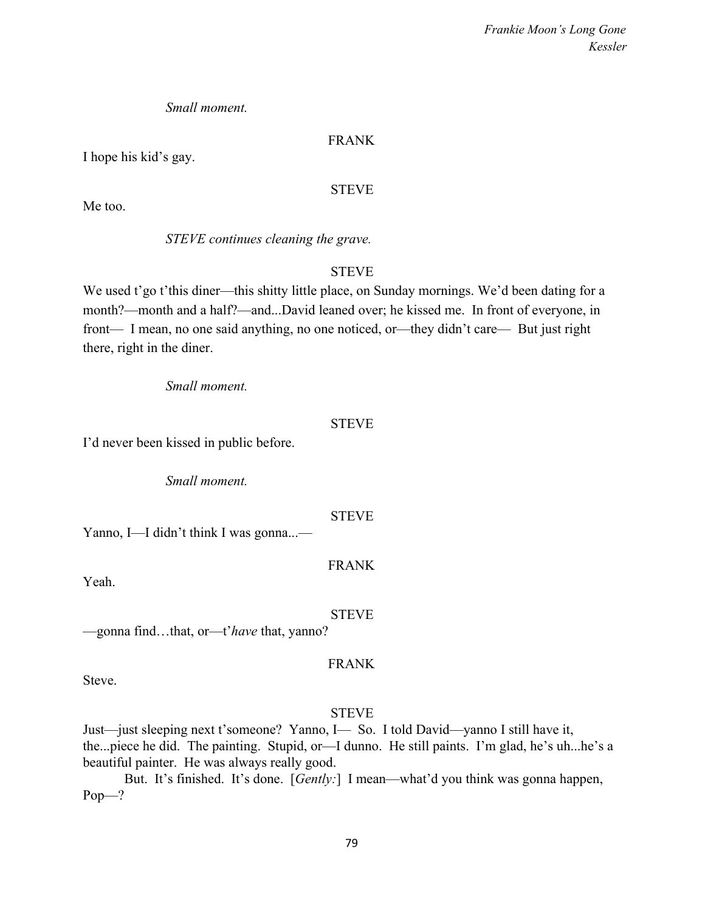*Small moment.*

FRANK

I hope his kid's gay.

STEVE

Me too.

*STEVE continues cleaning the grave.*

STEVE

We used t'go t'this diner—this shitty little place, on Sunday mornings. We'd been dating for a month?—month and a half?—and...David leaned over; he kissed me. In front of everyone, in front— I mean, no one said anything, no one noticed, or—they didn't care— But just right there, right in the diner.

*Small moment.*

STEVE

I'd never been kissed in public before.

*Small moment.*

STEVE

Yanno, I—I didn't think I was gonna...—

FRANK

Yeah.

STEVE

—gonna find…that, or—t'*have* that, yanno?

FRANK

Steve.

STEVE

Just—just sleeping next t'someone? Yanno, I— So. I told David—yanno I still have it, the...piece he did. The painting. Stupid, or—I dunno. He still paints. I'm glad, he's uh...he's a beautiful painter. He was always really good.

But. It's finished. It's done. [*Gently:*] I mean—what'd you think was gonna happen, Pop—?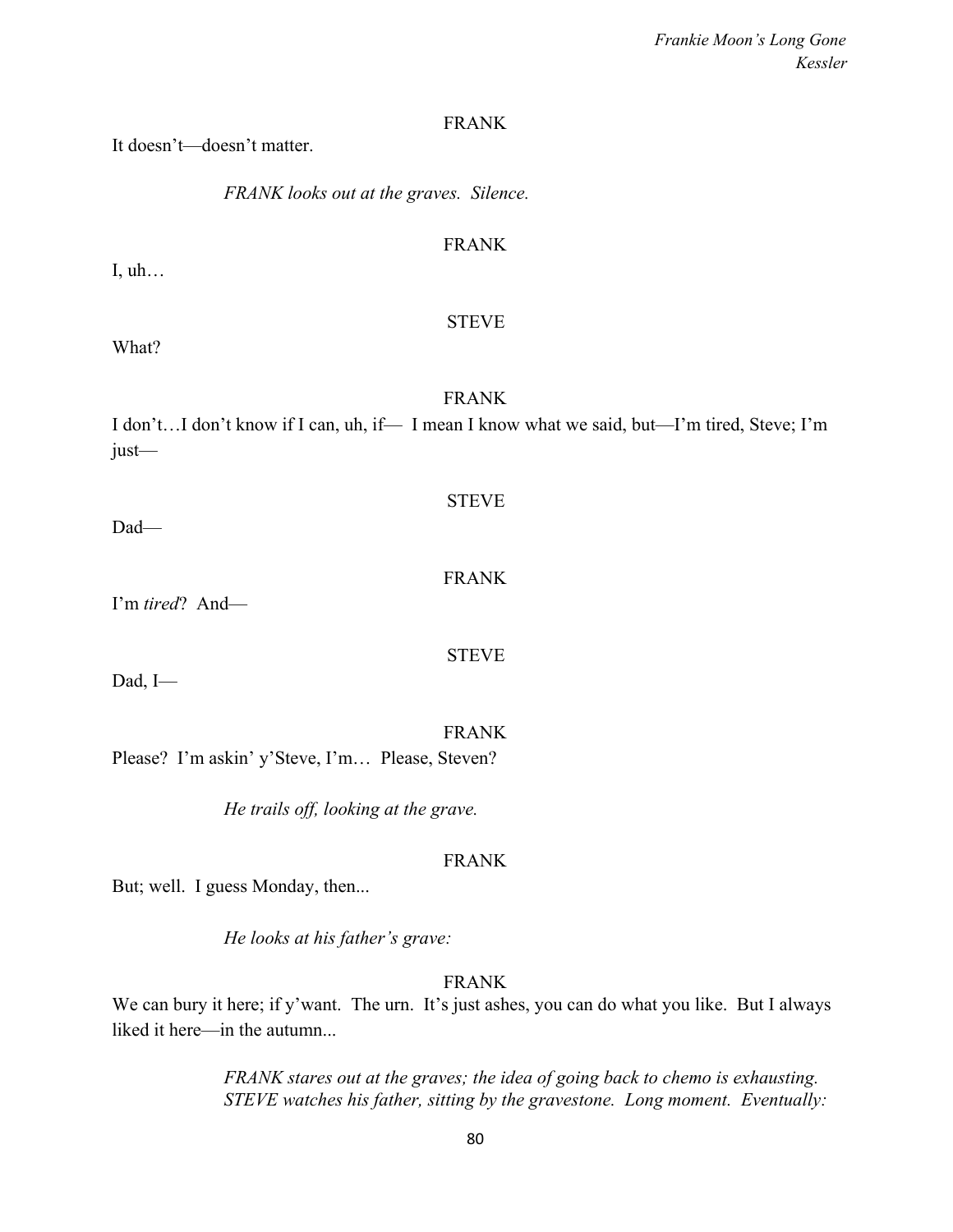FRANK

It doesn't—doesn't matter.

*FRANK looks out at the graves. Silence.*

FRANK

I, uh…

STEVE

What?

FRANK

I don't…I don't know if I can, uh, if— I mean I know what we said, but—I'm tired, Steve; I'm just—

STEVE

Dad—

FRANK

I'm *tired*? And—

STEVE

Dad, I—

FRANK

Please? I'm askin' y'Steve, I'm… Please, Steven?

*He trails off, looking at the grave.*

FRANK

But; well. I guess Monday, then...

*He looks at his father's grave:*

FRANK

We can bury it here; if y'want. The urn. It's just ashes, you can do what you like. But I always liked it here—in the autumn...

*FRANK stares out at the graves; the idea of going back to chemo is exhausting. STEVE watches his father, sitting by the gravestone. Long moment. Eventually:*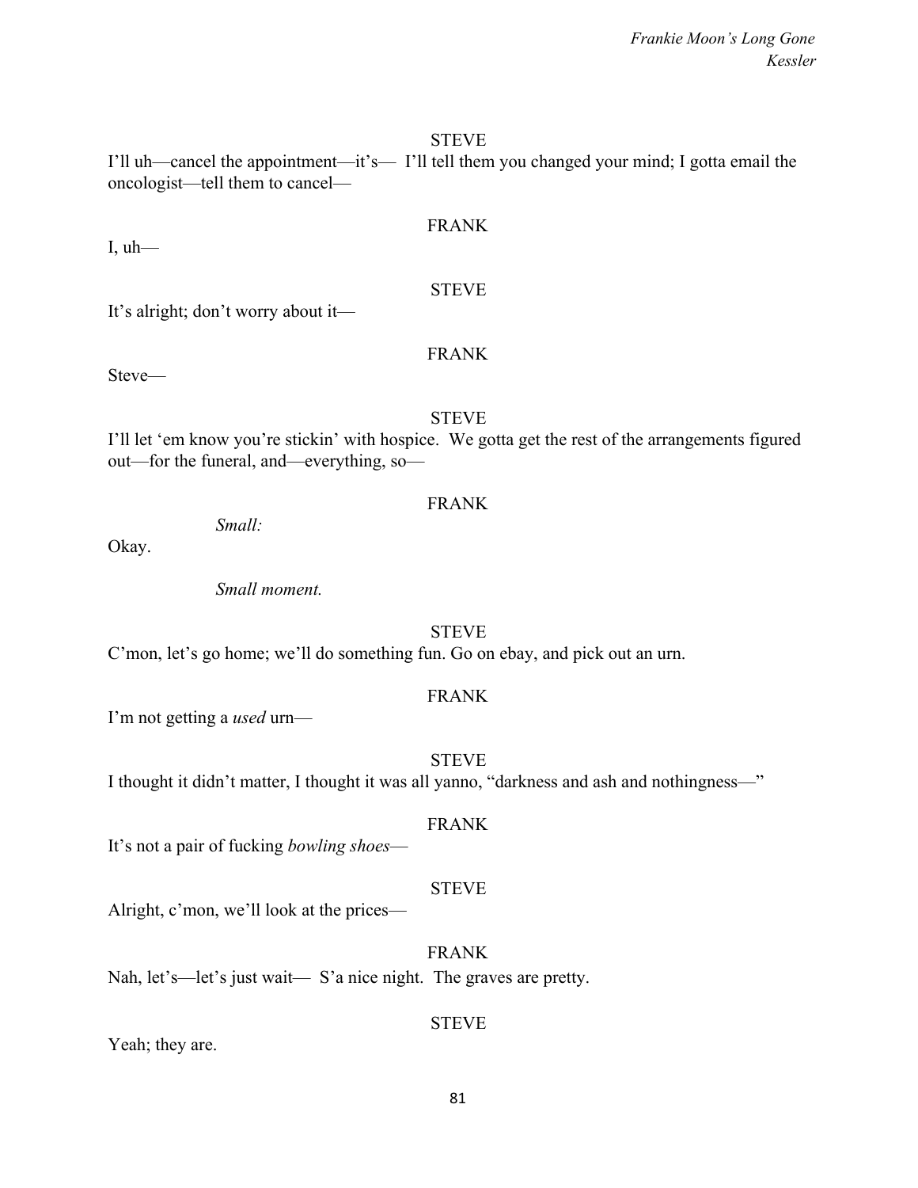STEVE

I'll uh—cancel the appointment—it's— I'll tell them you changed your mind; I gotta email the oncologist—tell them to cancel—

FRANK

I, uh—

STEVE

It's alright; don't worry about it—

FRANK

Steve—

STEVE

I'll let 'em know you're stickin' with hospice. We gotta get the rest of the arrangements figured out—for the funeral, and—everything, so—

FRANK

*Small:*

Okay.

*Small moment.*

STEVE

C'mon, let's go home; we'll do something fun. Go on ebay, and pick out an urn.

FRANK

I'm not getting a *used* urn—

STEVE

I thought it didn't matter, I thought it was all yanno, "darkness and ash and nothingness—"

FRANK

It's not a pair of fucking *bowling shoes*—

STEVE

Alright, c'mon, we'll look at the prices—

FRANK

Nah, let's—let's just wait— S'a nice night. The graves are pretty.

STEVE

Yeah; they are.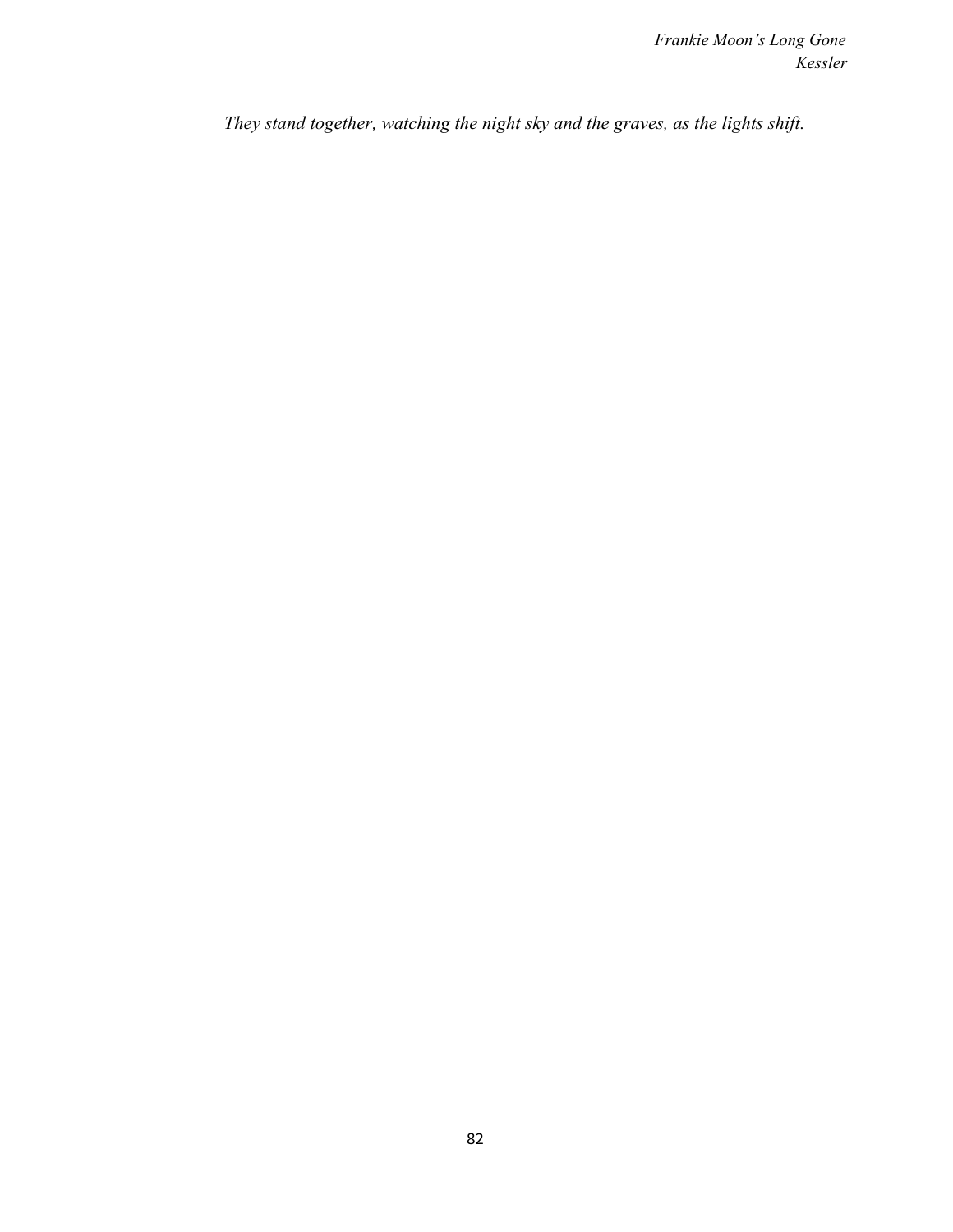*They stand together, watching the night sky and the graves, as the lights shift.*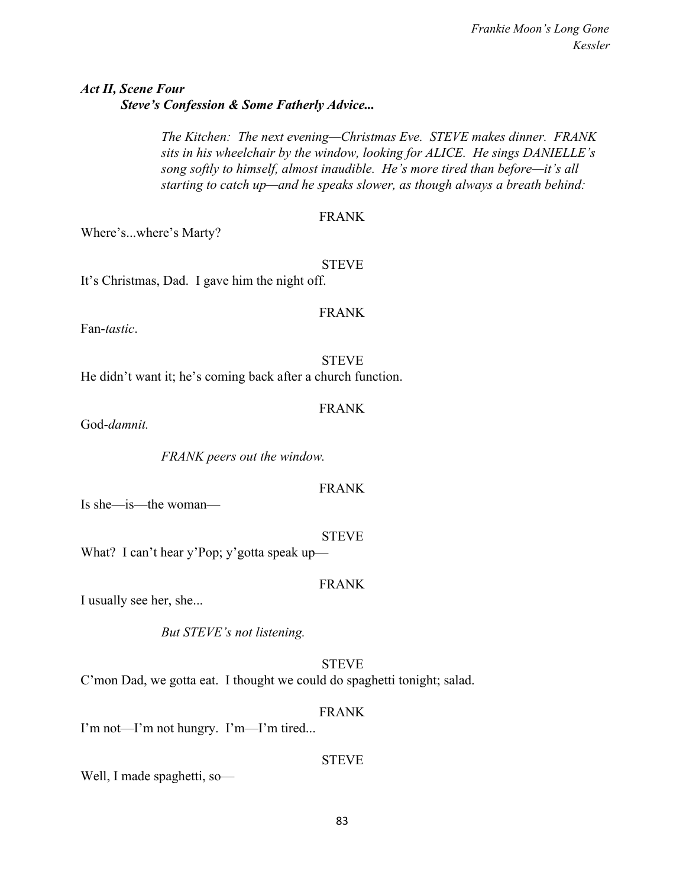***Act II, Scene Four***
***Steve's Confession & Some Fatherly Advice...***

*The Kitchen: The next evening—Christmas Eve. STEVE makes dinner. FRANK sits in his wheelchair by the window, looking for ALICE. He sings DANIELLE's song softly to himself, almost inaudible. He's more tired than before—it's all starting to catch up—and he speaks slower, as though always a breath behind:*

FRANK

Where's...where's Marty?

STEVE

It's Christmas, Dad. I gave him the night off.

FRANK

Fan-*tastic*.

STEVE

He didn't want it; he's coming back after a church function.

FRANK

God-*damnit.*

*FRANK peers out the window.*

FRANK

Is she—is—the woman—

STEVE

What? I can't hear y'Pop; y'gotta speak up—

FRANK

I usually see her, she...

*But STEVE's not listening.*

STEVE

C'mon Dad, we gotta eat. I thought we could do spaghetti tonight; salad.

FRANK

I'm not—I'm not hungry. I'm—I'm tired...

STEVE

Well, I made spaghetti, so—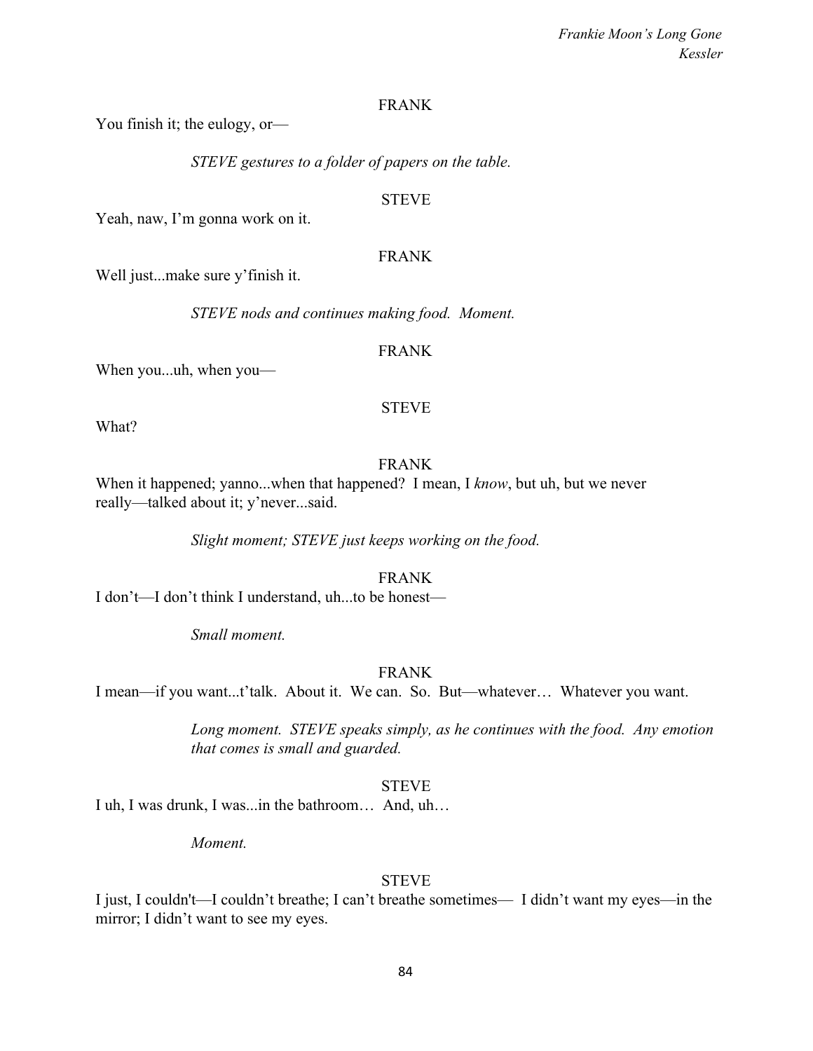FRANK

You finish it; the eulogy, or—

*STEVE gestures to a folder of papers on the table.*

STEVE

Yeah, naw, I'm gonna work on it.

FRANK

Well just...make sure y'finish it.

*STEVE nods and continues making food. Moment.*

FRANK

When you...uh, when you—

STEVE

What?

FRANK

When it happened; yanno...when that happened? I mean, I *know*, but uh, but we never really—talked about it; y'never...said.

*Slight moment; STEVE just keeps working on the food.*

FRANK

I don't—I don't think I understand, uh...to be honest—

*Small moment.*

FRANK

I mean—if you want...t'talk. About it. We can. So. But—whatever… Whatever you want.

*Long moment. STEVE speaks simply, as he continues with the food. Any emotion that comes is small and guarded.*

STEVE

I uh, I was drunk, I was...in the bathroom… And, uh…

*Moment.*

STEVE

I just, I couldn't—I couldn't breathe; I can't breathe sometimes— I didn't want my eyes—in the mirror; I didn't want to see my eyes.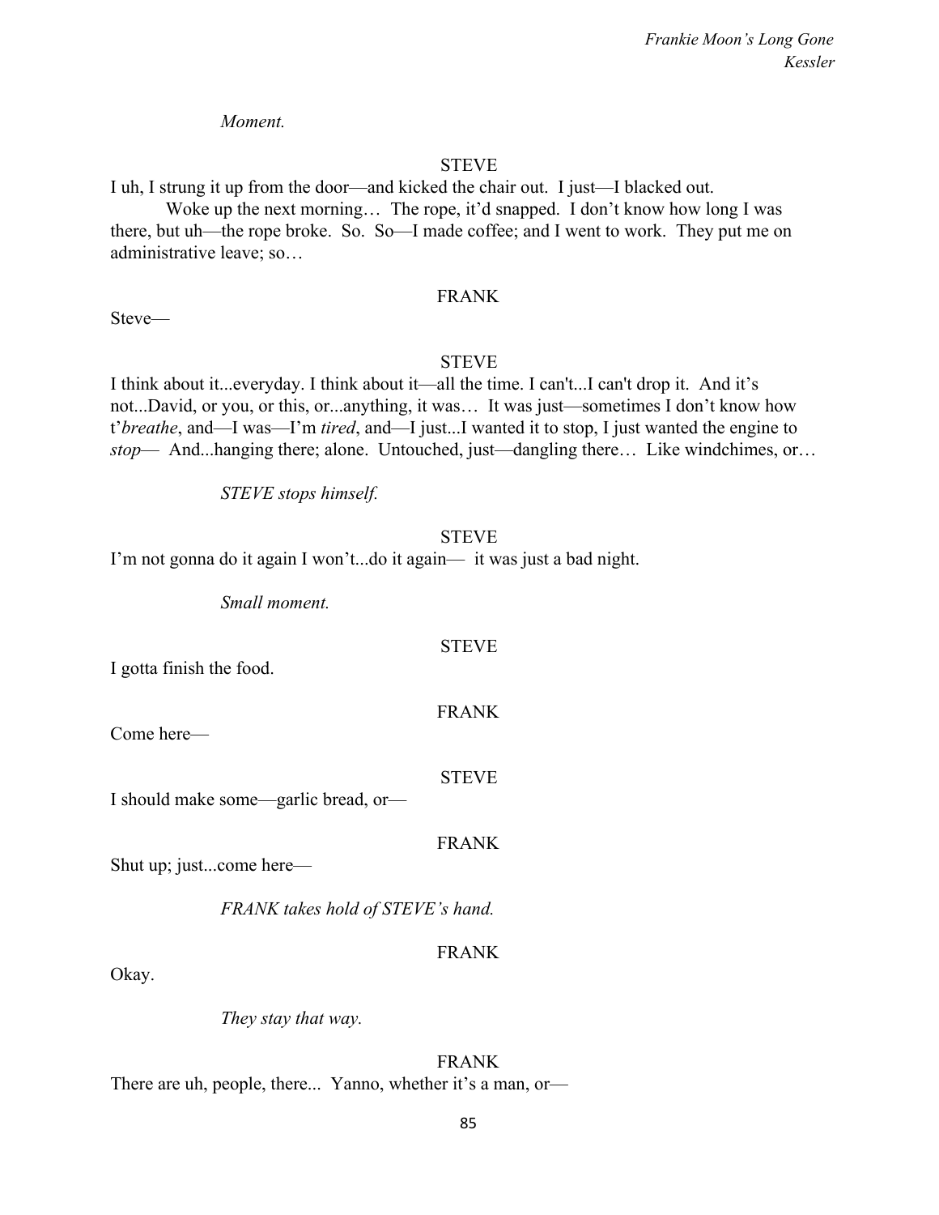*Moment.*

STEVE

I uh, I strung it up from the door—and kicked the chair out. I just—I blacked out.

Woke up the next morning… The rope, it'd snapped. I don't know how long I was there, but uh—the rope broke. So. So—I made coffee; and I went to work. They put me on administrative leave; so…

FRANK

Steve—

STEVE

I think about it...everyday. I think about it—all the time. I can't...I can't drop it. And it's not...David, or you, or this, or...anything, it was… It was just—sometimes I don't know how t'*breathe*, and—I was—I'm *tired*, and—I just...I wanted it to stop, I just wanted the engine to *stop*— And...hanging there; alone. Untouched, just—dangling there… Like windchimes, or…

*STEVE stops himself.*

STEVE

I'm not gonna do it again I won't...do it again— it was just a bad night.

*Small moment.*

STEVE

I gotta finish the food.

FRANK

Come here—

STEVE

I should make some—garlic bread, or—

FRANK

Shut up; just...come here—

*FRANK takes hold of STEVE's hand.*

FRANK

Okay.

*They stay that way.*

FRANK

There are uh, people, there... Yanno, whether it's a man, or—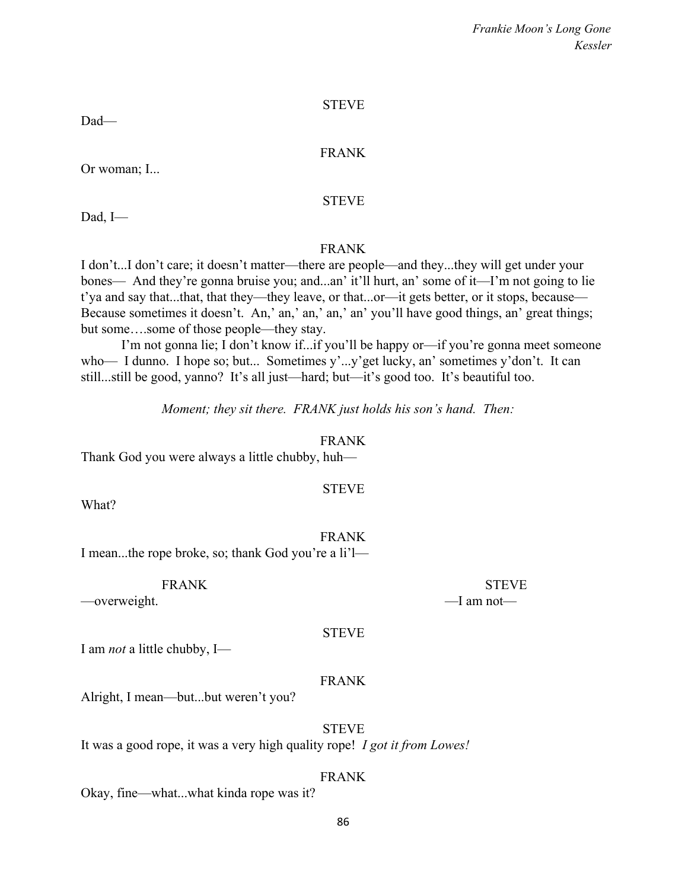STEVE

Dad—

FRANK

Or woman; I...

STEVE

Dad, I—

FRANK

I don't...I don't care; it doesn't matter—there are people—and they...they will get under your bones— And they're gonna bruise you; and...an' it'll hurt, an' some of it—I'm not going to lie t'ya and say that...that, that they—they leave, or that...or—it gets better, or it stops, because— Because sometimes it doesn't. An,' an,' an,' an,' an' you'll have good things, an' great things; but some….some of those people—they stay.

I'm not gonna lie; I don't know if...if you'll be happy or—if you're gonna meet someone who— I dunno. I hope so; but... Sometimes y'...y'get lucky, an' sometimes y'don't. It can still...still be good, yanno? It's all just—hard; but—it's good too. It's beautiful too.

*Moment; they sit there. FRANK just holds his son's hand. Then:*

FRANK

Thank God you were always a little chubby, huh—

STEVE

What?

FRANK

I mean...the rope broke, so; thank God you're a li'l—

FRANK

—overweight.

STEVE

—I am not—

STEVE

I am *not* a little chubby, I—

FRANK

Alright, I mean—but...but weren't you?

STEVE

It was a good rope, it was a very high quality rope! *I got it from Lowes!*

FRANK

Okay, fine—what...what kinda rope was it?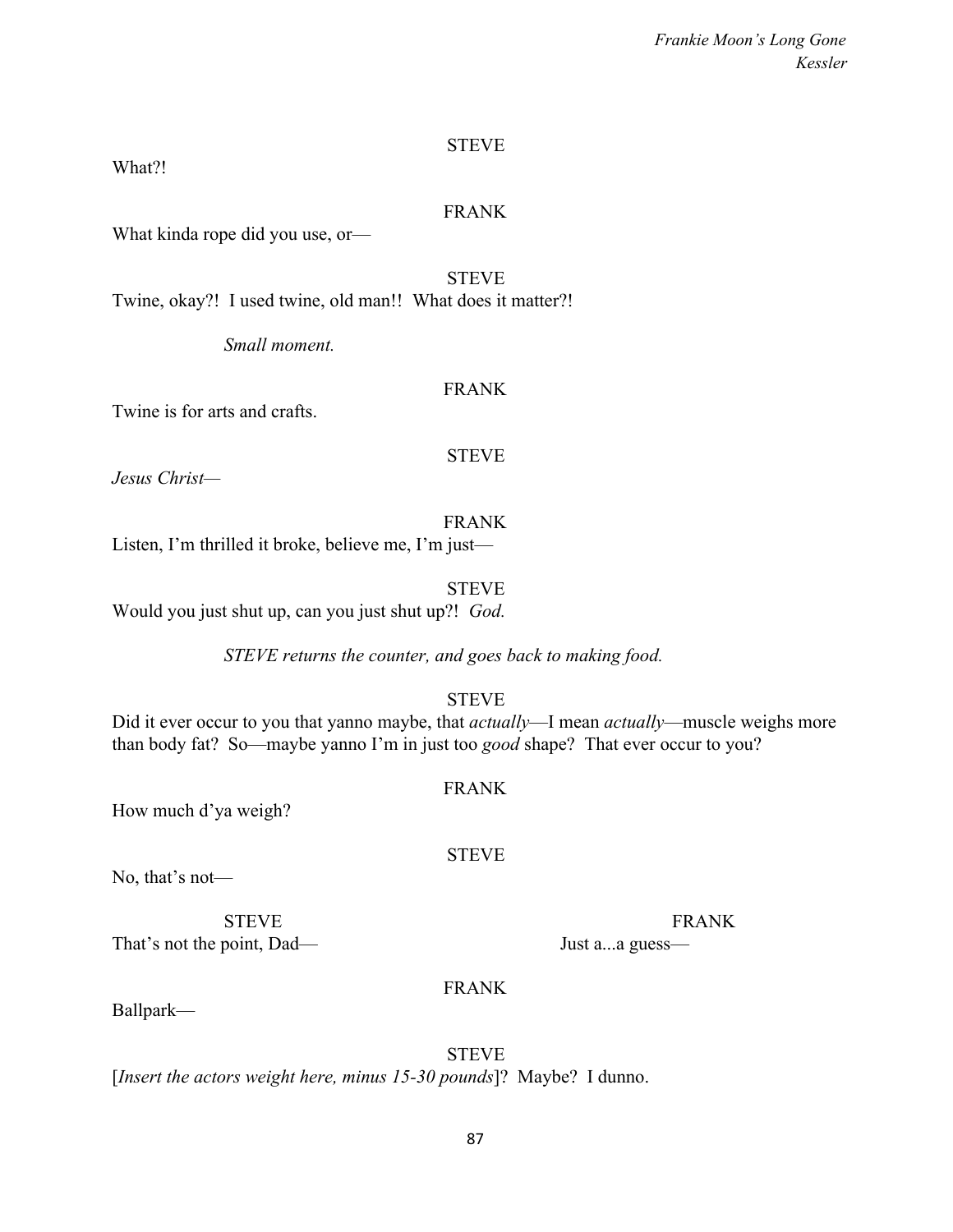STEVE

What?!

FRANK

What kinda rope did you use, or—

STEVE

Twine, okay?! I used twine, old man!! What does it matter?!

*Small moment.*

FRANK

Twine is for arts and crafts.

STEVE

*Jesus Christ—*

FRANK

Listen, I'm thrilled it broke, believe me, I'm just—

STEVE

Would you just shut up, can you just shut up?! *God.*

*STEVE returns the counter, and goes back to making food.*

STEVE

Did it ever occur to you that yanno maybe, that *actually*—I mean *actually*—muscle weighs more than body fat? So—maybe yanno I'm in just too *good* shape? That ever occur to you?

FRANK

How much d'ya weigh?

STEVE

No, that's not—

| STEVE | FRANK |
| --- | --- |
| That's not the point, Dad— | Just a...a guess— |

FRANK

Ballpark—

STEVE

[*Insert the actors weight here, minus 15-30 pounds*]? Maybe? I dunno.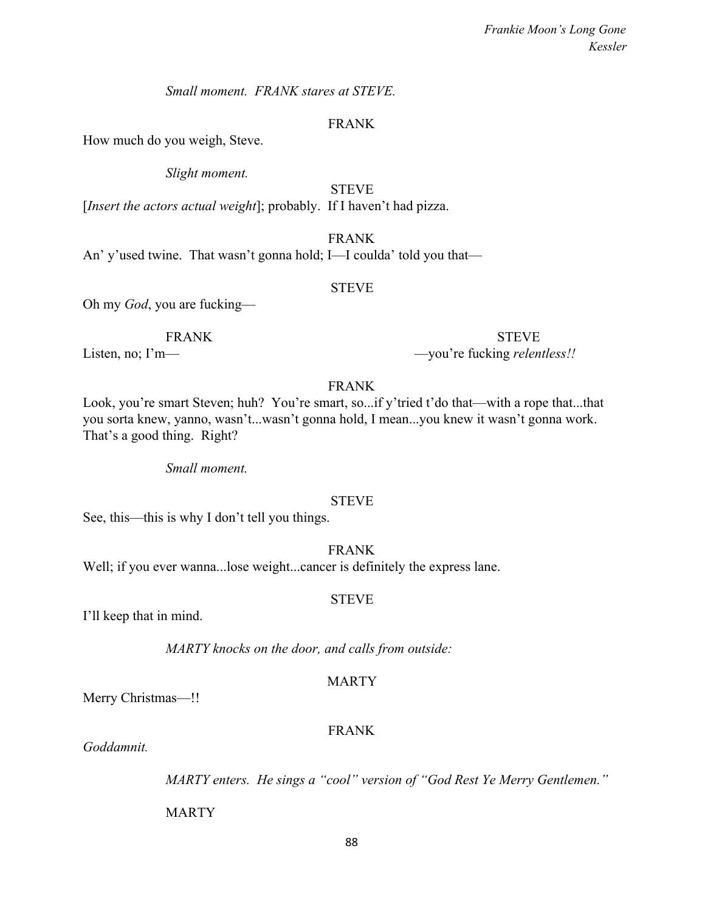*Small moment. FRANK stares at STEVE.*

FRANK

How much do you weigh, Steve.

*Slight moment.*

STEVE

[*Insert the actors actual weight*]; probably. If I haven't had pizza.

FRANK

An' y'used twine. That wasn't gonna hold; I—I coulda' told you that—

STEVE

Oh my *God*, you are fucking—

FRANK

Listen, no; I'm—

STEVE

—you're fucking *relentless!!*

FRANK

Look, you're smart Steven; huh? You're smart, so...if y'tried t'do that—with a rope that...that you sorta knew, yanno, wasn't...wasn't gonna hold, I mean...you knew it wasn't gonna work. That's a good thing. Right?

*Small moment.*

STEVE

See, this—this is why I don't tell you things.

FRANK

Well; if you ever wanna...lose weight...cancer is definitely the express lane.

STEVE

I'll keep that in mind.

*MARTY knocks on the door, and calls from outside:*

MARTY

Merry Christmas—!!

FRANK

*Goddamnit.*

*MARTY enters. He sings a "cool" version of "God Rest Ye Merry Gentlemen."*

MARTY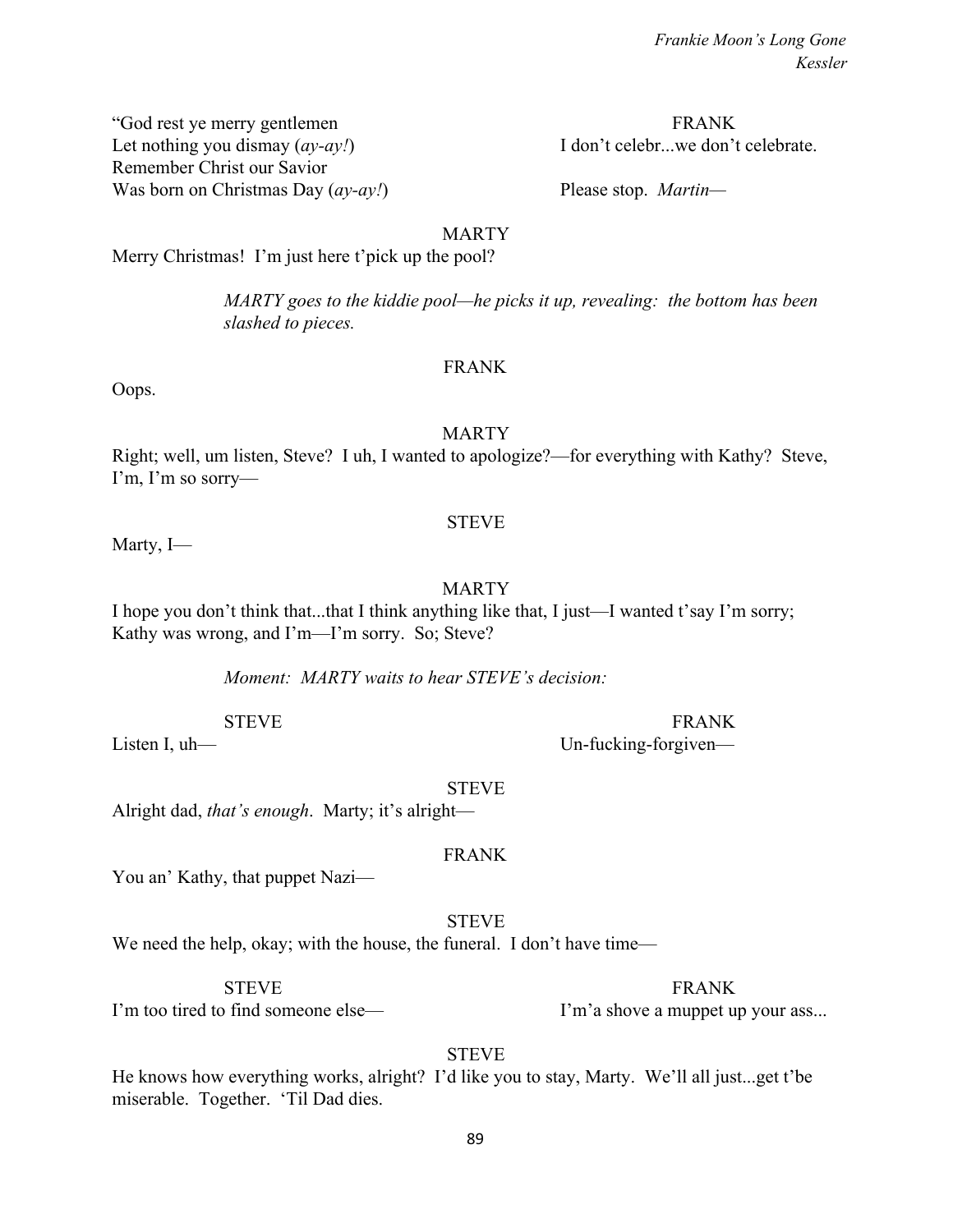"God rest ye merry gentlemen
Let nothing you dismay (*ay-ay!*)
Remember Christ our Savior
Was born on Christmas Day (*ay-ay!*)

FRANK
I don't celebr...we don't celebrate.

Please stop. *Martin—*

MARTY
Merry Christmas! I'm just here t'pick up the pool?

*MARTY goes to the kiddie pool—he picks it up, revealing: the bottom has been slashed to pieces.*

FRANK
Oops.

MARTY
Right; well, um listen, Steve? I uh, I wanted to apologize?—for everything with Kathy? Steve, I'm, I'm so sorry—

STEVE
Marty, I—

MARTY
I hope you don't think that...that I think anything like that, I just—I wanted t'say I'm sorry; Kathy was wrong, and I'm—I'm sorry. So; Steve?

*Moment: MARTY waits to hear STEVE's decision:*

STEVE
Listen I, uh—

FRANK
Un-fucking-forgiven—

STEVE
Alright dad, *that's enough*. Marty; it's alright—

FRANK
You an' Kathy, that puppet Nazi—

STEVE
We need the help, okay; with the house, the funeral. I don't have time—

STEVE
I'm too tired to find someone else—

FRANK
I'm'a shove a muppet up your ass...

STEVE
He knows how everything works, alright? I'd like you to stay, Marty. We'll all just...get t'be miserable. Together. 'Til Dad dies.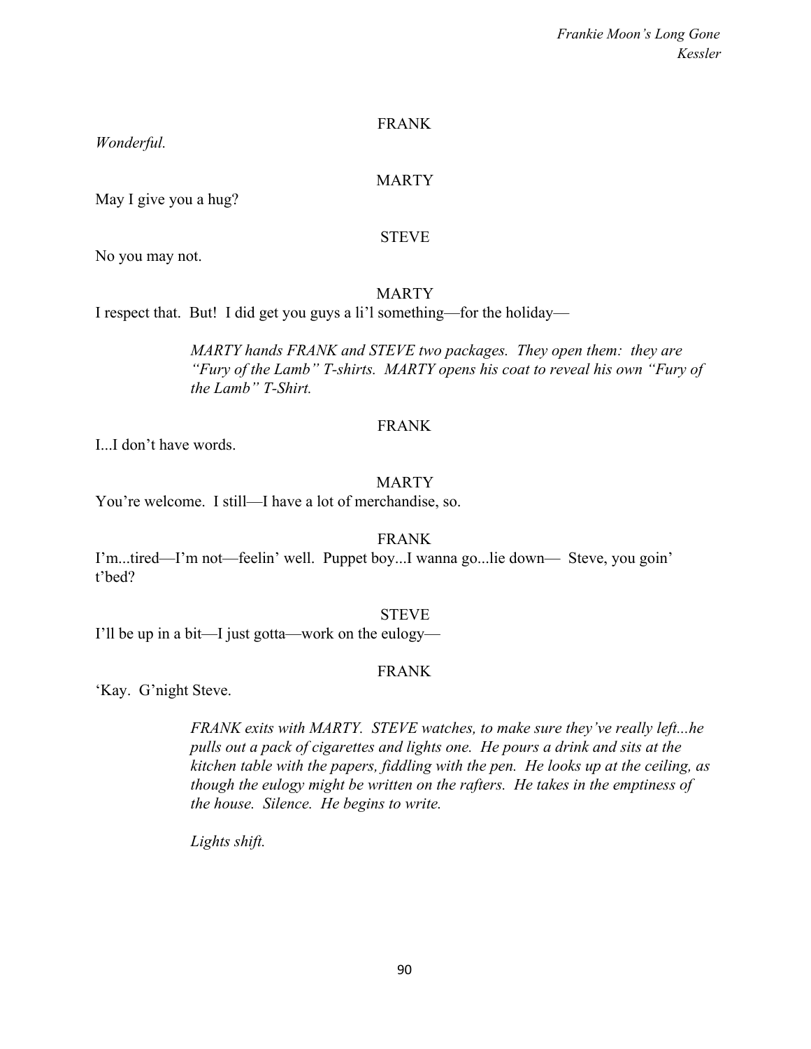FRANK

*Wonderful.*

MARTY

May I give you a hug?

STEVE

No you may not.

MARTY

I respect that. But! I did get you guys a li'l something—for the holiday—

> *MARTY hands FRANK and STEVE two packages. They open them: they are "Fury of the Lamb" T-shirts. MARTY opens his coat to reveal his own "Fury of the Lamb" T-Shirt.*

FRANK

I...I don't have words.

MARTY

You're welcome. I still—I have a lot of merchandise, so.

FRANK

I'm...tired—I'm not—feelin' well. Puppet boy...I wanna go...lie down— Steve, you goin' t'bed?

STEVE

I'll be up in a bit—I just gotta—work on the eulogy—

FRANK

'Kay. G'night Steve.

> *FRANK exits with MARTY. STEVE watches, to make sure they've really left...he pulls out a pack of cigarettes and lights one. He pours a drink and sits at the kitchen table with the papers, fiddling with the pen. He looks up at the ceiling, as though the eulogy might be written on the rafters. He takes in the emptiness of the house. Silence. He begins to write.*
>
> *Lights shift.*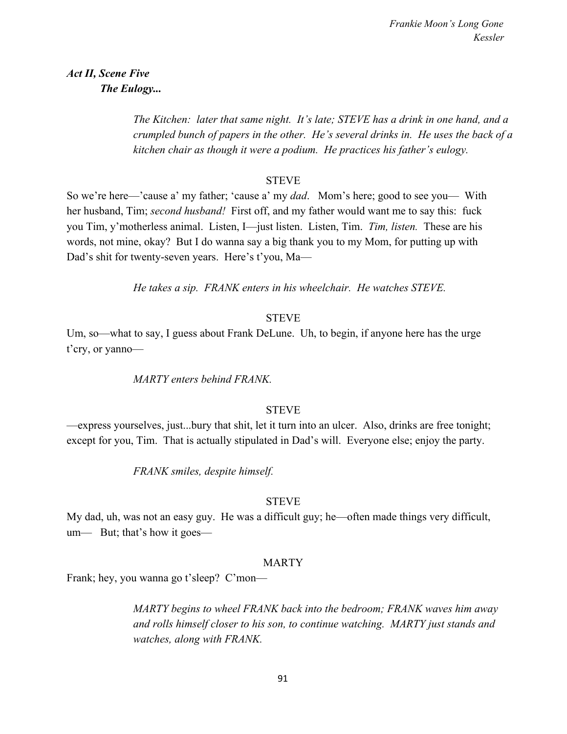***Act II, Scene Five***
***The Eulogy...***

*The Kitchen: later that same night. It's late; STEVE has a drink in one hand, and a crumpled bunch of papers in the other. He's several drinks in. He uses the back of a kitchen chair as though it were a podium. He practices his father's eulogy.*

STEVE

So we're here—'cause a' my father; 'cause a' my *dad*. Mom's here; good to see you— With her husband, Tim; *second husband!* First off, and my father would want me to say this: fuck you Tim, y'motherless animal. Listen, I—just listen. Listen, Tim. *Tim, listen.* These are his words, not mine, okay? But I do wanna say a big thank you to my Mom, for putting up with Dad's shit for twenty-seven years. Here's t'you, Ma—

*He takes a sip. FRANK enters in his wheelchair. He watches STEVE.*

STEVE

Um, so—what to say, I guess about Frank DeLune. Uh, to begin, if anyone here has the urge t'cry, or yanno—

*MARTY enters behind FRANK.*

STEVE

—express yourselves, just...bury that shit, let it turn into an ulcer. Also, drinks are free tonight; except for you, Tim. That is actually stipulated in Dad's will. Everyone else; enjoy the party.

*FRANK smiles, despite himself.*

STEVE

My dad, uh, was not an easy guy. He was a difficult guy; he—often made things very difficult, um— But; that's how it goes—

MARTY

Frank; hey, you wanna go t'sleep? C'mon—

*MARTY begins to wheel FRANK back into the bedroom; FRANK waves him away and rolls himself closer to his son, to continue watching. MARTY just stands and watches, along with FRANK.*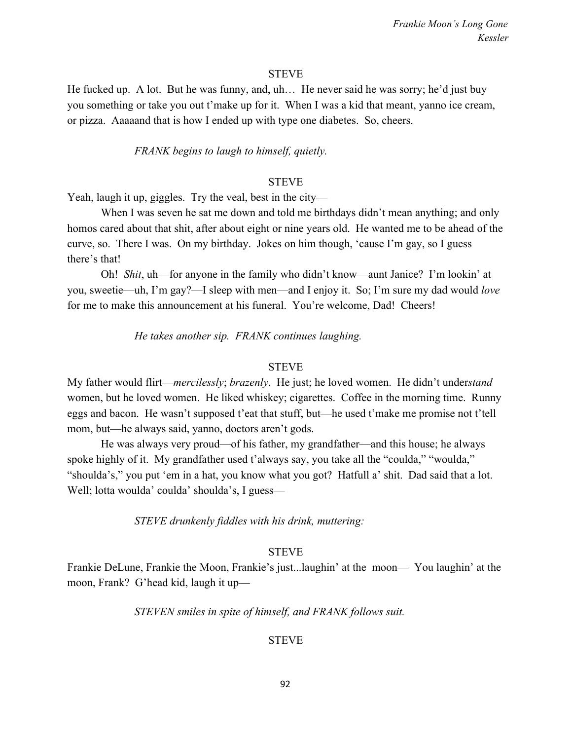STEVE

He fucked up. A lot. But he was funny, and, uh… He never said he was sorry; he'd just buy you something or take you out t'make up for it. When I was a kid that meant, yanno ice cream, or pizza. Aaaaand that is how I ended up with type one diabetes. So, cheers.

*FRANK begins to laugh to himself, quietly.*

STEVE

Yeah, laugh it up, giggles. Try the veal, best in the city—

When I was seven he sat me down and told me birthdays didn't mean anything; and only homos cared about that shit, after about eight or nine years old. He wanted me to be ahead of the curve, so. There I was. On my birthday. Jokes on him though, 'cause I'm gay, so I guess there's that!

Oh! *Shit*, uh—for anyone in the family who didn't know—aunt Janice? I'm lookin' at you, sweetie—uh, I'm gay?—I sleep with men—and I enjoy it. So; I'm sure my dad would *love* for me to make this announcement at his funeral. You're welcome, Dad! Cheers!

*He takes another sip. FRANK continues laughing.*

STEVE

My father would flirt—*mercilessly*; *brazenly*. He just; he loved women. He didn't under*stand* women, but he loved women. He liked whiskey; cigarettes. Coffee in the morning time. Runny eggs and bacon. He wasn't supposed t'eat that stuff, but—he used t'make me promise not t'tell mom, but—he always said, yanno, doctors aren't gods.

He was always very proud—of his father, my grandfather—and this house; he always spoke highly of it. My grandfather used t'always say, you take all the "coulda," "woulda," "shoulda's," you put 'em in a hat, you know what you got? Hatfull a' shit. Dad said that a lot. Well; lotta woulda' coulda' shoulda's, I guess—

*STEVE drunkenly fiddles with his drink, muttering:*

STEVE

Frankie DeLune, Frankie the Moon, Frankie's just...laughin' at the moon— You laughin' at the moon, Frank? G'head kid, laugh it up—

*STEVEN smiles in spite of himself, and FRANK follows suit.*

STEVE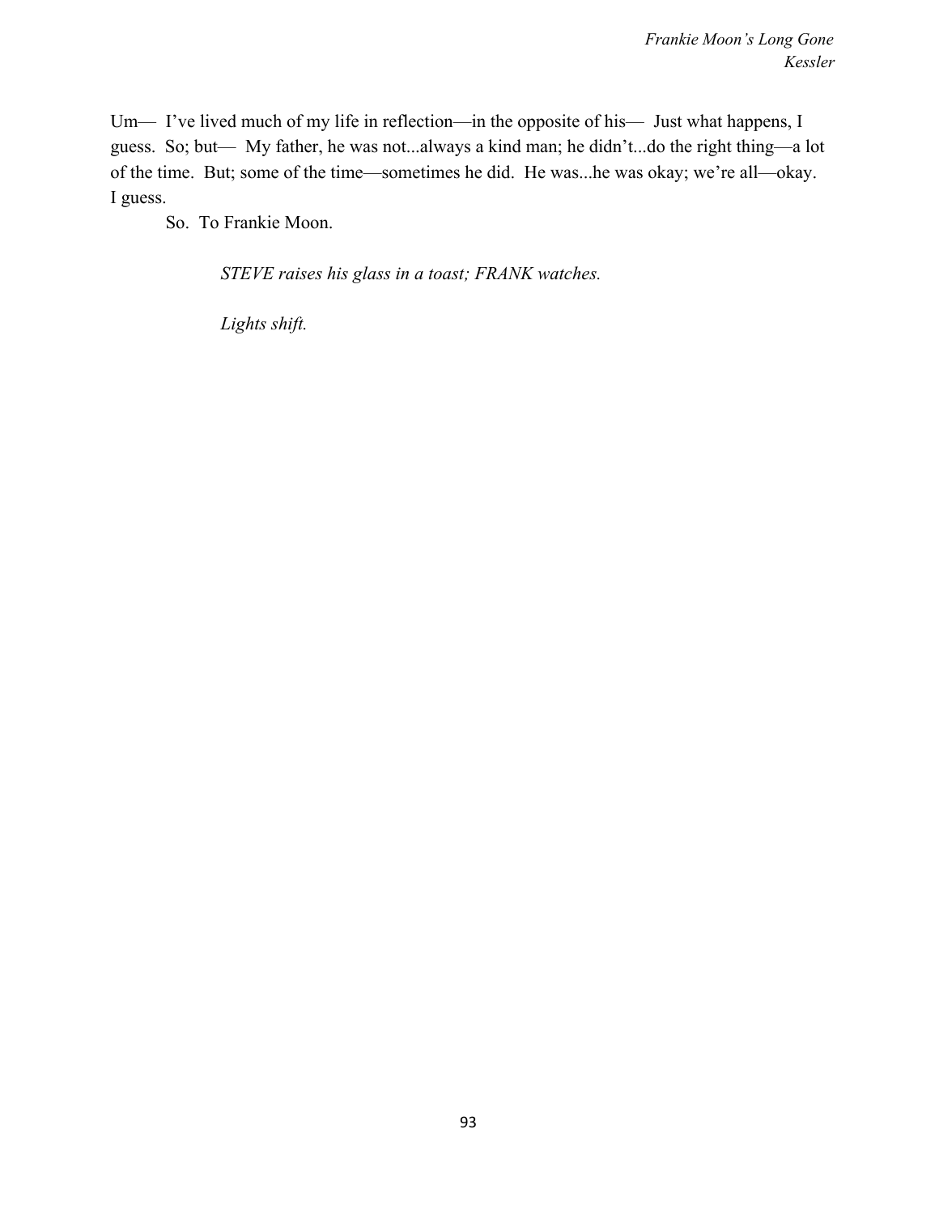Um— I've lived much of my life in reflection—in the opposite of his— Just what happens, I guess. So; but— My father, he was not...always a kind man; he didn't...do the right thing—a lot of the time. But; some of the time—sometimes he did. He was...he was okay; we're all—okay. I guess.

So. To Frankie Moon.

*STEVE raises his glass in a toast; FRANK watches.*

*Lights shift.*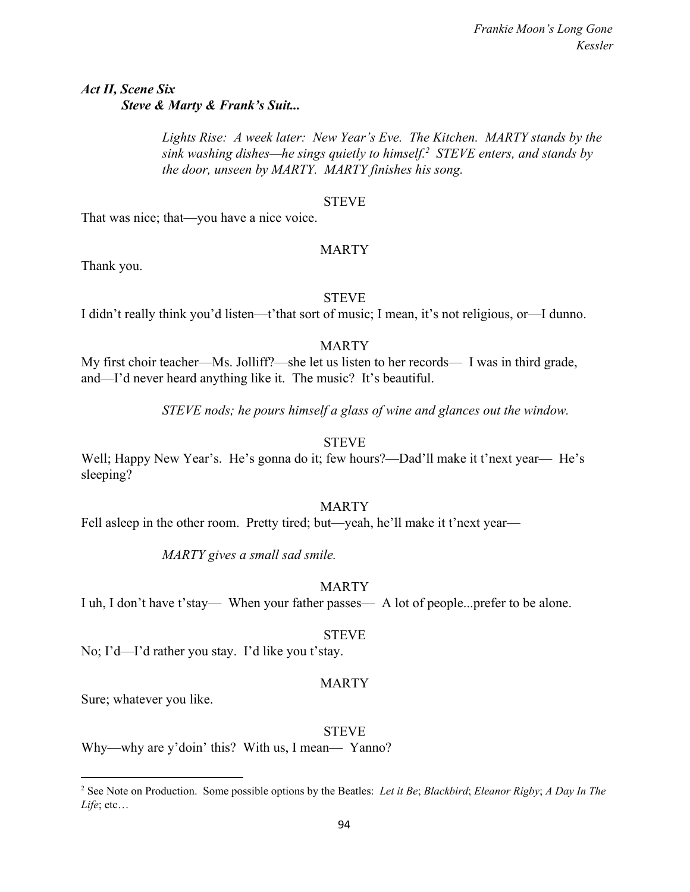***Act II, Scene Six***
***Steve & Marty & Frank's Suit...***

*Lights Rise: A week later: New Year's Eve. The Kitchen. MARTY stands by the sink washing dishes—he sings quietly to himself.[2] STEVE enters, and stands by the door, unseen by MARTY. MARTY finishes his song.*

STEVE

That was nice; that—you have a nice voice.

MARTY

Thank you.

STEVE

I didn't really think you'd listen—t'that sort of music; I mean, it's not religious, or—I dunno.

MARTY

My first choir teacher—Ms. Jolliff?—she let us listen to her records— I was in third grade, and—I'd never heard anything like it. The music? It's beautiful.

*STEVE nods; he pours himself a glass of wine and glances out the window.*

STEVE

Well; Happy New Year's. He's gonna do it; few hours?—Dad'll make it t'next year— He's sleeping?

MARTY

Fell asleep in the other room. Pretty tired; but—yeah, he'll make it t'next year—

*MARTY gives a small sad smile.*

MARTY

I uh, I don't have t'stay— When your father passes— A lot of people...prefer to be alone.

STEVE

No; I'd—I'd rather you stay. I'd like you t'stay.

MARTY

Sure; whatever you like.

STEVE

Why—why are y'doin' this? With us, I mean— Yanno?

---

[2] See Note on Production. Some possible options by the Beatles: *Let it Be*; *Blackbird*; *Eleanor Rigby*; *A Day In The Life*; etc…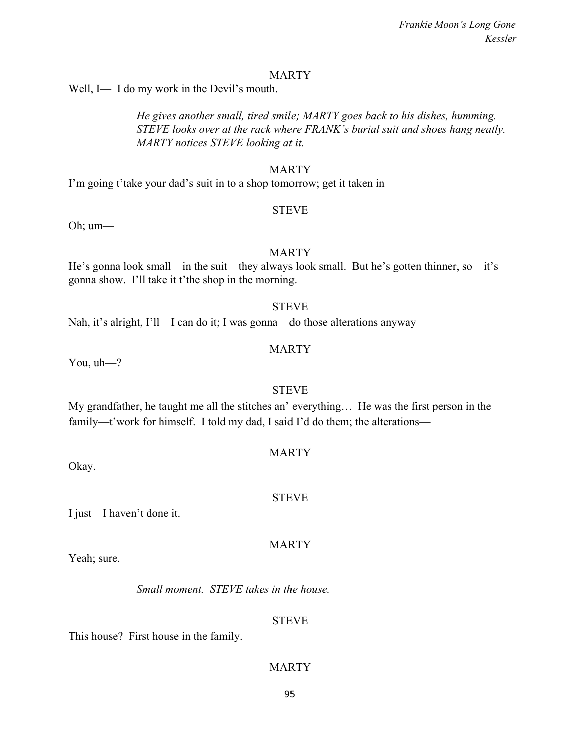MARTY

Well, I— I do my work in the Devil's mouth.

*He gives another small, tired smile; MARTY goes back to his dishes, humming. STEVE looks over at the rack where FRANK's burial suit and shoes hang neatly. MARTY notices STEVE looking at it.*

MARTY

I'm going t'take your dad's suit in to a shop tomorrow; get it taken in—

STEVE

Oh; um—

MARTY

He's gonna look small—in the suit—they always look small. But he's gotten thinner, so—it's gonna show. I'll take it t'the shop in the morning.

STEVE

Nah, it's alright, I'll—I can do it; I was gonna—do those alterations anyway—

MARTY

You, uh—?

STEVE

My grandfather, he taught me all the stitches an' everything… He was the first person in the family—t'work for himself. I told my dad, I said I'd do them; the alterations—

MARTY

Okay.

STEVE

I just—I haven't done it.

MARTY

Yeah; sure.

*Small moment. STEVE takes in the house.*

STEVE

This house? First house in the family.

MARTY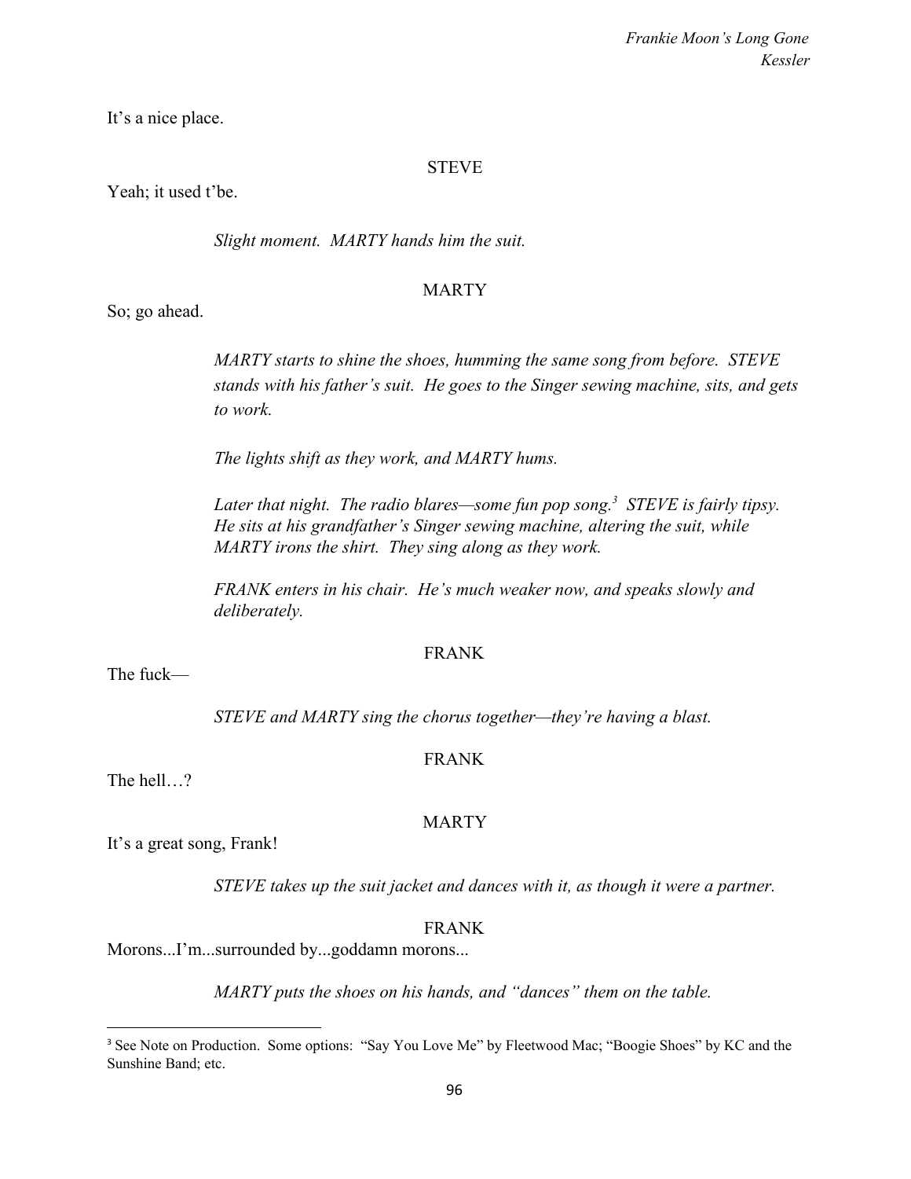It's a nice place.

STEVE

Yeah; it used t'be.

*Slight moment. MARTY hands him the suit.*

MARTY

So; go ahead.

*MARTY starts to shine the shoes, humming the same song from before. STEVE stands with his father's suit. He goes to the Singer sewing machine, sits, and gets to work.*

*The lights shift as they work, and MARTY hums.*

*Later that night. The radio blares—some fun pop song.[3] STEVE is fairly tipsy. He sits at his grandfather's Singer sewing machine, altering the suit, while MARTY irons the shirt. They sing along as they work.*

*FRANK enters in his chair. He's much weaker now, and speaks slowly and deliberately.*

FRANK

The fuck—

*STEVE and MARTY sing the chorus together—they're having a blast.*

FRANK

The hell…?

MARTY

It's a great song, Frank!

*STEVE takes up the suit jacket and dances with it, as though it were a partner.*

FRANK

Morons...I'm...surrounded by...goddamn morons...

*MARTY puts the shoes on his hands, and "dances" them on the table.*

---

[3] See Note on Production. Some options: "Say You Love Me" by Fleetwood Mac; "Boogie Shoes" by KC and the Sunshine Band; etc.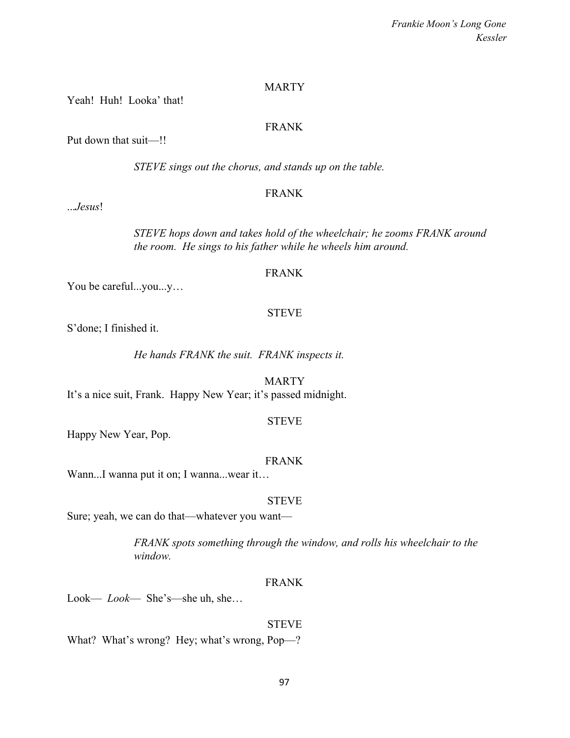MARTY

Yeah! Huh! Looka' that!

FRANK

Put down that suit—!!

*STEVE sings out the chorus, and stands up on the table.*

FRANK

*...Jesus*!

*STEVE hops down and takes hold of the wheelchair; he zooms FRANK around the room. He sings to his father while he wheels him around.*

FRANK

You be careful...you...y…

STEVE

S'done; I finished it.

*He hands FRANK the suit. FRANK inspects it.*

MARTY

It's a nice suit, Frank. Happy New Year; it's passed midnight.

STEVE

Happy New Year, Pop.

FRANK

Wann...I wanna put it on; I wanna...wear it…

STEVE

Sure; yeah, we can do that—whatever you want—

*FRANK spots something through the window, and rolls his wheelchair to the window.*

FRANK

Look— *Look*— She's—she uh, she…

STEVE

What? What's wrong? Hey; what's wrong, Pop—?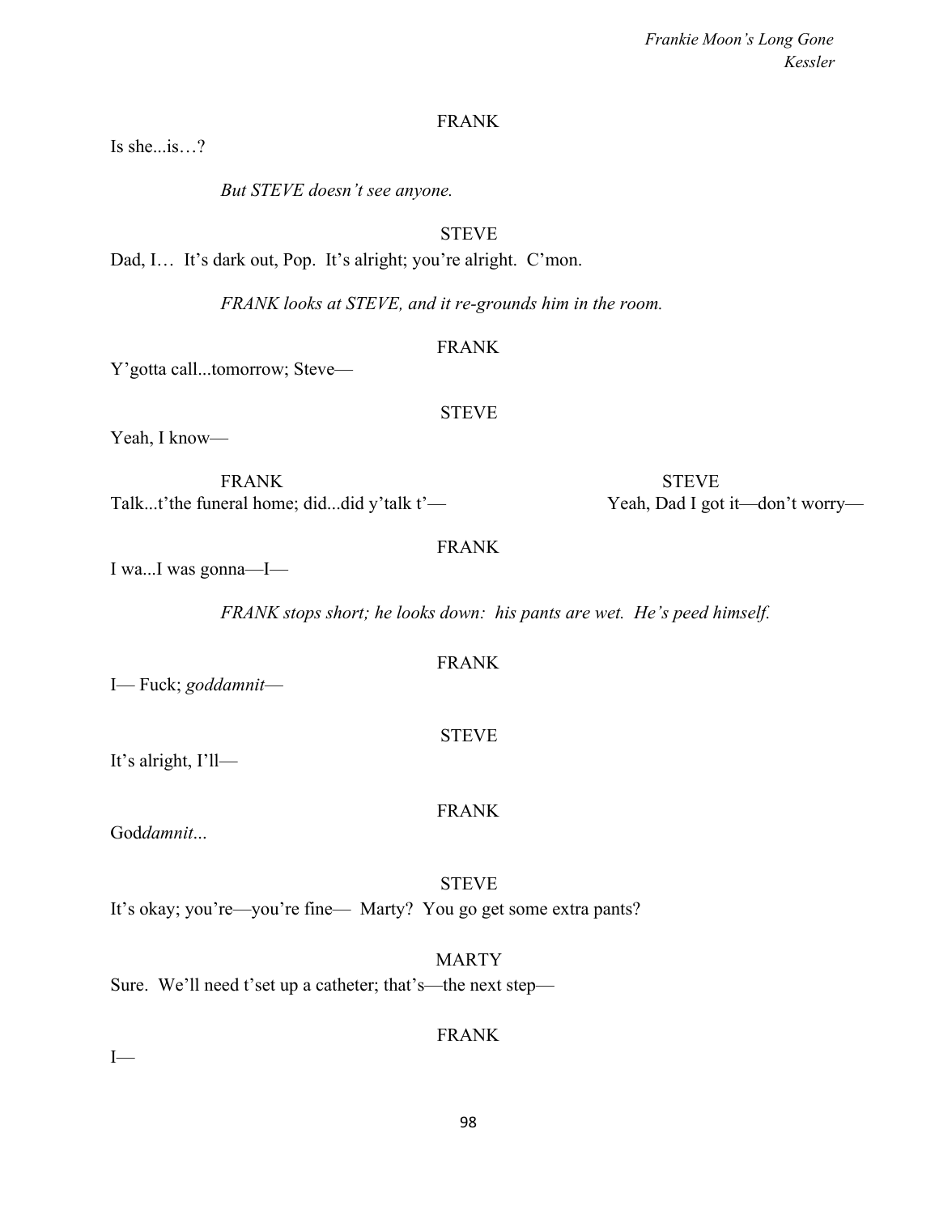FRANK

Is she...is…?

*But STEVE doesn't see anyone.*

STEVE

Dad, I… It's dark out, Pop. It's alright; you're alright. C'mon.

*FRANK looks at STEVE, and it re-grounds him in the room.*

FRANK

Y'gotta call...tomorrow; Steve—

STEVE

Yeah, I know—

| FRANK | STEVE |
|---|---|
| Talk...t'the funeral home; did...did y'talk t'— | Yeah, Dad I got it—don't worry— |

FRANK

I wa...I was gonna—I—

*FRANK stops short; he looks down: his pants are wet. He's peed himself.*

FRANK

I— Fuck; *goddamnit*—

STEVE

It's alright, I'll—

FRANK

God*damnit*...

STEVE

It's okay; you're—you're fine— Marty? You go get some extra pants?

MARTY

Sure. We'll need t'set up a catheter; that's—the next step—

FRANK

I—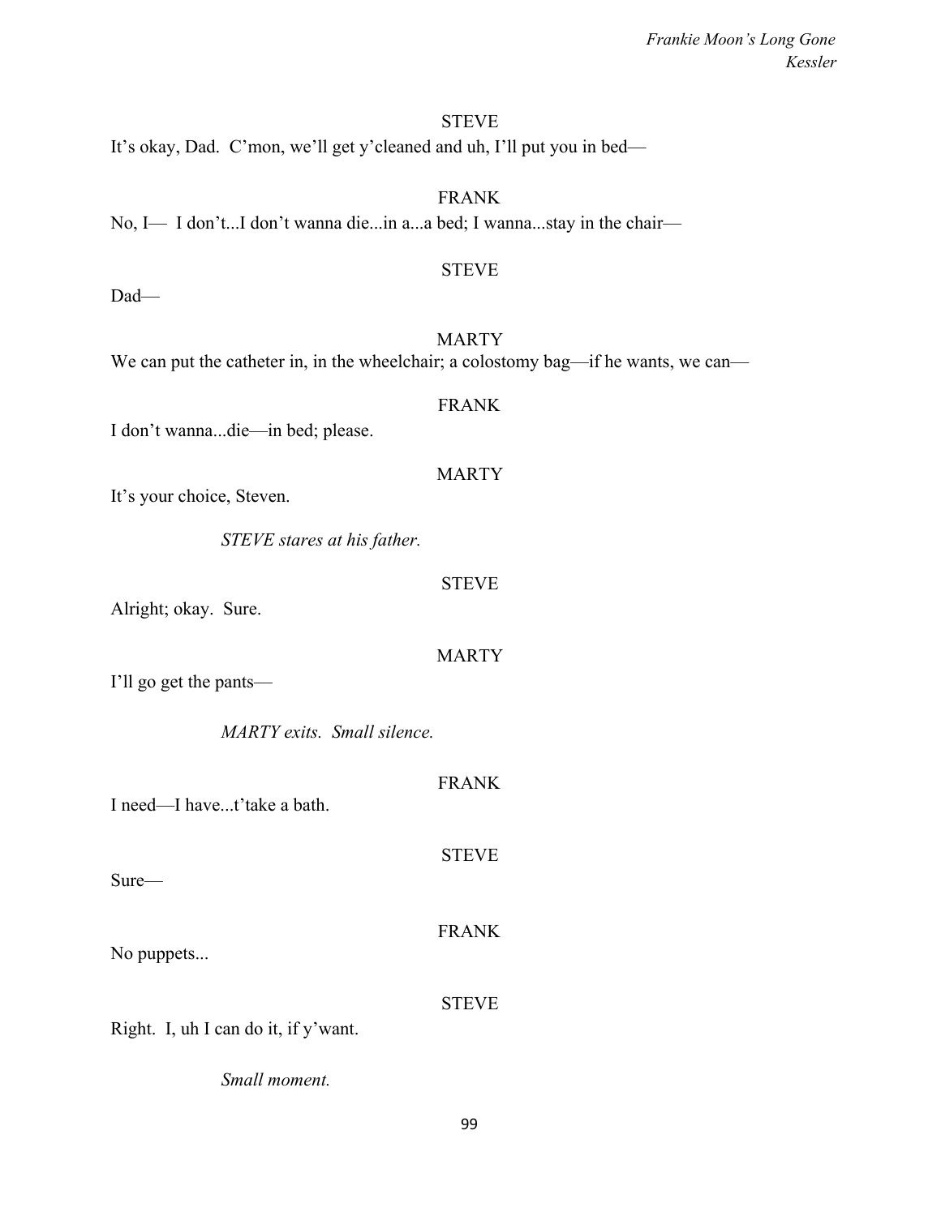STEVE

It's okay, Dad.  C'mon, we'll get y'cleaned and uh, I'll put you in bed—

FRANK

No, I—  I don't...I don't wanna die...in a...a bed; I wanna...stay in the chair—

STEVE

Dad—

MARTY

We can put the catheter in, in the wheelchair; a colostomy bag—if he wants, we can—

FRANK

I don't wanna...die—in bed; please.

MARTY

It's your choice, Steven.

*STEVE stares at his father.*

STEVE

Alright; okay.  Sure.

MARTY

I'll go get the pants—

*MARTY exits.  Small silence.*

FRANK

I need—I have...t'take a bath.

STEVE

Sure—

FRANK

No puppets...

STEVE

Right.  I, uh I can do it, if y'want.

*Small moment.*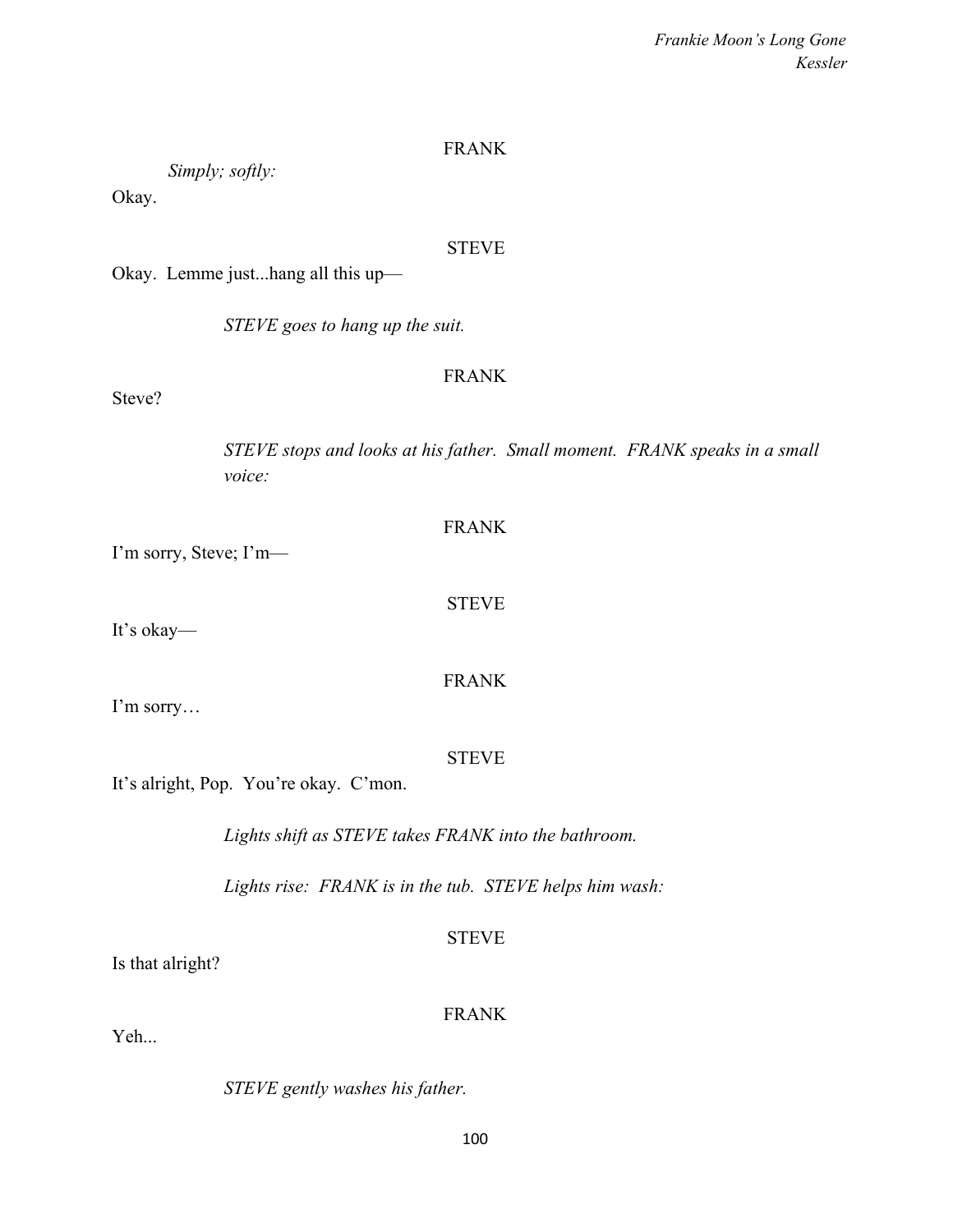FRANK

*Simply; softly:*

Okay.

STEVE

Okay. Lemme just...hang all this up—

*STEVE goes to hang up the suit.*

FRANK

Steve?

*STEVE stops and looks at his father. Small moment. FRANK speaks in a small voice:*

FRANK

I'm sorry, Steve; I'm—

STEVE

It's okay—

FRANK

I'm sorry…

STEVE

It's alright, Pop. You're okay. C'mon.

*Lights shift as STEVE takes FRANK into the bathroom.*

*Lights rise: FRANK is in the tub. STEVE helps him wash:*

STEVE

Is that alright?

FRANK

Yeh...

*STEVE gently washes his father.*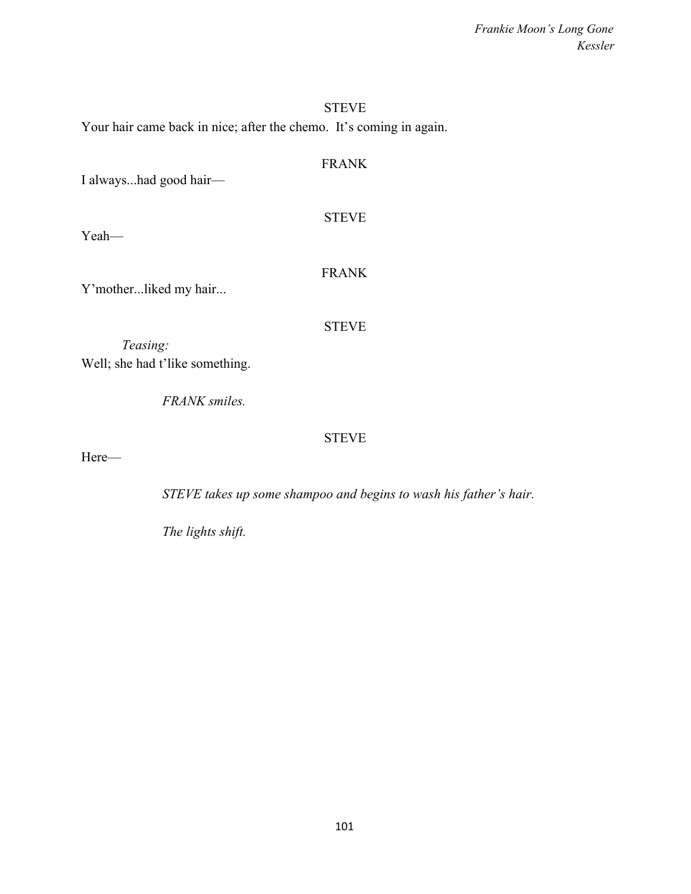STEVE

Your hair came back in nice; after the chemo. It's coming in again.

FRANK

I always...had good hair—

STEVE

Yeah—

FRANK

Y'mother...liked my hair...

STEVE

*Teasing:*

Well; she had t'like something.

*FRANK smiles.*

STEVE

Here—

*STEVE takes up some shampoo and begins to wash his father's hair.*

*The lights shift.*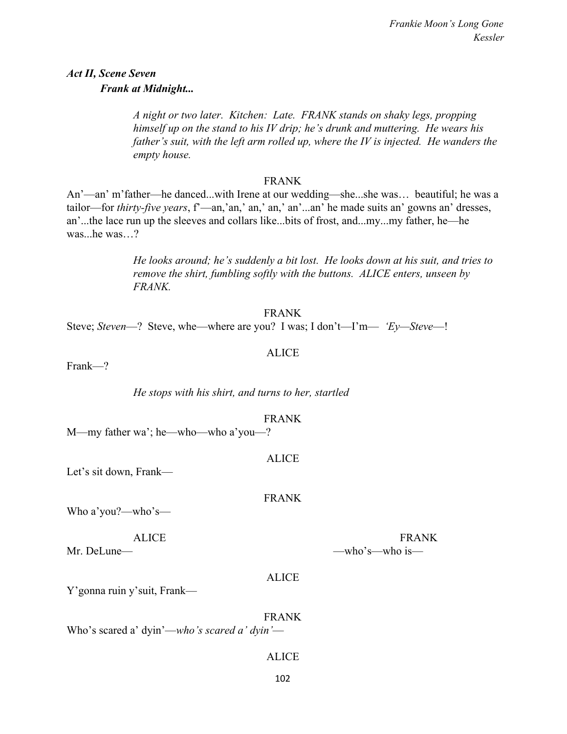***Act II, Scene Seven***
***Frank at Midnight...***

*A night or two later. Kitchen: Late. FRANK stands on shaky legs, propping himself up on the stand to his IV drip; he's drunk and muttering. He wears his father's suit, with the left arm rolled up, where the IV is injected. He wanders the empty house.*

FRANK

An'—an' m'father—he danced...with Irene at our wedding—she...she was… beautiful; he was a tailor—for *thirty-five years*, f'—an,'an,' an,' an,' an'...an' he made suits an' gowns an' dresses, an'...the lace run up the sleeves and collars like...bits of frost, and...my...my father, he—he was...he was…?

*He looks around; he's suddenly a bit lost. He looks down at his suit, and tries to remove the shirt, fumbling softly with the buttons. ALICE enters, unseen by FRANK.*

FRANK

Steve; *Steven*—? Steve, whe—where are you? I was; I don't—I'm— *'Ey—Steve*—!

ALICE

Frank—?

*He stops with his shirt, and turns to her, startled*

FRANK

M—my father wa'; he—who—who a'you—?

ALICE

Let's sit down, Frank—

FRANK

Who a'you?—who's—

ALICE

Mr. DeLune—

FRANK

—who's—who is—

ALICE

Y'gonna ruin y'suit, Frank—

FRANK

Who's scared a' dyin'—*who's scared a' dyin'*—

ALICE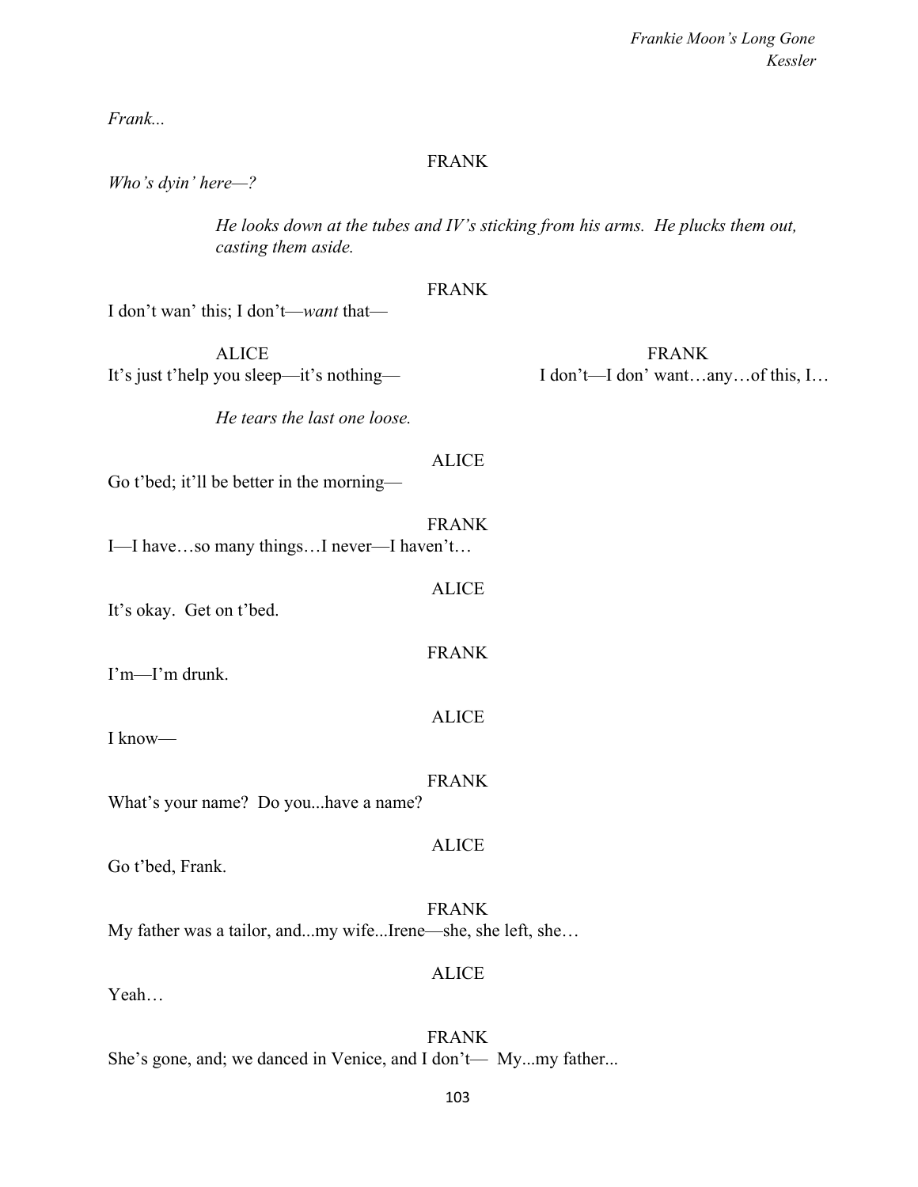*Frank...*

FRANK

*Who's dyin' here—?*

*He looks down at the tubes and IV's sticking from his arms. He plucks them out, casting them aside.*

FRANK

I don't wan' this; I don't—*want* that—

ALICE

It's just t'help you sleep—it's nothing—

FRANK

I don't—I don' want…any…of this, I…

*He tears the last one loose.*

ALICE

Go t'bed; it'll be better in the morning—

FRANK

I—I have…so many things…I never—I haven't…

ALICE

It's okay. Get on t'bed.

FRANK

I'm—I'm drunk.

ALICE

I know—

FRANK

What's your name? Do you...have a name?

ALICE

Go t'bed, Frank.

FRANK

My father was a tailor, and...my wife...Irene—she, she left, she…

ALICE

Yeah…

FRANK

She's gone, and; we danced in Venice, and I don't— My...my father...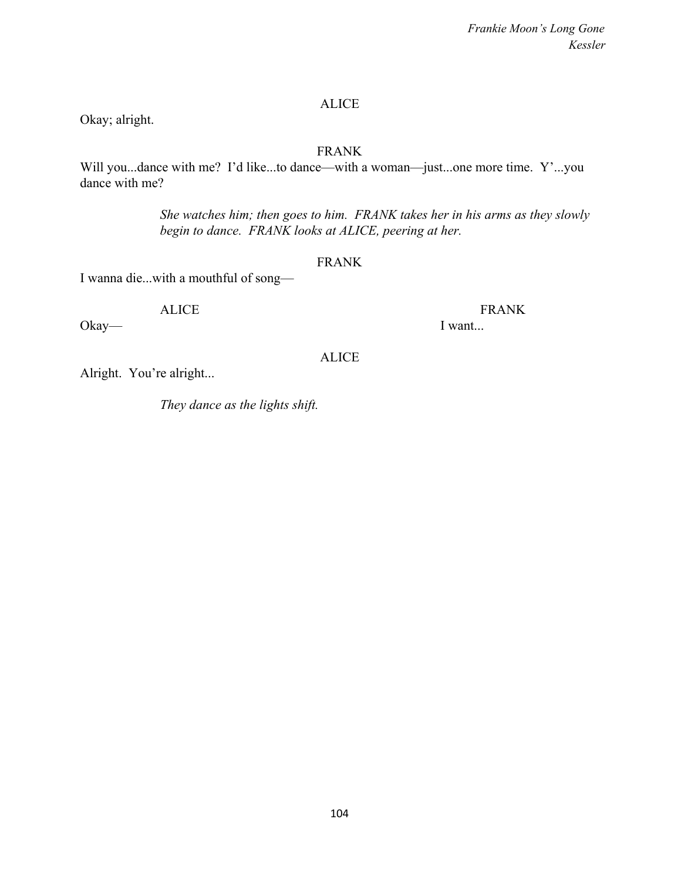ALICE

Okay; alright.

FRANK

Will you...dance with me? I'd like...to dance—with a woman—just...one more time. Y'...you dance with me?

*She watches him; then goes to him. FRANK takes her in his arms as they slowly begin to dance. FRANK looks at ALICE, peering at her.*

FRANK

I wanna die...with a mouthful of song—

ALICE

Okay—

FRANK

I want...

ALICE

Alright. You're alright...

*They dance as the lights shift.*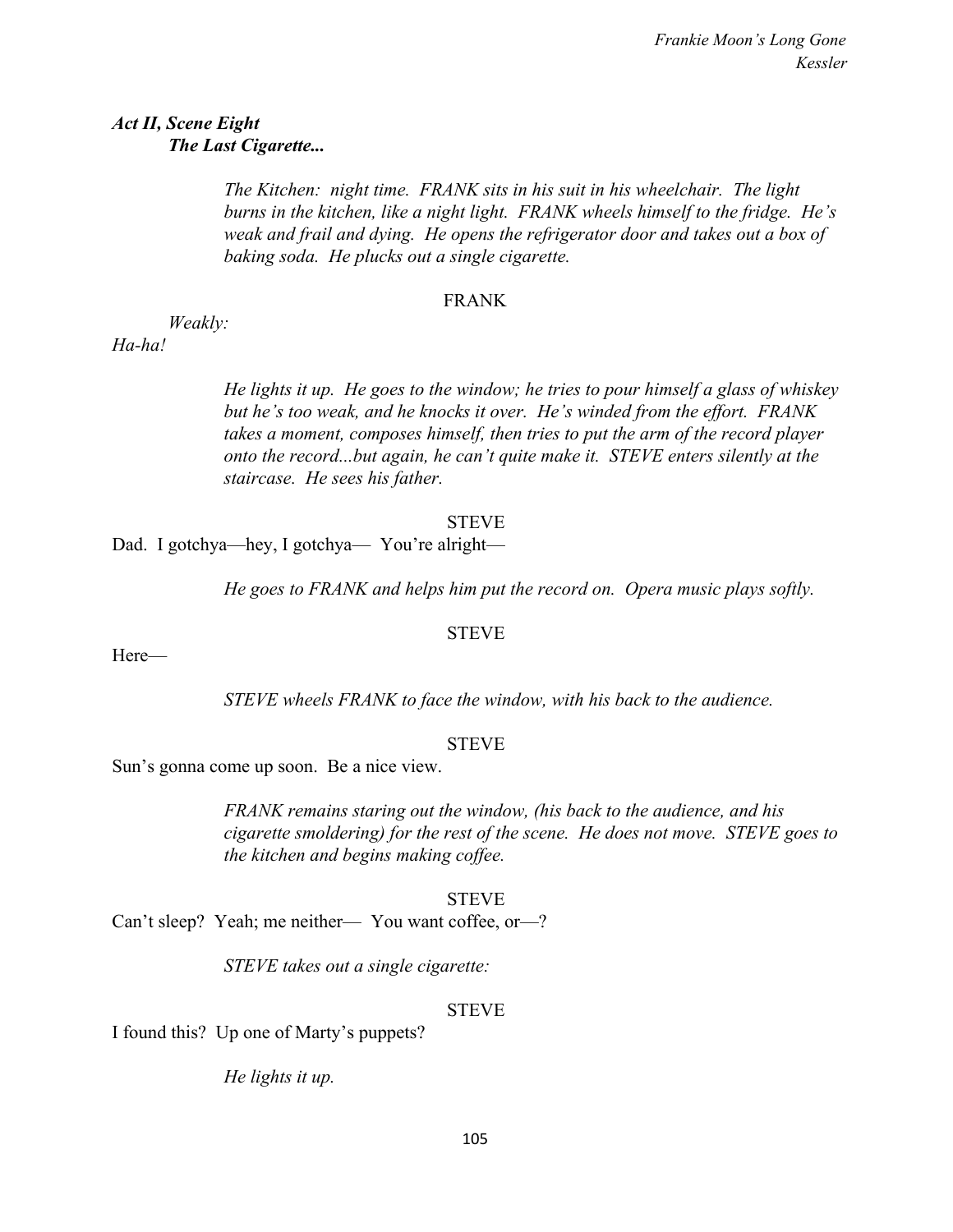***Act II, Scene Eight***
***The Last Cigarette...***

*The Kitchen: night time. FRANK sits in his suit in his wheelchair. The light burns in the kitchen, like a night light. FRANK wheels himself to the fridge. He's weak and frail and dying. He opens the refrigerator door and takes out a box of baking soda. He plucks out a single cigarette.*

FRANK

*Weakly:*

*Ha-ha!*

*He lights it up. He goes to the window; he tries to pour himself a glass of whiskey but he's too weak, and he knocks it over. He's winded from the effort. FRANK takes a moment, composes himself, then tries to put the arm of the record player onto the record...but again, he can't quite make it. STEVE enters silently at the staircase. He sees his father.*

STEVE

Dad. I gotchya—hey, I gotchya— You're alright—

*He goes to FRANK and helps him put the record on. Opera music plays softly.*

STEVE

Here—

*STEVE wheels FRANK to face the window, with his back to the audience.*

STEVE

Sun's gonna come up soon. Be a nice view.

*FRANK remains staring out the window, (his back to the audience, and his cigarette smoldering) for the rest of the scene. He does not move. STEVE goes to the kitchen and begins making coffee.*

STEVE

Can't sleep? Yeah; me neither— You want coffee, or—?

*STEVE takes out a single cigarette:*

STEVE

I found this? Up one of Marty's puppets?

*He lights it up.*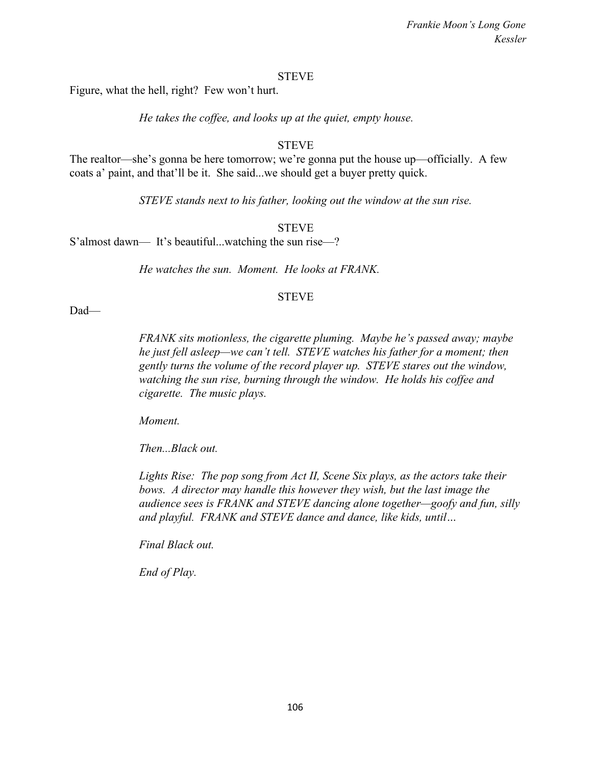STEVE

Figure, what the hell, right? Few won't hurt.

*He takes the coffee, and looks up at the quiet, empty house.*

STEVE

The realtor—she's gonna be here tomorrow; we're gonna put the house up—officially. A few coats a' paint, and that'll be it. She said...we should get a buyer pretty quick.

*STEVE stands next to his father, looking out the window at the sun rise.*

STEVE

S'almost dawn— It's beautiful...watching the sun rise—?

*He watches the sun. Moment. He looks at FRANK.*

STEVE

Dad—

*FRANK sits motionless, the cigarette pluming. Maybe he's passed away; maybe he just fell asleep—we can't tell. STEVE watches his father for a moment; then gently turns the volume of the record player up. STEVE stares out the window, watching the sun rise, burning through the window. He holds his coffee and cigarette. The music plays.*

*Moment.*

*Then...Black out.*

*Lights Rise: The pop song from Act II, Scene Six plays, as the actors take their bows. A director may handle this however they wish, but the last image the audience sees is FRANK and STEVE dancing alone together—goofy and fun, silly and playful. FRANK and STEVE dance and dance, like kids, until…*

*Final Black out.*

*End of Play.*